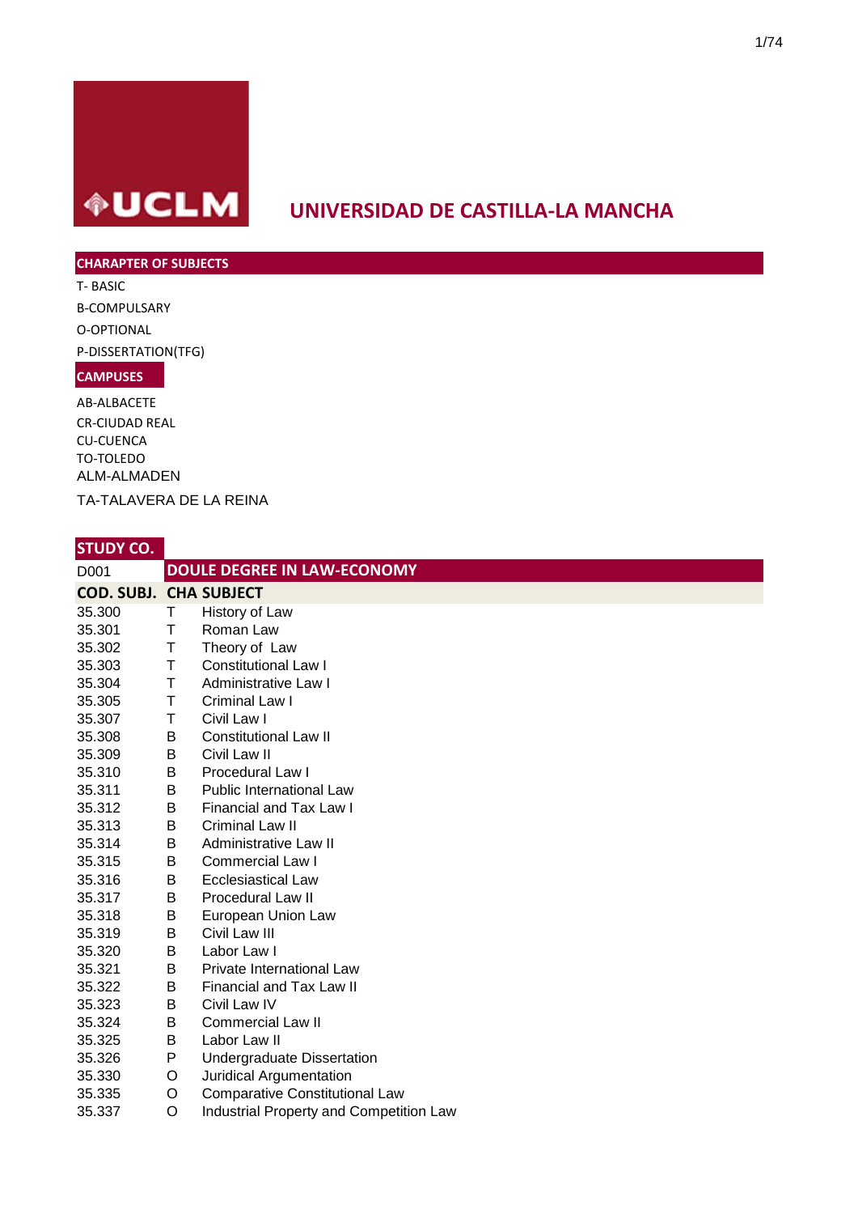# UNIVERSIDAD DE CASTILLA-LA MANCHA

**CHARAPTER OF SUBJECTS**

T- BASIC

B-COMPULSARY

O-OPTIONAL

P-DISSERTATION(TFG)

**CAMPUSES**

AB-ALBACETE

CR-CIUDAD REAL

CU-CUENCA

TO-TOLEDO

ALM-ALMADEN

TA-TALAVERA DE LA REINA

| STUDY CO. | | |
|---|---|---|
| D001 | **DOULE DEGREE IN LAW-ECONOMY** | |
| **COD. SUBJ.** | **CHA** | **SUBJECT** |
| 35.300 | T | History of Law |
| 35.301 | T | Roman Law |
| 35.302 | T | Theory of Law |
| 35.303 | T | Constitutional Law I |
| 35.304 | T | Administrative Law I |
| 35.305 | T | Criminal Law I |
| 35.307 | T | Civil Law I |
| 35.308 | B | Constitutional Law II |
| 35.309 | B | Civil Law II |
| 35.310 | B | Procedural Law I |
| 35.311 | B | Public International Law |
| 35.312 | B | Financial and Tax Law I |
| 35.313 | B | Criminal Law II |
| 35.314 | B | Administrative Law II |
| 35.315 | B | Commercial Law I |
| 35.316 | B | Ecclesiastical Law |
| 35.317 | B | Procedural Law II |
| 35.318 | B | European Union Law |
| 35.319 | B | Civil Law III |
| 35.320 | B | Labor Law I |
| 35.321 | B | Private International Law |
| 35.322 | B | Financial and Tax Law II |
| 35.323 | B | Civil Law IV |
| 35.324 | B | Commercial Law II |
| 35.325 | B | Labor Law II |
| 35.326 | P | Undergraduate Dissertation |
| 35.330 | O | Juridical Argumentation |
| 35.335 | O | Comparative Constitutional Law |
| 35.337 | O | Industrial Property and Competition Law |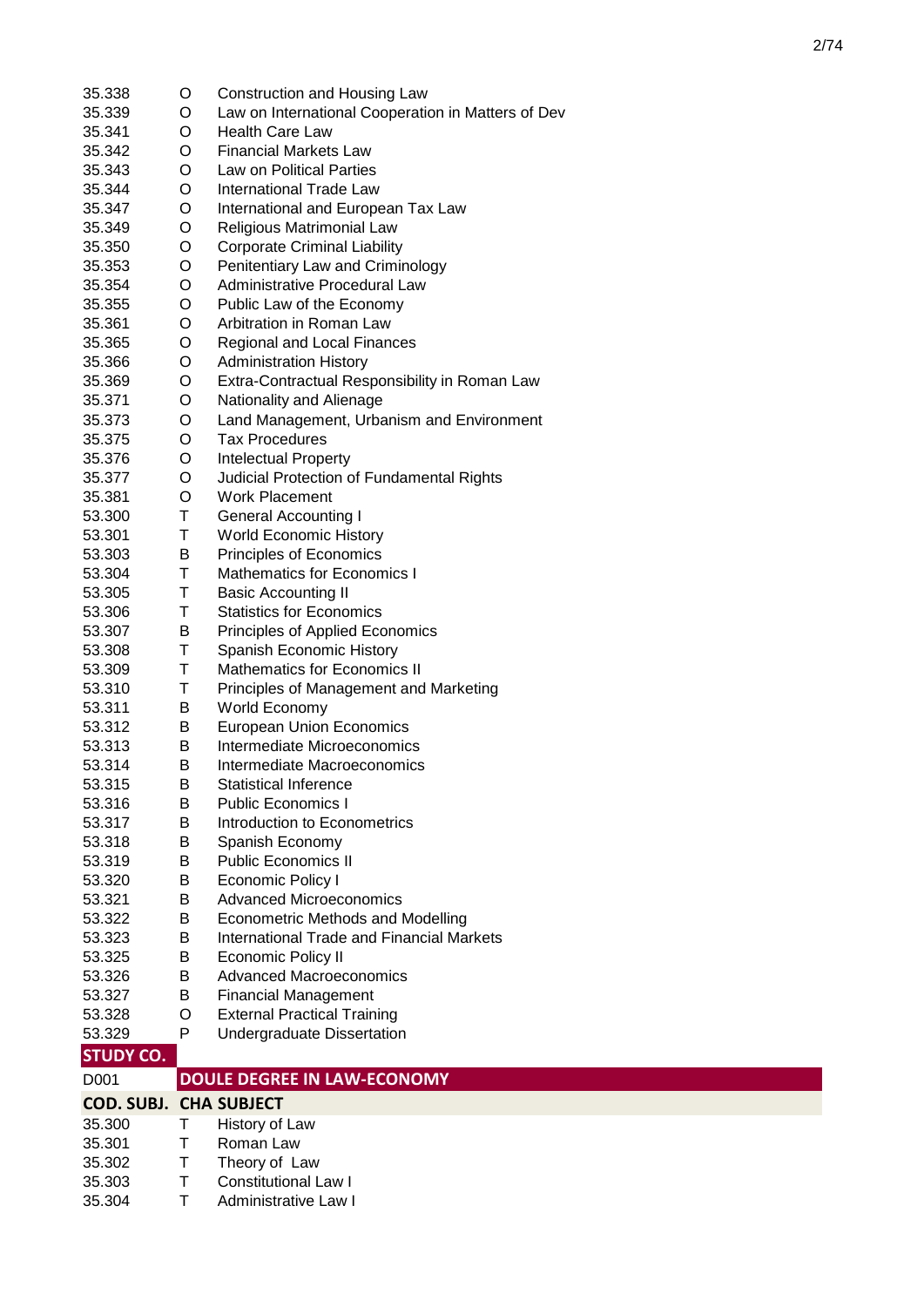| | | |
|---|---|---|
| 35.338 | O | Construction and Housing Law |
| 35.339 | O | Law on International Cooperation in Matters of Dev |
| 35.341 | O | Health Care Law |
| 35.342 | O | Financial Markets Law |
| 35.343 | O | Law on Political Parties |
| 35.344 | O | International Trade Law |
| 35.347 | O | International and European Tax Law |
| 35.349 | O | Religious Matrimonial Law |
| 35.350 | O | Corporate Criminal Liability |
| 35.353 | O | Penitentiary Law and Criminology |
| 35.354 | O | Administrative Procedural Law |
| 35.355 | O | Public Law of the Economy |
| 35.361 | O | Arbitration in Roman Law |
| 35.365 | O | Regional and Local Finances |
| 35.366 | O | Administration History |
| 35.369 | O | Extra-Contractual Responsibility in Roman Law |
| 35.371 | O | Nationality and Alienage |
| 35.373 | O | Land Management, Urbanism and Environment |
| 35.375 | O | Tax Procedures |
| 35.376 | O | Intelectual Property |
| 35.377 | O | Judicial Protection of Fundamental Rights |
| 35.381 | O | Work Placement |
| 53.300 | T | General Accounting I |
| 53.301 | T | World Economic History |
| 53.303 | B | Principles of Economics |
| 53.304 | T | Mathematics for Economics I |
| 53.305 | T | Basic Accounting II |
| 53.306 | T | Statistics for Economics |
| 53.307 | B | Principles of Applied Economics |
| 53.308 | T | Spanish Economic History |
| 53.309 | T | Mathematics for Economics II |
| 53.310 | T | Principles of Management and Marketing |
| 53.311 | B | World Economy |
| 53.312 | B | European Union Economics |
| 53.313 | B | Intermediate Microeconomics |
| 53.314 | B | Intermediate Macroeconomics |
| 53.315 | B | Statistical Inference |
| 53.316 | B | Public Economics I |
| 53.317 | B | Introduction to Econometrics |
| 53.318 | B | Spanish Economy |
| 53.319 | B | Public Economics II |
| 53.320 | B | Economic Policy I |
| 53.321 | B | Advanced Microeconomics |
| 53.322 | B | Econometric Methods and Modelling |
| 53.323 | B | International Trade and Financial Markets |
| 53.325 | B | Economic Policy II |
| 53.326 | B | Advanced Macroeconomics |
| 53.327 | B | Financial Management |
| 53.328 | O | External Practical Training |
| 53.329 | P | Undergraduate Dissertation |

| **STUDY CO.** | | |
|---|---|---|
| D001 | **DOULE DEGREE IN LAW-ECONOMY** | |
| **COD. SUBJ.** | **CHA** | **SUBJECT** |
| 35.300 | T | History of Law |
| 35.301 | T | Roman Law |
| 35.302 | T | Theory of Law |
| 35.303 | T | Constitutional Law I |
| 35.304 | T | Administrative Law I |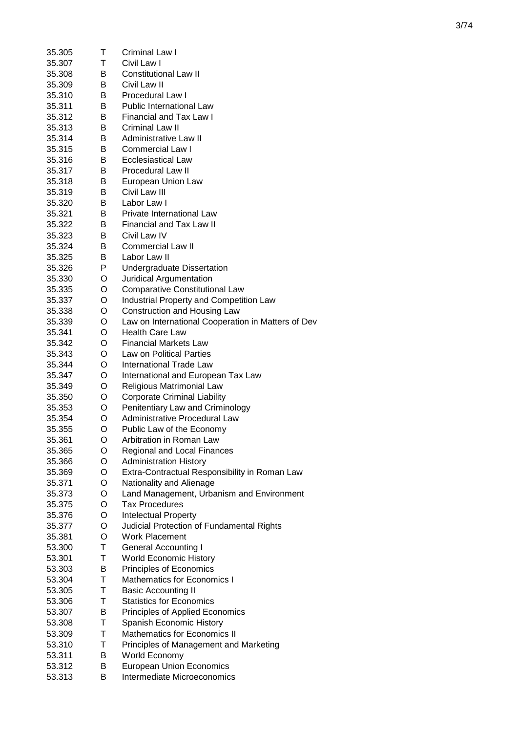| | | |
|---|---|---|
| 35.305 | T | Criminal Law I |
| 35.307 | T | Civil Law I |
| 35.308 | B | Constitutional Law II |
| 35.309 | B | Civil Law II |
| 35.310 | B | Procedural Law I |
| 35.311 | B | Public International Law |
| 35.312 | B | Financial and Tax Law I |
| 35.313 | B | Criminal Law II |
| 35.314 | B | Administrative Law II |
| 35.315 | B | Commercial Law I |
| 35.316 | B | Ecclesiastical Law |
| 35.317 | B | Procedural Law II |
| 35.318 | B | European Union Law |
| 35.319 | B | Civil Law III |
| 35.320 | B | Labor Law I |
| 35.321 | B | Private International Law |
| 35.322 | B | Financial and Tax Law II |
| 35.323 | B | Civil Law IV |
| 35.324 | B | Commercial Law II |
| 35.325 | B | Labor Law II |
| 35.326 | P | Undergraduate Dissertation |
| 35.330 | O | Juridical Argumentation |
| 35.335 | O | Comparative Constitutional Law |
| 35.337 | O | Industrial Property and Competition Law |
| 35.338 | O | Construction and Housing Law |
| 35.339 | O | Law on International Cooperation in Matters of Dev |
| 35.341 | O | Health Care Law |
| 35.342 | O | Financial Markets Law |
| 35.343 | O | Law on Political Parties |
| 35.344 | O | International Trade Law |
| 35.347 | O | International and European Tax Law |
| 35.349 | O | Religious Matrimonial Law |
| 35.350 | O | Corporate Criminal Liability |
| 35.353 | O | Penitentiary Law and Criminology |
| 35.354 | O | Administrative Procedural Law |
| 35.355 | O | Public Law of the Economy |
| 35.361 | O | Arbitration in Roman Law |
| 35.365 | O | Regional and Local Finances |
| 35.366 | O | Administration History |
| 35.369 | O | Extra-Contractual Responsibility in Roman Law |
| 35.371 | O | Nationality and Alienage |
| 35.373 | O | Land Management, Urbanism and Environment |
| 35.375 | O | Tax Procedures |
| 35.376 | O | Intelectual Property |
| 35.377 | O | Judicial Protection of Fundamental Rights |
| 35.381 | O | Work Placement |
| 53.300 | T | General Accounting I |
| 53.301 | T | World Economic History |
| 53.303 | B | Principles of Economics |
| 53.304 | T | Mathematics for Economics I |
| 53.305 | T | Basic Accounting II |
| 53.306 | T | Statistics for Economics |
| 53.307 | B | Principles of Applied Economics |
| 53.308 | T | Spanish Economic History |
| 53.309 | T | Mathematics for Economics II |
| 53.310 | T | Principles of Management and Marketing |
| 53.311 | B | World Economy |
| 53.312 | B | European Union Economics |
| 53.313 | B | Intermediate Microeconomics |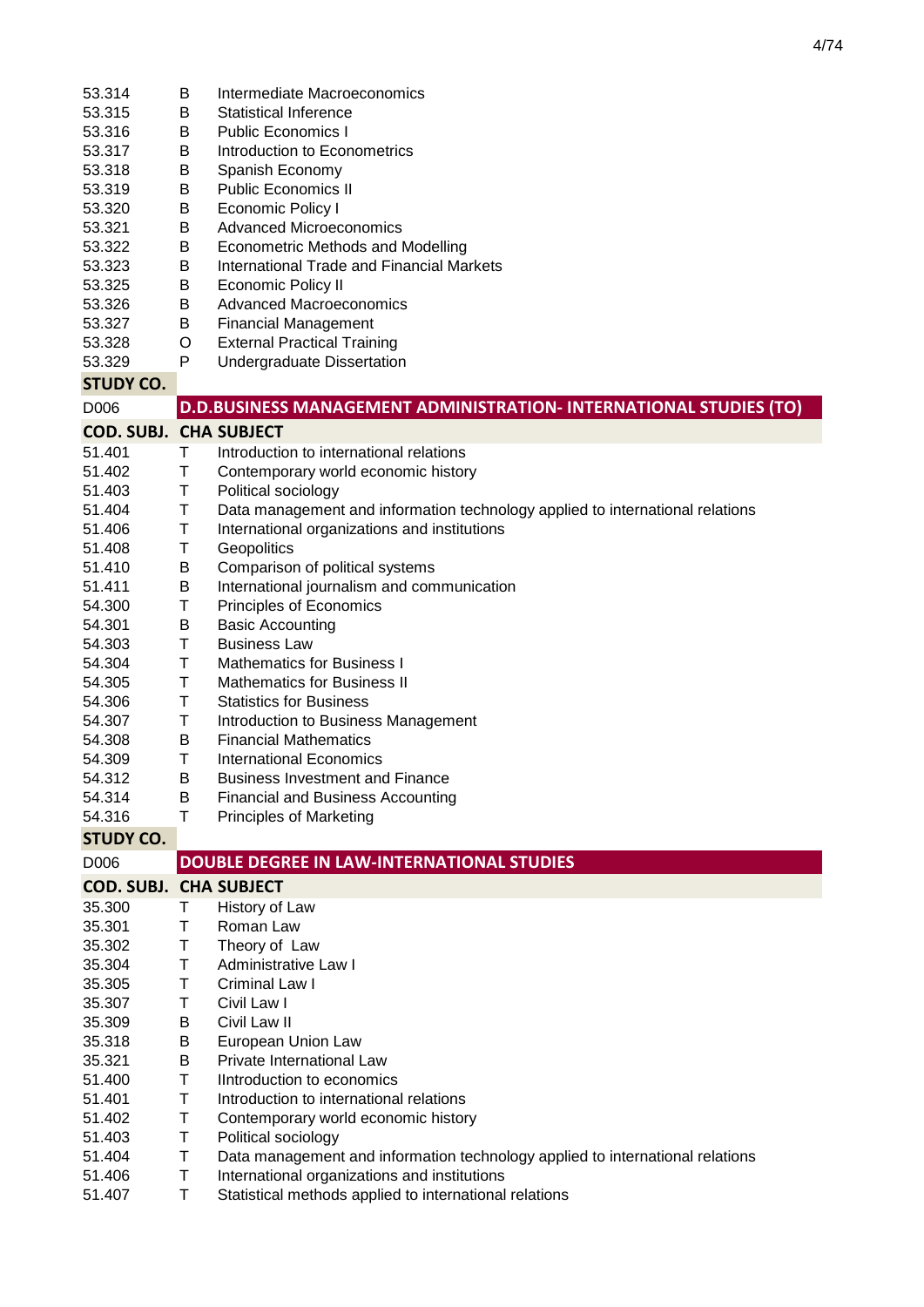| | | |
|---|---|---|
| 53.314 | B | Intermediate Macroeconomics |
| 53.315 | B | Statistical Inference |
| 53.316 | B | Public Economics I |
| 53.317 | B | Introduction to Econometrics |
| 53.318 | B | Spanish Economy |
| 53.319 | B | Public Economics II |
| 53.320 | B | Economic Policy I |
| 53.321 | B | Advanced Microeconomics |
| 53.322 | B | Econometric Methods and Modelling |
| 53.323 | B | International Trade and Financial Markets |
| 53.325 | B | Economic Policy II |
| 53.326 | B | Advanced Macroeconomics |
| 53.327 | B | Financial Management |
| 53.328 | O | External Practical Training |
| 53.329 | P | Undergraduate Dissertation |

| **STUDY CO.** | | |
|---|---|---|
| D006 | **D.D.BUSINESS MANAGEMENT ADMINISTRATION- INTERNATIONAL STUDIES (TO)** | |
| **COD. SUBJ.** | **CHA** | **SUBJECT** |
| 51.401 | T | Introduction to international relations |
| 51.402 | T | Contemporary world economic history |
| 51.403 | T | Political sociology |
| 51.404 | T | Data management and information technology applied to international relations |
| 51.406 | T | International organizations and institutions |
| 51.408 | T | Geopolitics |
| 51.410 | B | Comparison of political systems |
| 51.411 | B | International journalism and communication |
| 54.300 | T | Principles of Economics |
| 54.301 | B | Basic Accounting |
| 54.303 | T | Business Law |
| 54.304 | T | Mathematics for Business I |
| 54.305 | T | Mathematics for Business II |
| 54.306 | T | Statistics for Business |
| 54.307 | T | Introduction to Business Management |
| 54.308 | B | Financial Mathematics |
| 54.309 | T | International Economics |
| 54.312 | B | Business Investment and Finance |
| 54.314 | B | Financial and Business Accounting |
| 54.316 | T | Principles of Marketing |

| **STUDY CO.** | | |
|---|---|---|
| D006 | **DOUBLE DEGREE IN LAW-INTERNATIONAL STUDIES** | |
| **COD. SUBJ.** | **CHA** | **SUBJECT** |
| 35.300 | T | History of Law |
| 35.301 | T | Roman Law |
| 35.302 | T | Theory of Law |
| 35.304 | T | Administrative Law I |
| 35.305 | T | Criminal Law I |
| 35.307 | T | Civil Law I |
| 35.309 | B | Civil Law II |
| 35.318 | B | European Union Law |
| 35.321 | B | Private International Law |
| 51.400 | T | IIntroduction to economics |
| 51.401 | T | Introduction to international relations |
| 51.402 | T | Contemporary world economic history |
| 51.403 | T | Political sociology |
| 51.404 | T | Data management and information technology applied to international relations |
| 51.406 | T | International organizations and institutions |
| 51.407 | T | Statistical methods applied to international relations |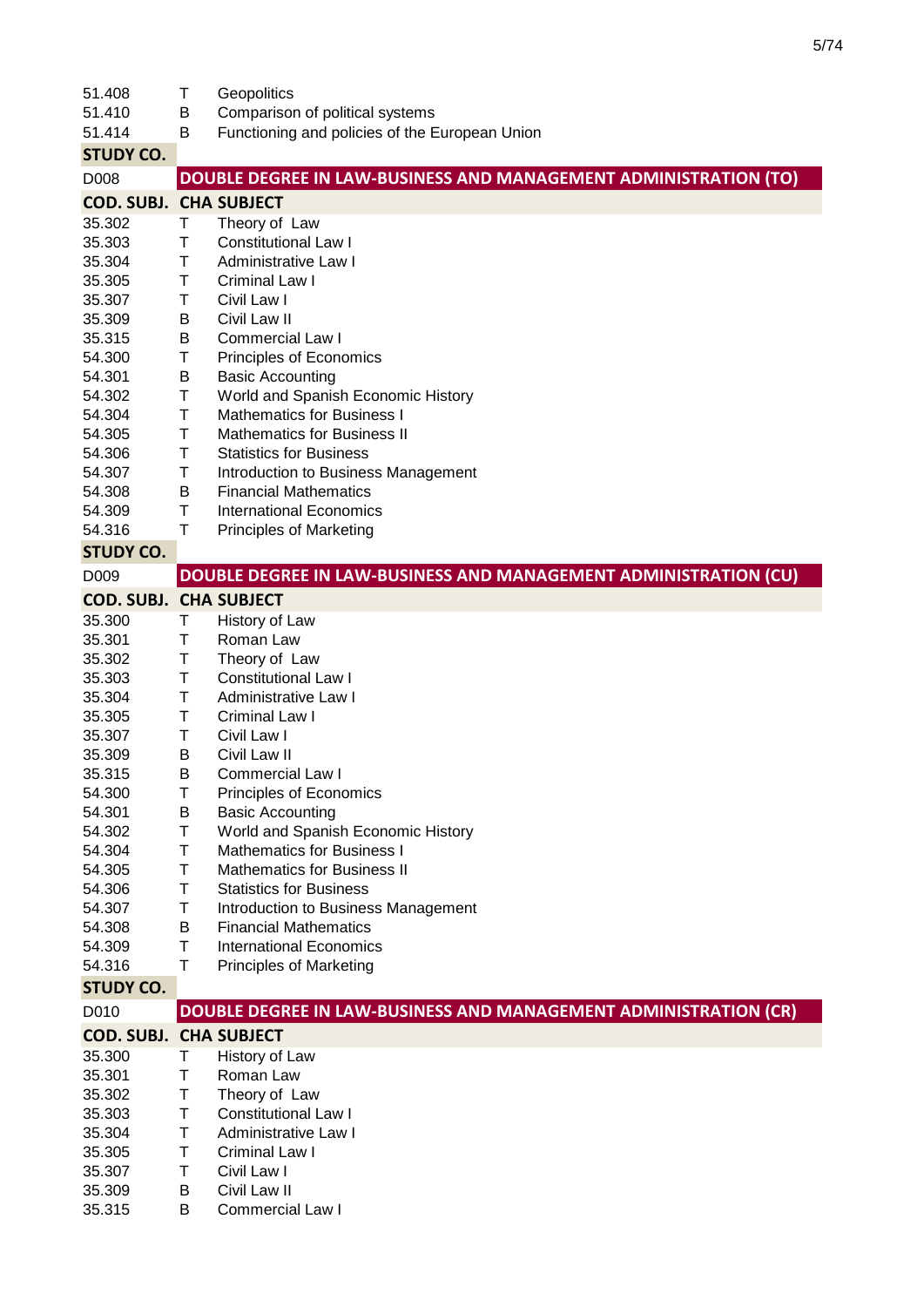| | | |
|---|---|---|
| 51.408 | T | Geopolitics |
| 51.410 | B | Comparison of political systems |
| 51.414 | B | Functioning and policies of the European Union |

**STUDY CO.**

| D008 | DOUBLE DEGREE IN LAW-BUSINESS AND MANAGEMENT ADMINISTRATION (TO) | |
|---|---|---|
| **COD. SUBJ.** | **CHA** | **SUBJECT** |
| 35.302 | T | Theory of Law |
| 35.303 | T | Constitutional Law I |
| 35.304 | T | Administrative Law I |
| 35.305 | T | Criminal Law I |
| 35.307 | T | Civil Law I |
| 35.309 | B | Civil Law II |
| 35.315 | B | Commercial Law I |
| 54.300 | T | Principles of Economics |
| 54.301 | B | Basic Accounting |
| 54.302 | T | World and Spanish Economic History |
| 54.304 | T | Mathematics for Business I |
| 54.305 | T | Mathematics for Business II |
| 54.306 | T | Statistics for Business |
| 54.307 | T | Introduction to Business Management |
| 54.308 | B | Financial Mathematics |
| 54.309 | T | International Economics |
| 54.316 | T | Principles of Marketing |

**STUDY CO.**

| D009 | DOUBLE DEGREE IN LAW-BUSINESS AND MANAGEMENT ADMINISTRATION (CU) | |
|---|---|---|
| **COD. SUBJ.** | **CHA** | **SUBJECT** |
| 35.300 | T | History of Law |
| 35.301 | T | Roman Law |
| 35.302 | T | Theory of Law |
| 35.303 | T | Constitutional Law I |
| 35.304 | T | Administrative Law I |
| 35.305 | T | Criminal Law I |
| 35.307 | T | Civil Law I |
| 35.309 | B | Civil Law II |
| 35.315 | B | Commercial Law I |
| 54.300 | T | Principles of Economics |
| 54.301 | B | Basic Accounting |
| 54.302 | T | World and Spanish Economic History |
| 54.304 | T | Mathematics for Business I |
| 54.305 | T | Mathematics for Business II |
| 54.306 | T | Statistics for Business |
| 54.307 | T | Introduction to Business Management |
| 54.308 | B | Financial Mathematics |
| 54.309 | T | International Economics |
| 54.316 | T | Principles of Marketing |

**STUDY CO.**

| D010 | DOUBLE DEGREE IN LAW-BUSINESS AND MANAGEMENT ADMINISTRATION (CR) | |
|---|---|---|
| **COD. SUBJ.** | **CHA** | **SUBJECT** |
| 35.300 | T | History of Law |
| 35.301 | T | Roman Law |
| 35.302 | T | Theory of Law |
| 35.303 | T | Constitutional Law I |
| 35.304 | T | Administrative Law I |
| 35.305 | T | Criminal Law I |
| 35.307 | T | Civil Law I |
| 35.309 | B | Civil Law II |
| 35.315 | B | Commercial Law I |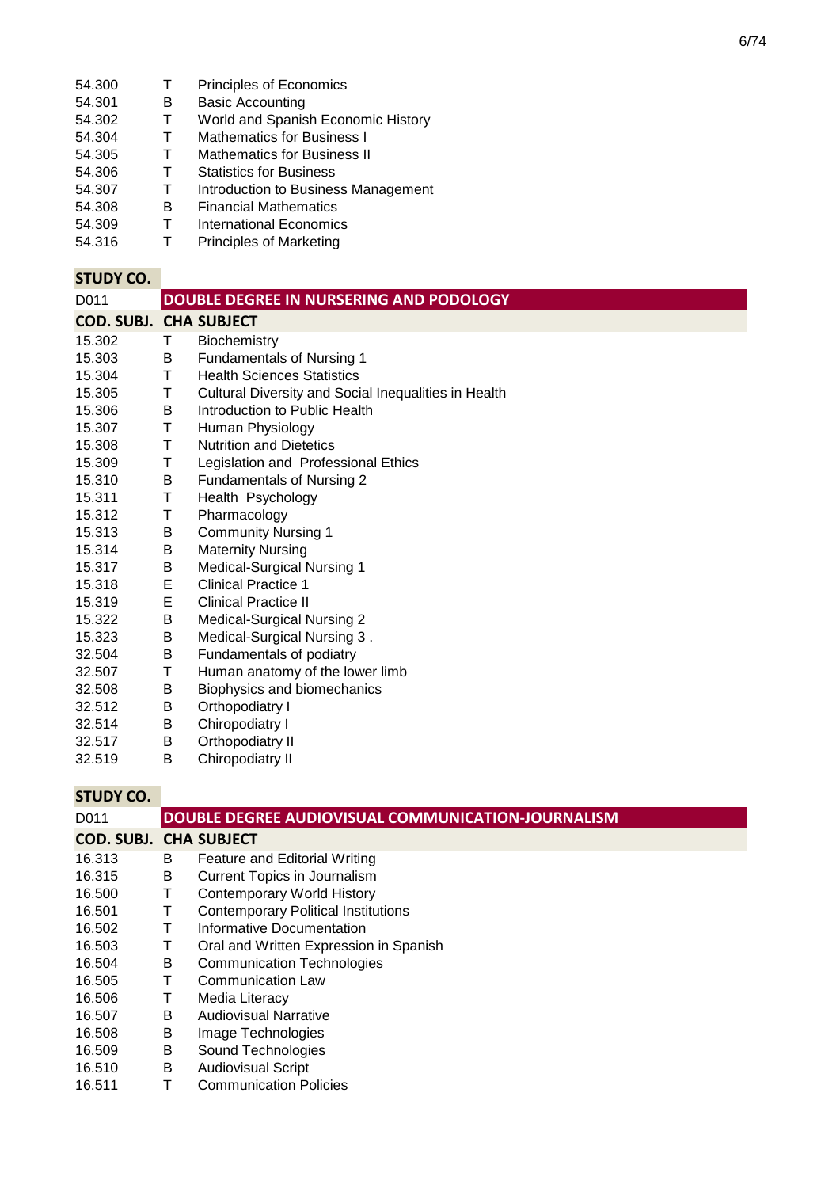| | | |
|---|---|---|
| 54.300 | T | Principles of Economics |
| 54.301 | B | Basic Accounting |
| 54.302 | T | World and Spanish Economic History |
| 54.304 | T | Mathematics for Business I |
| 54.305 | T | Mathematics for Business II |
| 54.306 | T | Statistics for Business |
| 54.307 | T | Introduction to Business Management |
| 54.308 | B | Financial Mathematics |
| 54.309 | T | International Economics |
| 54.316 | T | Principles of Marketing |

| STUDY CO. | | |
|---|---|---|
| D011 | **DOUBLE DEGREE IN NURSERING AND PODOLOGY** | |
| **COD. SUBJ.** | **CHA** | **SUBJECT** |
| 15.302 | T | Biochemistry |
| 15.303 | B | Fundamentals of Nursing 1 |
| 15.304 | T | Health Sciences Statistics |
| 15.305 | T | Cultural Diversity and Social Inequalities in Health |
| 15.306 | B | Introduction to Public Health |
| 15.307 | T | Human Physiology |
| 15.308 | T | Nutrition and Dietetics |
| 15.309 | T | Legislation and Professional Ethics |
| 15.310 | B | Fundamentals of Nursing 2 |
| 15.311 | T | Health Psychology |
| 15.312 | T | Pharmacology |
| 15.313 | B | Community Nursing 1 |
| 15.314 | B | Maternity Nursing |
| 15.317 | B | Medical-Surgical Nursing 1 |
| 15.318 | E | Clinical Practice 1 |
| 15.319 | E | Clinical Practice II |
| 15.322 | B | Medical-Surgical Nursing 2 |
| 15.323 | B | Medical-Surgical Nursing 3 . |
| 32.504 | B | Fundamentals of podiatry |
| 32.507 | T | Human anatomy of the lower limb |
| 32.508 | B | Biophysics and biomechanics |
| 32.512 | B | Orthopodiatry I |
| 32.514 | B | Chiropodiatry I |
| 32.517 | B | Orthopodiatry II |
| 32.519 | B | Chiropodiatry II |

| STUDY CO. | | |
|---|---|---|
| D011 | **DOUBLE DEGREE AUDIOVISUAL COMMUNICATION-JOURNALISM** | |
| **COD. SUBJ.** | **CHA** | **SUBJECT** |
| 16.313 | B | Feature and Editorial Writing |
| 16.315 | B | Current Topics in Journalism |
| 16.500 | T | Contemporary World History |
| 16.501 | T | Contemporary Political Institutions |
| 16.502 | T | Informative Documentation |
| 16.503 | T | Oral and Written Expression in Spanish |
| 16.504 | B | Communication Technologies |
| 16.505 | T | Communication Law |
| 16.506 | T | Media Literacy |
| 16.507 | B | Audiovisual Narrative |
| 16.508 | B | Image Technologies |
| 16.509 | B | Sound Technologies |
| 16.510 | B | Audiovisual Script |
| 16.511 | T | Communication Policies |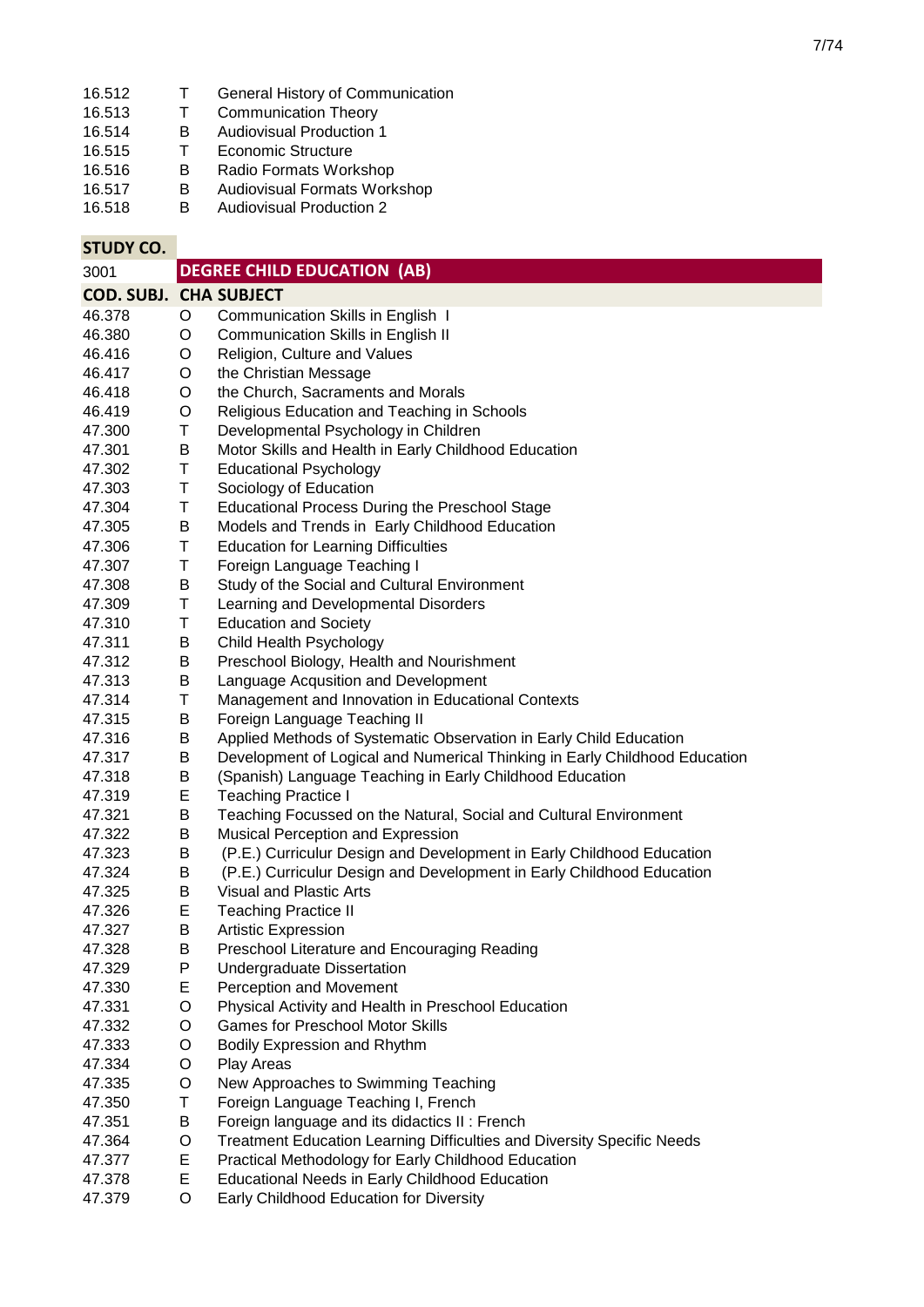| | | |
|---|---|---|
| 16.512 | T | General History of Communication |
| 16.513 | T | Communication Theory |
| 16.514 | B | Audiovisual Production 1 |
| 16.515 | T | Economic Structure |
| 16.516 | B | Radio Formats Workshop |
| 16.517 | B | Audiovisual Formats Workshop |
| 16.518 | B | Audiovisual Production 2 |

| STUDY CO. | | |
|---|---|---|
| 3001 | **DEGREE CHILD EDUCATION (AB)** | |
| **COD. SUBJ.** | **CHA** | **SUBJECT** |
| 46.378 | O | Communication Skills in English I |
| 46.380 | O | Communication Skills in English II |
| 46.416 | O | Religion, Culture and Values |
| 46.417 | O | the Christian Message |
| 46.418 | O | the Church, Sacraments and Morals |
| 46.419 | O | Religious Education and Teaching in Schools |
| 47.300 | T | Developmental Psychology in Children |
| 47.301 | B | Motor Skills and Health in Early Childhood Education |
| 47.302 | T | Educational Psychology |
| 47.303 | T | Sociology of Education |
| 47.304 | T | Educational Process During the Preschool Stage |
| 47.305 | B | Models and Trends in Early Childhood Education |
| 47.306 | T | Education for Learning Difficulties |
| 47.307 | T | Foreign Language Teaching I |
| 47.308 | B | Study of the Social and Cultural Environment |
| 47.309 | T | Learning and Developmental Disorders |
| 47.310 | T | Education and Society |
| 47.311 | B | Child Health Psychology |
| 47.312 | B | Preschool Biology, Health and Nourishment |
| 47.313 | B | Language Acqusition and Development |
| 47.314 | T | Management and Innovation in Educational Contexts |
| 47.315 | B | Foreign Language Teaching II |
| 47.316 | B | Applied Methods of Systematic Observation in Early Child Education |
| 47.317 | B | Development of Logical and Numerical Thinking in Early Childhood Education |
| 47.318 | B | (Spanish) Language Teaching in Early Childhood Education |
| 47.319 | E | Teaching Practice I |
| 47.321 | B | Teaching Focussed on the Natural, Social and Cultural Environment |
| 47.322 | B | Musical Perception and Expression |
| 47.323 | B | (P.E.) Curriculur Design and Development in Early Childhood Education |
| 47.324 | B | (P.E.) Curriculur Design and Development in Early Childhood Education |
| 47.325 | B | Visual and Plastic Arts |
| 47.326 | E | Teaching Practice II |
| 47.327 | B | Artistic Expression |
| 47.328 | B | Preschool Literature and Encouraging Reading |
| 47.329 | P | Undergraduate Dissertation |
| 47.330 | E | Perception and Movement |
| 47.331 | O | Physical Activity and Health in Preschool Education |
| 47.332 | O | Games for Preschool Motor Skills |
| 47.333 | O | Bodily Expression and Rhythm |
| 47.334 | O | Play Areas |
| 47.335 | O | New Approaches to Swimming Teaching |
| 47.350 | T | Foreign Language Teaching I, French |
| 47.351 | B | Foreign language and its didactics II : French |
| 47.364 | O | Treatment Education Learning Difficulties and Diversity Specific Needs |
| 47.377 | E | Practical Methodology for Early Childhood Education |
| 47.378 | E | Educational Needs in Early Childhood Education |
| 47.379 | O | Early Childhood Education for Diversity |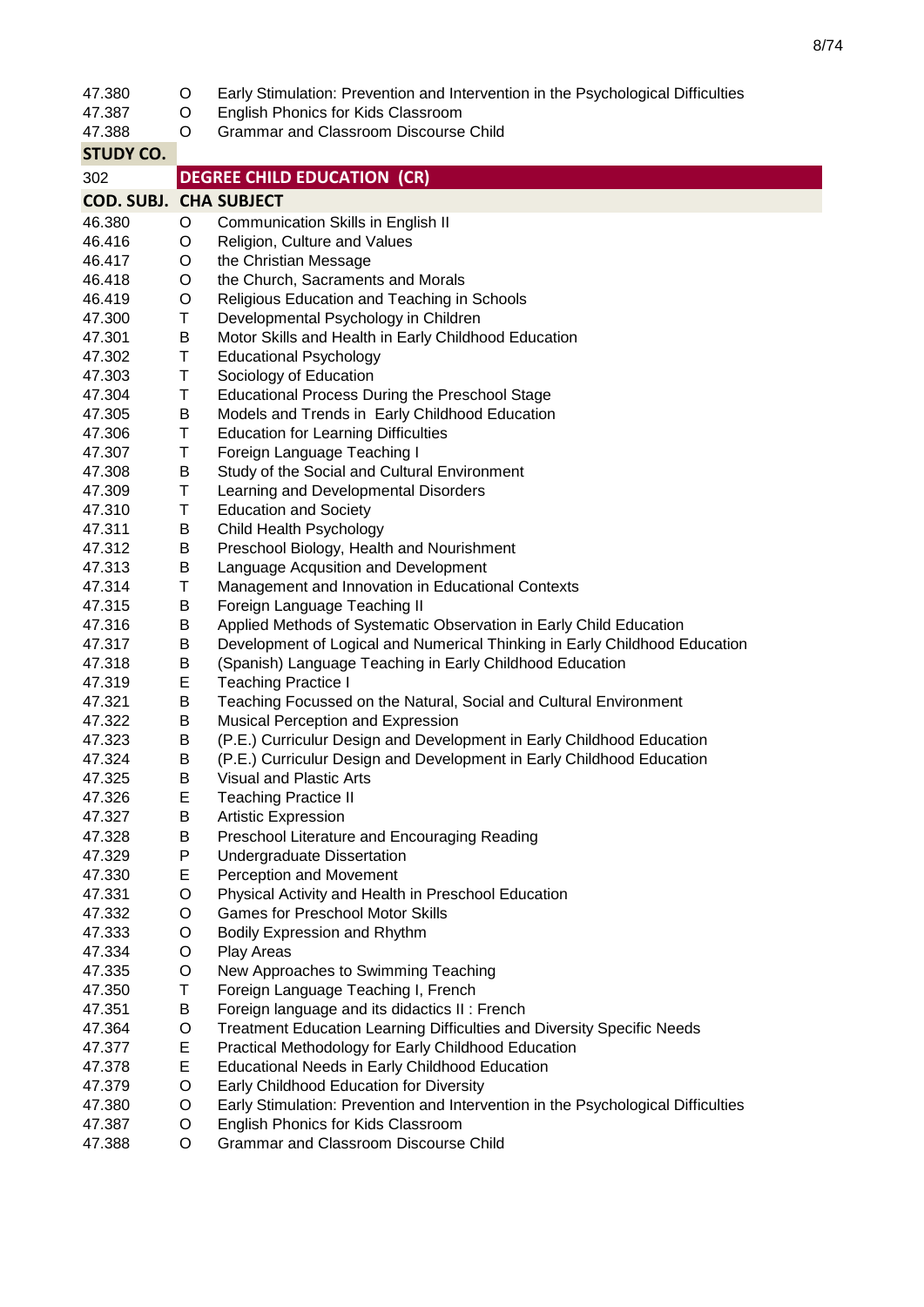| | | |
|---|---|---|
| 47.380 | O | Early Stimulation: Prevention and Intervention in the Psychological Difficulties |
| 47.387 | O | English Phonics for Kids Classroom |
| 47.388 | O | Grammar and Classroom Discourse Child |

| **STUDY CO.** | | |
|---|---|---|
| 302 | **DEGREE CHILD EDUCATION (CR)** | |
| **COD. SUBJ.** | **CHA** | **SUBJECT** |
| 46.380 | O | Communication Skills in English II |
| 46.416 | O | Religion, Culture and Values |
| 46.417 | O | the Christian Message |
| 46.418 | O | the Church, Sacraments and Morals |
| 46.419 | O | Religious Education and Teaching in Schools |
| 47.300 | T | Developmental Psychology in Children |
| 47.301 | B | Motor Skills and Health in Early Childhood Education |
| 47.302 | T | Educational Psychology |
| 47.303 | T | Sociology of Education |
| 47.304 | T | Educational Process During the Preschool Stage |
| 47.305 | B | Models and Trends in Early Childhood Education |
| 47.306 | T | Education for Learning Difficulties |
| 47.307 | T | Foreign Language Teaching I |
| 47.308 | B | Study of the Social and Cultural Environment |
| 47.309 | T | Learning and Developmental Disorders |
| 47.310 | T | Education and Society |
| 47.311 | B | Child Health Psychology |
| 47.312 | B | Preschool Biology, Health and Nourishment |
| 47.313 | B | Language Acqusition and Development |
| 47.314 | T | Management and Innovation in Educational Contexts |
| 47.315 | B | Foreign Language Teaching II |
| 47.316 | B | Applied Methods of Systematic Observation in Early Child Education |
| 47.317 | B | Development of Logical and Numerical Thinking in Early Childhood Education |
| 47.318 | B | (Spanish) Language Teaching in Early Childhood Education |
| 47.319 | E | Teaching Practice I |
| 47.321 | B | Teaching Focussed on the Natural, Social and Cultural Environment |
| 47.322 | B | Musical Perception and Expression |
| 47.323 | B | (P.E.) Curriculur Design and Development in Early Childhood Education |
| 47.324 | B | (P.E.) Curriculur Design and Development in Early Childhood Education |
| 47.325 | B | Visual and Plastic Arts |
| 47.326 | E | Teaching Practice II |
| 47.327 | B | Artistic Expression |
| 47.328 | B | Preschool Literature and Encouraging Reading |
| 47.329 | P | Undergraduate Dissertation |
| 47.330 | E | Perception and Movement |
| 47.331 | O | Physical Activity and Health in Preschool Education |
| 47.332 | O | Games for Preschool Motor Skills |
| 47.333 | O | Bodily Expression and Rhythm |
| 47.334 | O | Play Areas |
| 47.335 | O | New Approaches to Swimming Teaching |
| 47.350 | T | Foreign Language Teaching I, French |
| 47.351 | B | Foreign language and its didactics II : French |
| 47.364 | O | Treatment Education Learning Difficulties and Diversity Specific Needs |
| 47.377 | E | Practical Methodology for Early Childhood Education |
| 47.378 | E | Educational Needs in Early Childhood Education |
| 47.379 | O | Early Childhood Education for Diversity |
| 47.380 | O | Early Stimulation: Prevention and Intervention in the Psychological Difficulties |
| 47.387 | O | English Phonics for Kids Classroom |
| 47.388 | O | Grammar and Classroom Discourse Child |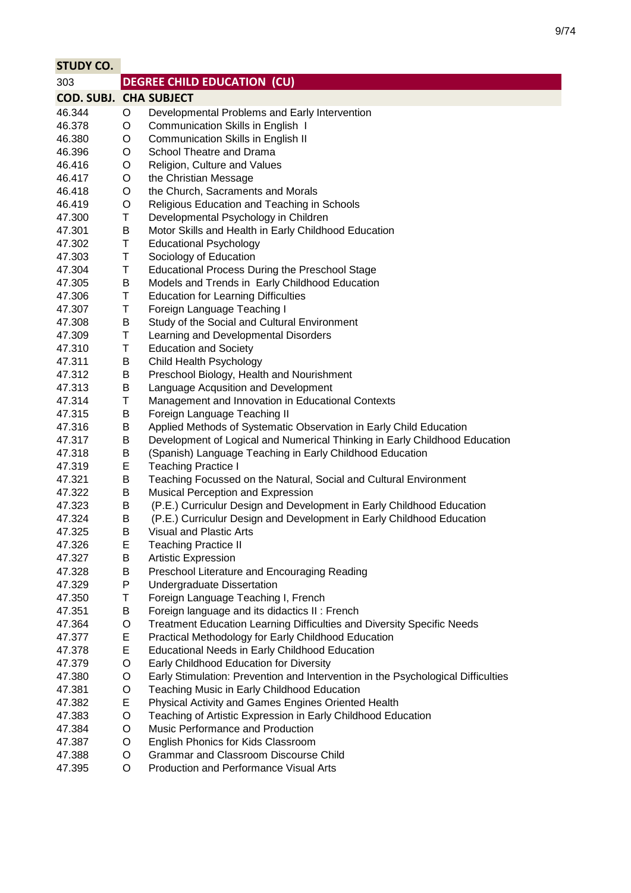| STUDY CO. | | |
|---|---|---|
| 303 | **DEGREE CHILD EDUCATION (CU)** | |
| **COD. SUBJ.** | **CHA** | **SUBJECT** |
| 46.344 | O | Developmental Problems and Early Intervention |
| 46.378 | O | Communication Skills in English I |
| 46.380 | O | Communication Skills in English II |
| 46.396 | O | School Theatre and Drama |
| 46.416 | O | Religion, Culture and Values |
| 46.417 | O | the Christian Message |
| 46.418 | O | the Church, Sacraments and Morals |
| 46.419 | O | Religious Education and Teaching in Schools |
| 47.300 | T | Developmental Psychology in Children |
| 47.301 | B | Motor Skills and Health in Early Childhood Education |
| 47.302 | T | Educational Psychology |
| 47.303 | T | Sociology of Education |
| 47.304 | T | Educational Process During the Preschool Stage |
| 47.305 | B | Models and Trends in Early Childhood Education |
| 47.306 | T | Education for Learning Difficulties |
| 47.307 | T | Foreign Language Teaching I |
| 47.308 | B | Study of the Social and Cultural Environment |
| 47.309 | T | Learning and Developmental Disorders |
| 47.310 | T | Education and Society |
| 47.311 | B | Child Health Psychology |
| 47.312 | B | Preschool Biology, Health and Nourishment |
| 47.313 | B | Language Acqusition and Development |
| 47.314 | T | Management and Innovation in Educational Contexts |
| 47.315 | B | Foreign Language Teaching II |
| 47.316 | B | Applied Methods of Systematic Observation in Early Child Education |
| 47.317 | B | Development of Logical and Numerical Thinking in Early Childhood Education |
| 47.318 | B | (Spanish) Language Teaching in Early Childhood Education |
| 47.319 | E | Teaching Practice I |
| 47.321 | B | Teaching Focussed on the Natural, Social and Cultural Environment |
| 47.322 | B | Musical Perception and Expression |
| 47.323 | B | (P.E.) Curriculur Design and Development in Early Childhood Education |
| 47.324 | B | (P.E.) Curriculur Design and Development in Early Childhood Education |
| 47.325 | B | Visual and Plastic Arts |
| 47.326 | E | Teaching Practice II |
| 47.327 | B | Artistic Expression |
| 47.328 | B | Preschool Literature and Encouraging Reading |
| 47.329 | P | Undergraduate Dissertation |
| 47.350 | T | Foreign Language Teaching I, French |
| 47.351 | B | Foreign language and its didactics II : French |
| 47.364 | O | Treatment Education Learning Difficulties and Diversity Specific Needs |
| 47.377 | E | Practical Methodology for Early Childhood Education |
| 47.378 | E | Educational Needs in Early Childhood Education |
| 47.379 | O | Early Childhood Education for Diversity |
| 47.380 | O | Early Stimulation: Prevention and Intervention in the Psychological Difficulties |
| 47.381 | O | Teaching Music in Early Childhood Education |
| 47.382 | E | Physical Activity and Games Engines Oriented Health |
| 47.383 | O | Teaching of Artistic Expression in Early Childhood Education |
| 47.384 | O | Music Performance and Production |
| 47.387 | O | English Phonics for Kids Classroom |
| 47.388 | O | Grammar and Classroom Discourse Child |
| 47.395 | O | Production and Performance Visual Arts |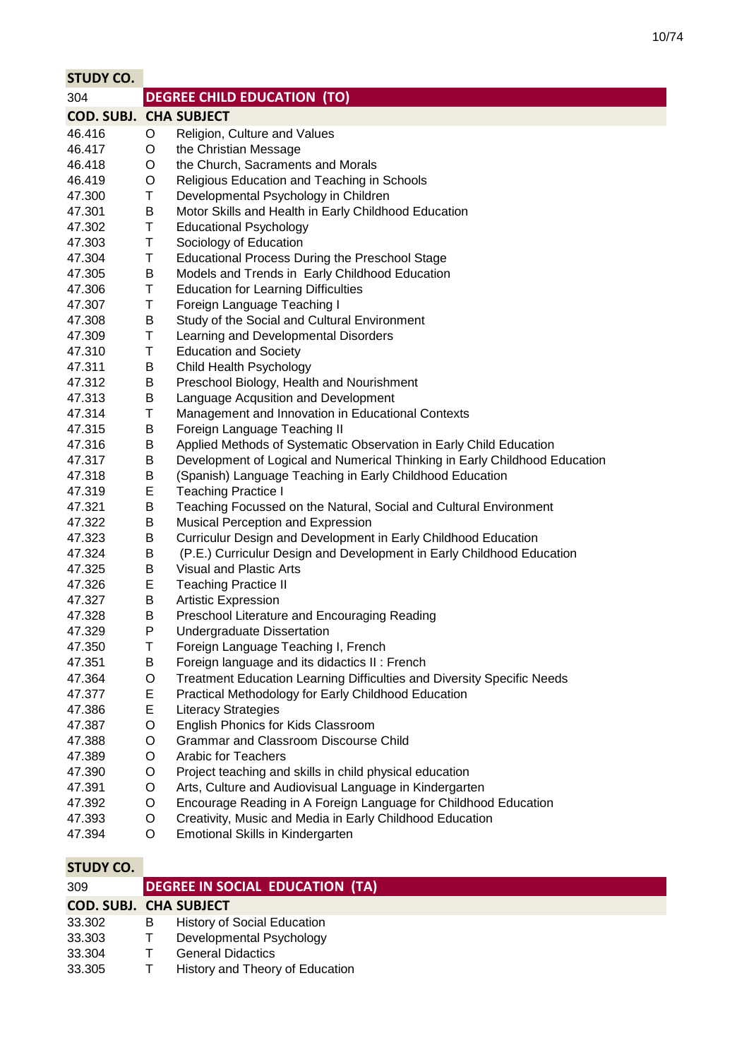| STUDY CO. | | |
|---|---|---|
| 304 | DEGREE CHILD EDUCATION (TO) | |
| COD. SUBJ. | CHA | SUBJECT |
| 46.416 | O | Religion, Culture and Values |
| 46.417 | O | the Christian Message |
| 46.418 | O | the Church, Sacraments and Morals |
| 46.419 | O | Religious Education and Teaching in Schools |
| 47.300 | T | Developmental Psychology in Children |
| 47.301 | B | Motor Skills and Health in Early Childhood Education |
| 47.302 | T | Educational Psychology |
| 47.303 | T | Sociology of Education |
| 47.304 | T | Educational Process During the Preschool Stage |
| 47.305 | B | Models and Trends in Early Childhood Education |
| 47.306 | T | Education for Learning Difficulties |
| 47.307 | T | Foreign Language Teaching I |
| 47.308 | B | Study of the Social and Cultural Environment |
| 47.309 | T | Learning and Developmental Disorders |
| 47.310 | T | Education and Society |
| 47.311 | B | Child Health Psychology |
| 47.312 | B | Preschool Biology, Health and Nourishment |
| 47.313 | B | Language Acqusition and Development |
| 47.314 | T | Management and Innovation in Educational Contexts |
| 47.315 | B | Foreign Language Teaching II |
| 47.316 | B | Applied Methods of Systematic Observation in Early Child Education |
| 47.317 | B | Development of Logical and Numerical Thinking in Early Childhood Education |
| 47.318 | B | (Spanish) Language Teaching in Early Childhood Education |
| 47.319 | E | Teaching Practice I |
| 47.321 | B | Teaching Focussed on the Natural, Social and Cultural Environment |
| 47.322 | B | Musical Perception and Expression |
| 47.323 | B | Curriculur Design and Development in Early Childhood Education |
| 47.324 | B | (P.E.) Curriculur Design and Development in Early Childhood Education |
| 47.325 | B | Visual and Plastic Arts |
| 47.326 | E | Teaching Practice II |
| 47.327 | B | Artistic Expression |
| 47.328 | B | Preschool Literature and Encouraging Reading |
| 47.329 | P | Undergraduate Dissertation |
| 47.350 | T | Foreign Language Teaching I, French |
| 47.351 | B | Foreign language and its didactics II : French |
| 47.364 | O | Treatment Education Learning Difficulties and Diversity Specific Needs |
| 47.377 | E | Practical Methodology for Early Childhood Education |
| 47.386 | E | Literacy Strategies |
| 47.387 | O | English Phonics for Kids Classroom |
| 47.388 | O | Grammar and Classroom Discourse Child |
| 47.389 | O | Arabic for Teachers |
| 47.390 | O | Project teaching and skills in child physical education |
| 47.391 | O | Arts, Culture and Audiovisual Language in Kindergarten |
| 47.392 | O | Encourage Reading in A Foreign Language for Childhood Education |
| 47.393 | O | Creativity, Music and Media in Early Childhood Education |
| 47.394 | O | Emotional Skills in Kindergarten |

| STUDY CO. | | |
|---|---|---|
| 309 | DEGREE IN SOCIAL EDUCATION (TA) | |
| COD. SUBJ. | CHA | SUBJECT |
| 33.302 | B | History of Social Education |
| 33.303 | T | Developmental Psychology |
| 33.304 | T | General Didactics |
| 33.305 | T | History and Theory of Education |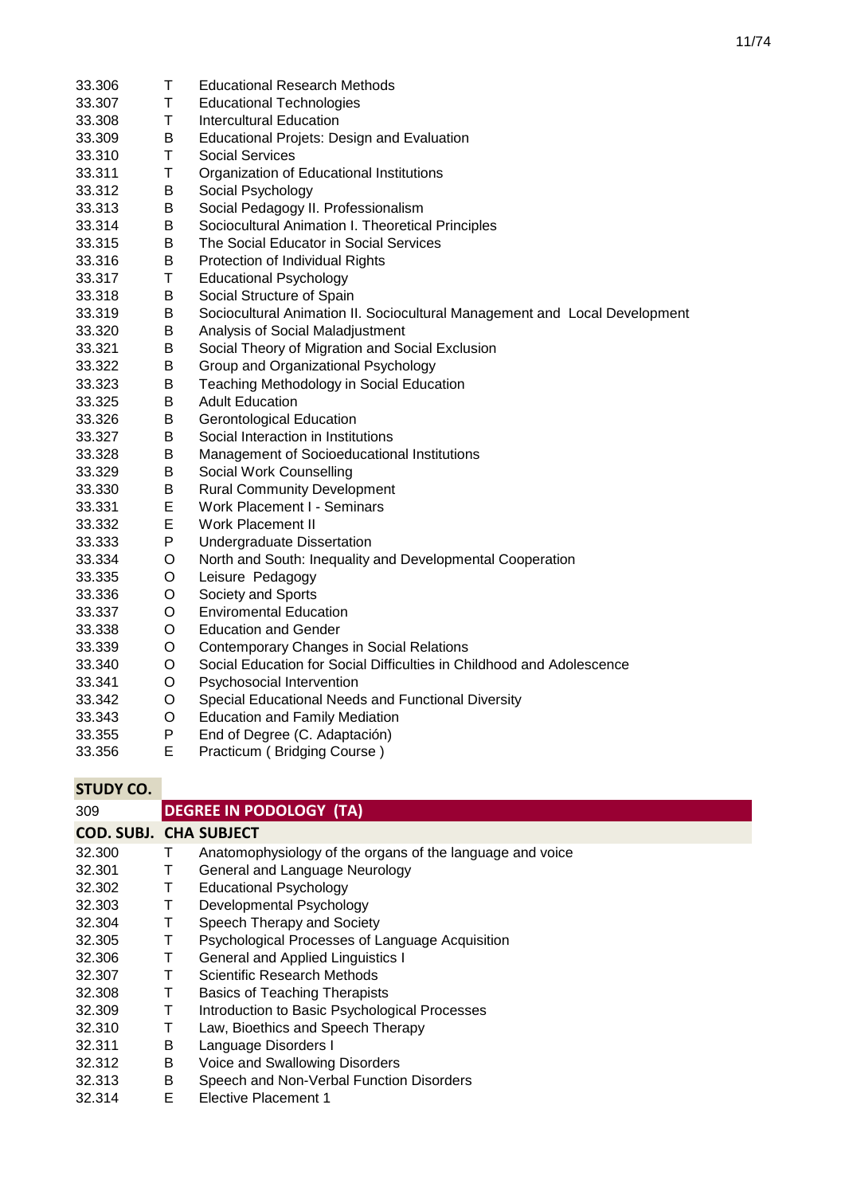| | | |
|---|---|---|
| 33.306 | T | Educational Research Methods |
| 33.307 | T | Educational Technologies |
| 33.308 | T | Intercultural Education |
| 33.309 | B | Educational Projets: Design and Evaluation |
| 33.310 | T | Social Services |
| 33.311 | T | Organization of Educational Institutions |
| 33.312 | B | Social Psychology |
| 33.313 | B | Social Pedagogy II. Professionalism |
| 33.314 | B | Sociocultural Animation I. Theoretical Principles |
| 33.315 | B | The Social Educator in Social Services |
| 33.316 | B | Protection of Individual Rights |
| 33.317 | T | Educational Psychology |
| 33.318 | B | Social Structure of Spain |
| 33.319 | B | Sociocultural Animation II. Sociocultural Management and Local Development |
| 33.320 | B | Analysis of Social Maladjustment |
| 33.321 | B | Social Theory of Migration and Social Exclusion |
| 33.322 | B | Group and Organizational Psychology |
| 33.323 | B | Teaching Methodology in Social Education |
| 33.325 | B | Adult Education |
| 33.326 | B | Gerontological Education |
| 33.327 | B | Social Interaction in Institutions |
| 33.328 | B | Management of Socioeducational Institutions |
| 33.329 | B | Social Work Counselling |
| 33.330 | B | Rural Community Development |
| 33.331 | E | Work Placement I - Seminars |
| 33.332 | E | Work Placement II |
| 33.333 | P | Undergraduate Dissertation |
| 33.334 | O | North and South: Inequality and Developmental Cooperation |
| 33.335 | O | Leisure Pedagogy |
| 33.336 | O | Society and Sports |
| 33.337 | O | Enviromental Education |
| 33.338 | O | Education and Gender |
| 33.339 | O | Contemporary Changes in Social Relations |
| 33.340 | O | Social Education for Social Difficulties in Childhood and Adolescence |
| 33.341 | O | Psychosocial Intervention |
| 33.342 | O | Special Educational Needs and Functional Diversity |
| 33.343 | O | Education and Family Mediation |
| 33.355 | P | End of Degree (C. Adaptación) |
| 33.356 | E | Practicum ( Bridging Course ) |

| **STUDY CO.** | | |
|---|---|---|
| 309 | | **DEGREE IN PODOLOGY (TA)** |
| **COD. SUBJ.** | **CHA** | **SUBJECT** |
| 32.300 | T | Anatomophysiology of the organs of the language and voice |
| 32.301 | T | General and Language Neurology |
| 32.302 | T | Educational Psychology |
| 32.303 | T | Developmental Psychology |
| 32.304 | T | Speech Therapy and Society |
| 32.305 | T | Psychological Processes of Language Acquisition |
| 32.306 | T | General and Applied Linguistics I |
| 32.307 | T | Scientific Research Methods |
| 32.308 | T | Basics of Teaching Therapists |
| 32.309 | T | Introduction to Basic Psychological Processes |
| 32.310 | T | Law, Bioethics and Speech Therapy |
| 32.311 | B | Language Disorders I |
| 32.312 | B | Voice and Swallowing Disorders |
| 32.313 | B | Speech and Non-Verbal Function Disorders |
| 32.314 | E | Elective Placement 1 |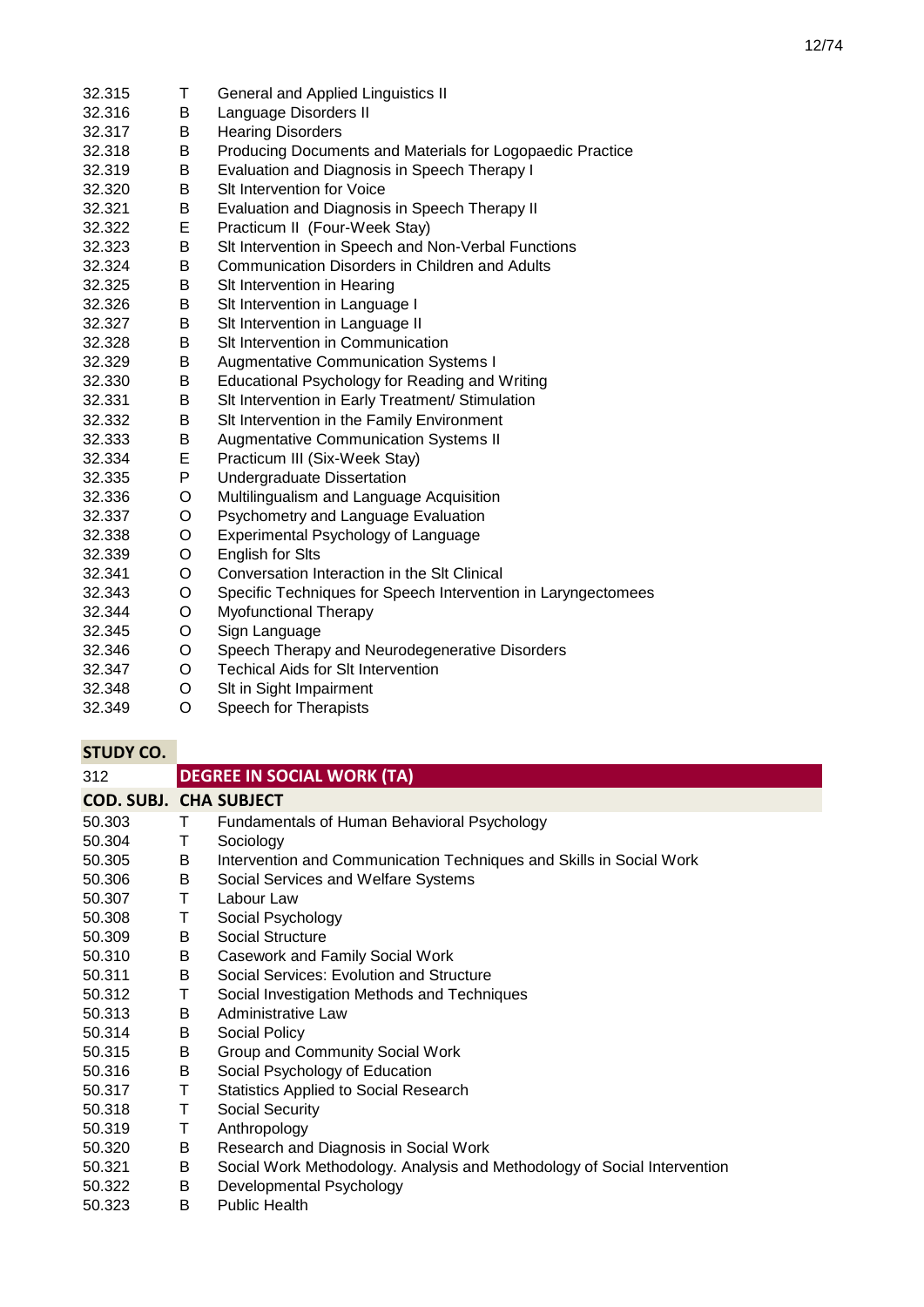| | | |
|---|---|---|
| 32.315 | T | General and Applied Linguistics II |
| 32.316 | B | Language Disorders II |
| 32.317 | B | Hearing Disorders |
| 32.318 | B | Producing Documents and Materials for Logopaedic Practice |
| 32.319 | B | Evaluation and Diagnosis in Speech Therapy I |
| 32.320 | B | Slt Intervention for Voice |
| 32.321 | B | Evaluation and Diagnosis in Speech Therapy II |
| 32.322 | E | Practicum II (Four-Week Stay) |
| 32.323 | B | Slt Intervention in Speech and Non-Verbal Functions |
| 32.324 | B | Communication Disorders in Children and Adults |
| 32.325 | B | Slt Intervention in Hearing |
| 32.326 | B | Slt Intervention in Language I |
| 32.327 | B | Slt Intervention in Language II |
| 32.328 | B | Slt Intervention in Communication |
| 32.329 | B | Augmentative Communication Systems I |
| 32.330 | B | Educational Psychology for Reading and Writing |
| 32.331 | B | Slt Intervention in Early Treatment/ Stimulation |
| 32.332 | B | Slt Intervention in the Family Environment |
| 32.333 | B | Augmentative Communication Systems II |
| 32.334 | E | Practicum III (Six-Week Stay) |
| 32.335 | P | Undergraduate Dissertation |
| 32.336 | O | Multilingualism and Language Acquisition |
| 32.337 | O | Psychometry and Language Evaluation |
| 32.338 | O | Experimental Psychology of Language |
| 32.339 | O | English for Slts |
| 32.341 | O | Conversation Interaction in the Slt Clinical |
| 32.343 | O | Specific Techniques for Speech Intervention in Laryngectomees |
| 32.344 | O | Myofunctional Therapy |
| 32.345 | O | Sign Language |
| 32.346 | O | Speech Therapy and Neurodegenerative Disorders |
| 32.347 | O | Techical Aids for Slt Intervention |
| 32.348 | O | Slt in Sight Impairment |
| 32.349 | O | Speech for Therapists |

| STUDY CO. | | |
|---|---|---|
| 312 | **DEGREE IN SOCIAL WORK (TA)** | |
| **COD. SUBJ.** | **CHA** | **SUBJECT** |
| 50.303 | T | Fundamentals of Human Behavioral Psychology |
| 50.304 | T | Sociology |
| 50.305 | B | Intervention and Communication Techniques and Skills in Social Work |
| 50.306 | B | Social Services and Welfare Systems |
| 50.307 | T | Labour Law |
| 50.308 | T | Social Psychology |
| 50.309 | B | Social Structure |
| 50.310 | B | Casework and Family Social Work |
| 50.311 | B | Social Services: Evolution and Structure |
| 50.312 | T | Social Investigation Methods and Techniques |
| 50.313 | B | Administrative Law |
| 50.314 | B | Social Policy |
| 50.315 | B | Group and Community Social Work |
| 50.316 | B | Social Psychology of Education |
| 50.317 | T | Statistics Applied to Social Research |
| 50.318 | T | Social Security |
| 50.319 | T | Anthropology |
| 50.320 | B | Research and Diagnosis in Social Work |
| 50.321 | B | Social Work Methodology. Analysis and Methodology of Social Intervention |
| 50.322 | B | Developmental Psychology |
| 50.323 | B | Public Health |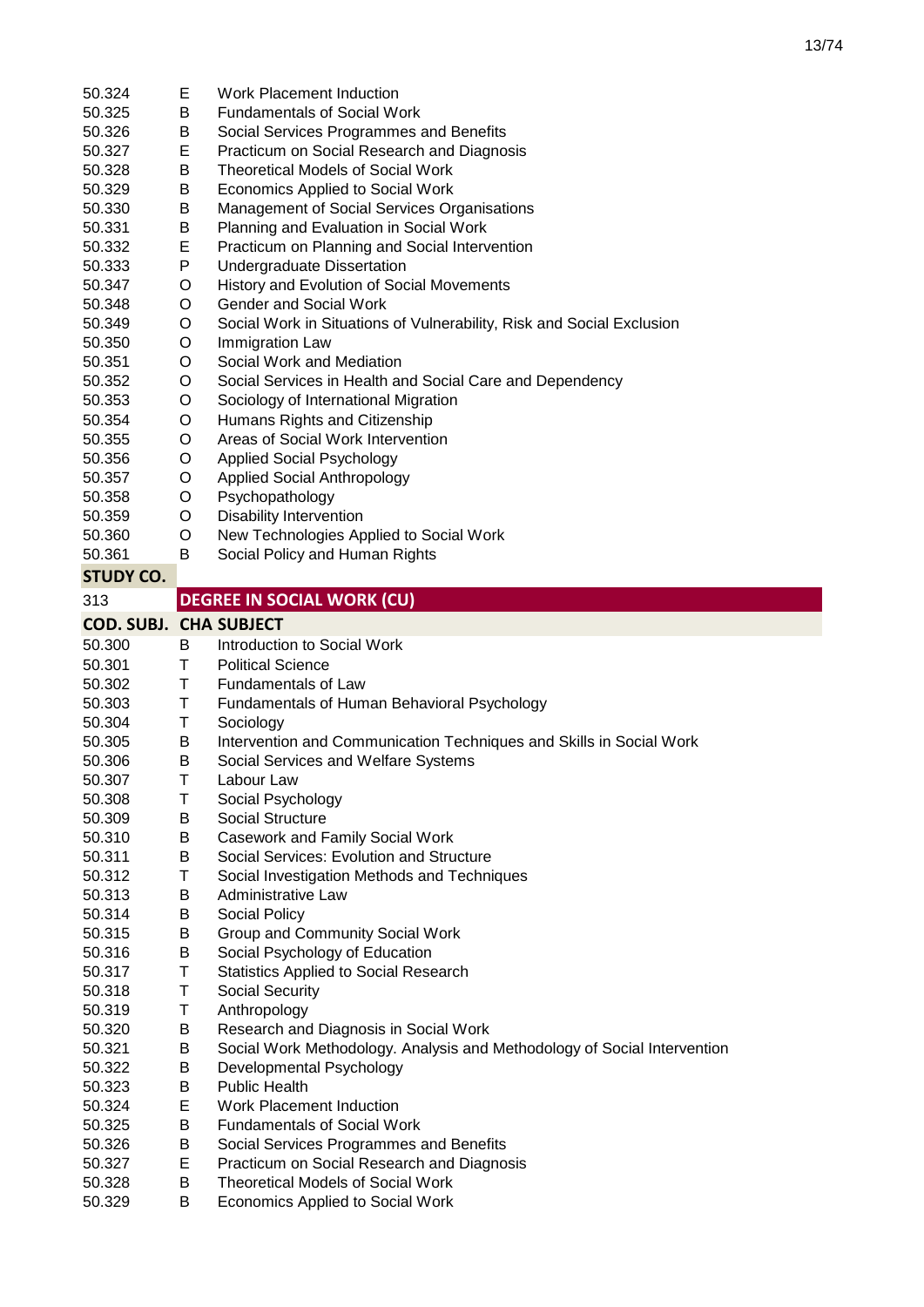| | | |
|---|---|---|
| 50.324 | E | Work Placement Induction |
| 50.325 | B | Fundamentals of Social Work |
| 50.326 | B | Social Services Programmes and Benefits |
| 50.327 | E | Practicum on Social Research and Diagnosis |
| 50.328 | B | Theoretical Models of Social Work |
| 50.329 | B | Economics Applied to Social Work |
| 50.330 | B | Management of Social Services Organisations |
| 50.331 | B | Planning and Evaluation in Social Work |
| 50.332 | E | Practicum on Planning and Social Intervention |
| 50.333 | P | Undergraduate Dissertation |
| 50.347 | O | History and Evolution of Social Movements |
| 50.348 | O | Gender and Social Work |
| 50.349 | O | Social Work in Situations of Vulnerability, Risk and Social Exclusion |
| 50.350 | O | Immigration Law |
| 50.351 | O | Social Work and Mediation |
| 50.352 | O | Social Services in Health and Social Care and Dependency |
| 50.353 | O | Sociology of International Migration |
| 50.354 | O | Humans Rights and Citizenship |
| 50.355 | O | Areas of Social Work Intervention |
| 50.356 | O | Applied Social Psychology |
| 50.357 | O | Applied Social Anthropology |
| 50.358 | O | Psychopathology |
| 50.359 | O | Disability Intervention |
| 50.360 | O | New Technologies Applied to Social Work |
| 50.361 | B | Social Policy and Human Rights |

**STUDY CO.**

| 313 | | **DEGREE IN SOCIAL WORK (CU)** |
|---|---|---|
| **COD. SUBJ.** | **CHA** | **SUBJECT** |
| 50.300 | B | Introduction to Social Work |
| 50.301 | T | Political Science |
| 50.302 | T | Fundamentals of Law |
| 50.303 | T | Fundamentals of Human Behavioral Psychology |
| 50.304 | T | Sociology |
| 50.305 | B | Intervention and Communication Techniques and Skills in Social Work |
| 50.306 | B | Social Services and Welfare Systems |
| 50.307 | T | Labour Law |
| 50.308 | T | Social Psychology |
| 50.309 | B | Social Structure |
| 50.310 | B | Casework and Family Social Work |
| 50.311 | B | Social Services: Evolution and Structure |
| 50.312 | T | Social Investigation Methods and Techniques |
| 50.313 | B | Administrative Law |
| 50.314 | B | Social Policy |
| 50.315 | B | Group and Community Social Work |
| 50.316 | B | Social Psychology of Education |
| 50.317 | T | Statistics Applied to Social Research |
| 50.318 | T | Social Security |
| 50.319 | T | Anthropology |
| 50.320 | B | Research and Diagnosis in Social Work |
| 50.321 | B | Social Work Methodology. Analysis and Methodology of Social Intervention |
| 50.322 | B | Developmental Psychology |
| 50.323 | B | Public Health |
| 50.324 | E | Work Placement Induction |
| 50.325 | B | Fundamentals of Social Work |
| 50.326 | B | Social Services Programmes and Benefits |
| 50.327 | E | Practicum on Social Research and Diagnosis |
| 50.328 | B | Theoretical Models of Social Work |
| 50.329 | B | Economics Applied to Social Work |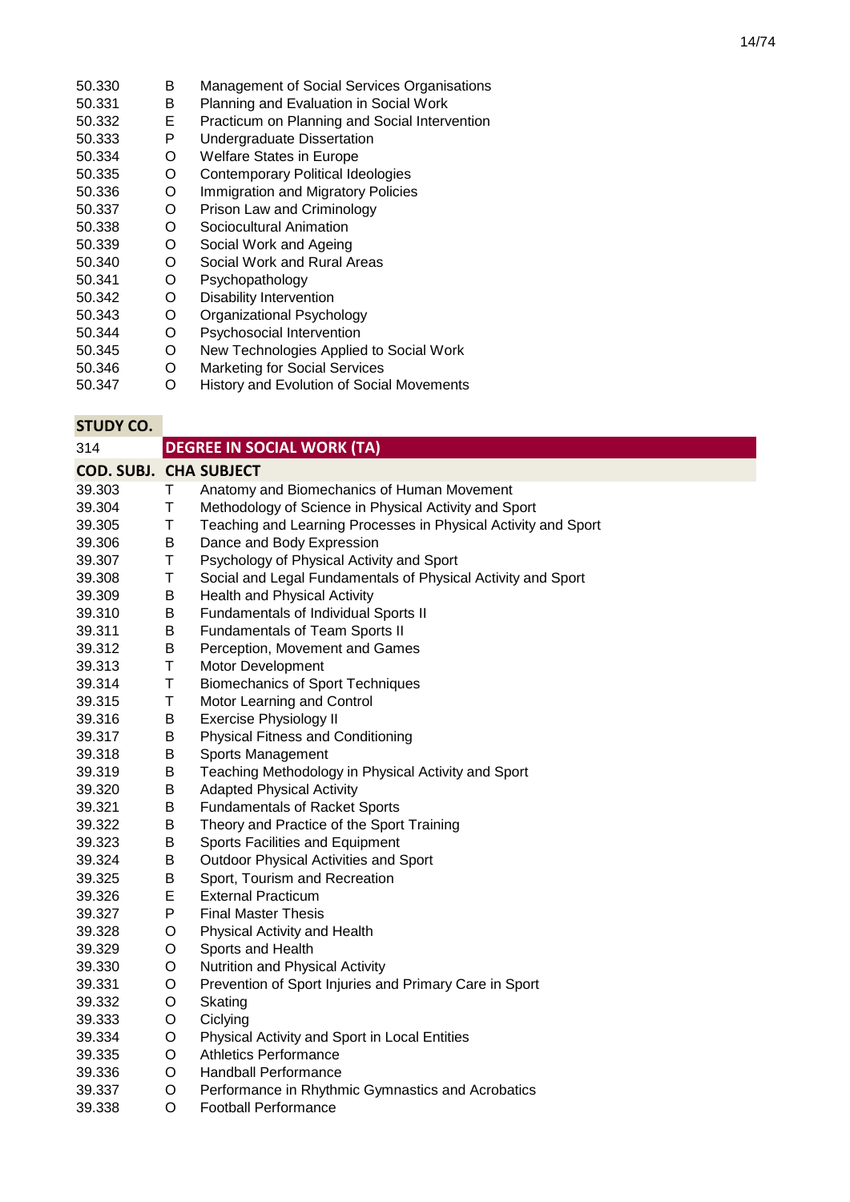| | | |
|---|---|---|
| 50.330 | B | Management of Social Services Organisations |
| 50.331 | B | Planning and Evaluation in Social Work |
| 50.332 | E | Practicum on Planning and Social Intervention |
| 50.333 | P | Undergraduate Dissertation |
| 50.334 | O | Welfare States in Europe |
| 50.335 | O | Contemporary Political Ideologies |
| 50.336 | O | Immigration and Migratory Policies |
| 50.337 | O | Prison Law and Criminology |
| 50.338 | O | Sociocultural Animation |
| 50.339 | O | Social Work and Ageing |
| 50.340 | O | Social Work and Rural Areas |
| 50.341 | O | Psychopathology |
| 50.342 | O | Disability Intervention |
| 50.343 | O | Organizational Psychology |
| 50.344 | O | Psychosocial Intervention |
| 50.345 | O | New Technologies Applied to Social Work |
| 50.346 | O | Marketing for Social Services |
| 50.347 | O | History and Evolution of Social Movements |

**STUDY CO.**

| 314 | | **DEGREE IN SOCIAL WORK (TA)** |
|---|---|---|
| **COD. SUBJ.** | **CHA** | **SUBJECT** |
| 39.303 | T | Anatomy and Biomechanics of Human Movement |
| 39.304 | T | Methodology of Science in Physical Activity and Sport |
| 39.305 | T | Teaching and Learning Processes in Physical Activity and Sport |
| 39.306 | B | Dance and Body Expression |
| 39.307 | T | Psychology of Physical Activity and Sport |
| 39.308 | T | Social and Legal Fundamentals of Physical Activity and Sport |
| 39.309 | B | Health and Physical Activity |
| 39.310 | B | Fundamentals of Individual Sports II |
| 39.311 | B | Fundamentals of Team Sports II |
| 39.312 | B | Perception, Movement and Games |
| 39.313 | T | Motor Development |
| 39.314 | T | Biomechanics of Sport Techniques |
| 39.315 | T | Motor Learning and Control |
| 39.316 | B | Exercise Physiology II |
| 39.317 | B | Physical Fitness and Conditioning |
| 39.318 | B | Sports Management |
| 39.319 | B | Teaching Methodology in Physical Activity and Sport |
| 39.320 | B | Adapted Physical Activity |
| 39.321 | B | Fundamentals of Racket Sports |
| 39.322 | B | Theory and Practice of the Sport Training |
| 39.323 | B | Sports Facilities and Equipment |
| 39.324 | B | Outdoor Physical Activities and Sport |
| 39.325 | B | Sport, Tourism and Recreation |
| 39.326 | E | External Practicum |
| 39.327 | P | Final Master Thesis |
| 39.328 | O | Physical Activity and Health |
| 39.329 | O | Sports and Health |
| 39.330 | O | Nutrition and Physical Activity |
| 39.331 | O | Prevention of Sport Injuries and Primary Care in Sport |
| 39.332 | O | Skating |
| 39.333 | O | Ciclying |
| 39.334 | O | Physical Activity and Sport in Local Entities |
| 39.335 | O | Athletics Performance |
| 39.336 | O | Handball Performance |
| 39.337 | O | Performance in Rhythmic Gymnastics and Acrobatics |
| 39.338 | O | Football Performance |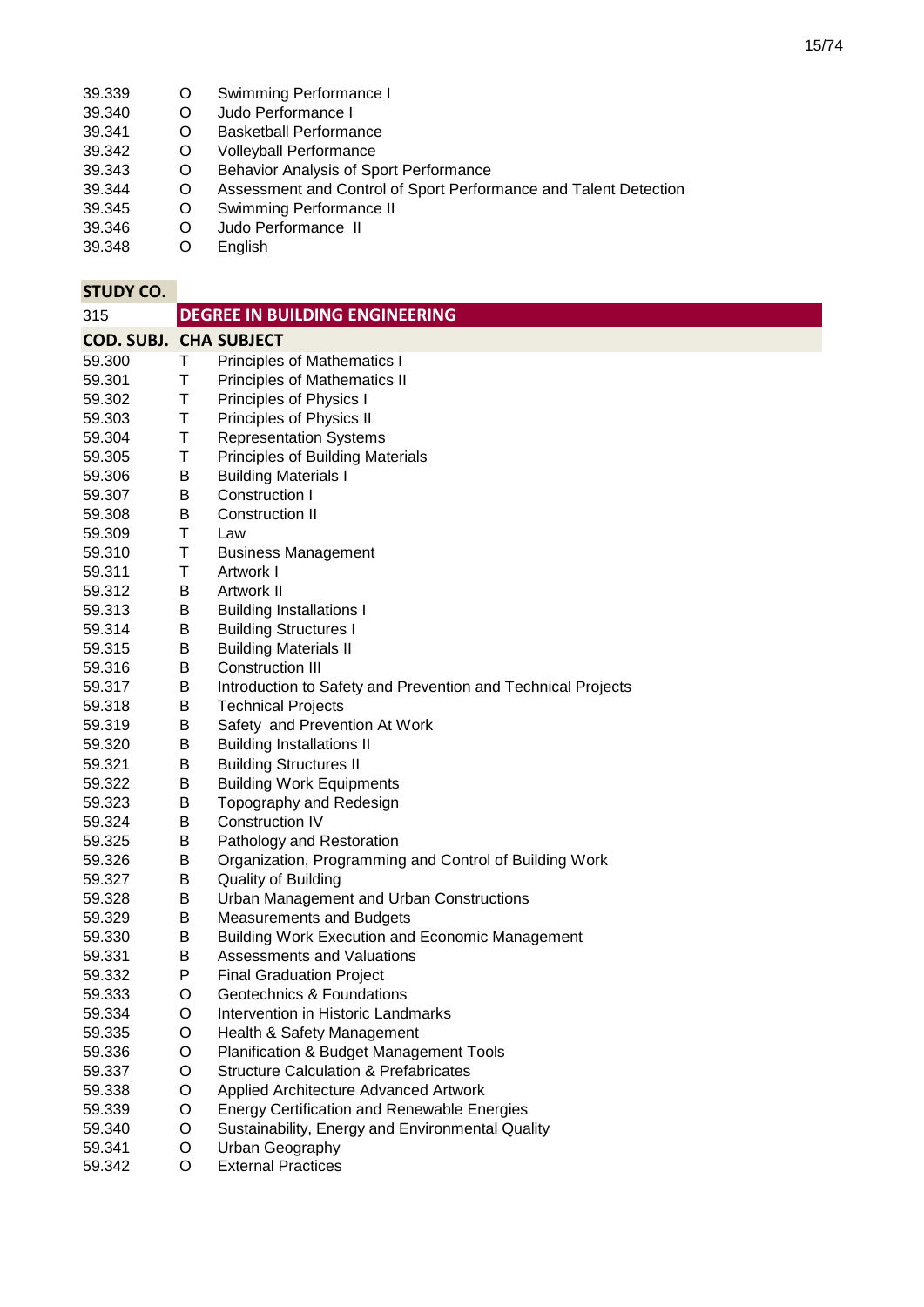| | | |
|---|---|---|
| 39.339 | O | Swimming Performance I |
| 39.340 | O | Judo Performance I |
| 39.341 | O | Basketball Performance |
| 39.342 | O | Volleyball Performance |
| 39.343 | O | Behavior Analysis of Sport Performance |
| 39.344 | O | Assessment and Control of Sport Performance and Talent Detection |
| 39.345 | O | Swimming Performance II |
| 39.346 | O | Judo Performance II |
| 39.348 | O | English |

| STUDY CO. | | |
|---|---|---|
| 315 | | **DEGREE IN BUILDING ENGINEERING** |
| **COD. SUBJ.** | **CHA** | **SUBJECT** |
| 59.300 | T | Principles of Mathematics I |
| 59.301 | T | Principles of Mathematics II |
| 59.302 | T | Principles of Physics I |
| 59.303 | T | Principles of Physics II |
| 59.304 | T | Representation Systems |
| 59.305 | T | Principles of Building Materials |
| 59.306 | B | Building Materials I |
| 59.307 | B | Construction I |
| 59.308 | B | Construction II |
| 59.309 | T | Law |
| 59.310 | T | Business Management |
| 59.311 | T | Artwork I |
| 59.312 | B | Artwork II |
| 59.313 | B | Building Installations I |
| 59.314 | B | Building Structures I |
| 59.315 | B | Building Materials II |
| 59.316 | B | Construction III |
| 59.317 | B | Introduction to Safety and Prevention and Technical Projects |
| 59.318 | B | Technical Projects |
| 59.319 | B | Safety and Prevention At Work |
| 59.320 | B | Building Installations II |
| 59.321 | B | Building Structures II |
| 59.322 | B | Building Work Equipments |
| 59.323 | B | Topography and Redesign |
| 59.324 | B | Construction IV |
| 59.325 | B | Pathology and Restoration |
| 59.326 | B | Organization, Programming and Control of Building Work |
| 59.327 | B | Quality of Building |
| 59.328 | B | Urban Management and Urban Constructions |
| 59.329 | B | Measurements and Budgets |
| 59.330 | B | Building Work Execution and Economic Management |
| 59.331 | B | Assessments and Valuations |
| 59.332 | P | Final Graduation Project |
| 59.333 | O | Geotechnics & Foundations |
| 59.334 | O | Intervention in Historic Landmarks |
| 59.335 | O | Health & Safety Management |
| 59.336 | O | Planification & Budget Management Tools |
| 59.337 | O | Structure Calculation & Prefabricates |
| 59.338 | O | Applied Architecture Advanced Artwork |
| 59.339 | O | Energy Certification and Renewable Energies |
| 59.340 | O | Sustainability, Energy and Environmental Quality |
| 59.341 | O | Urban Geography |
| 59.342 | O | External Practices |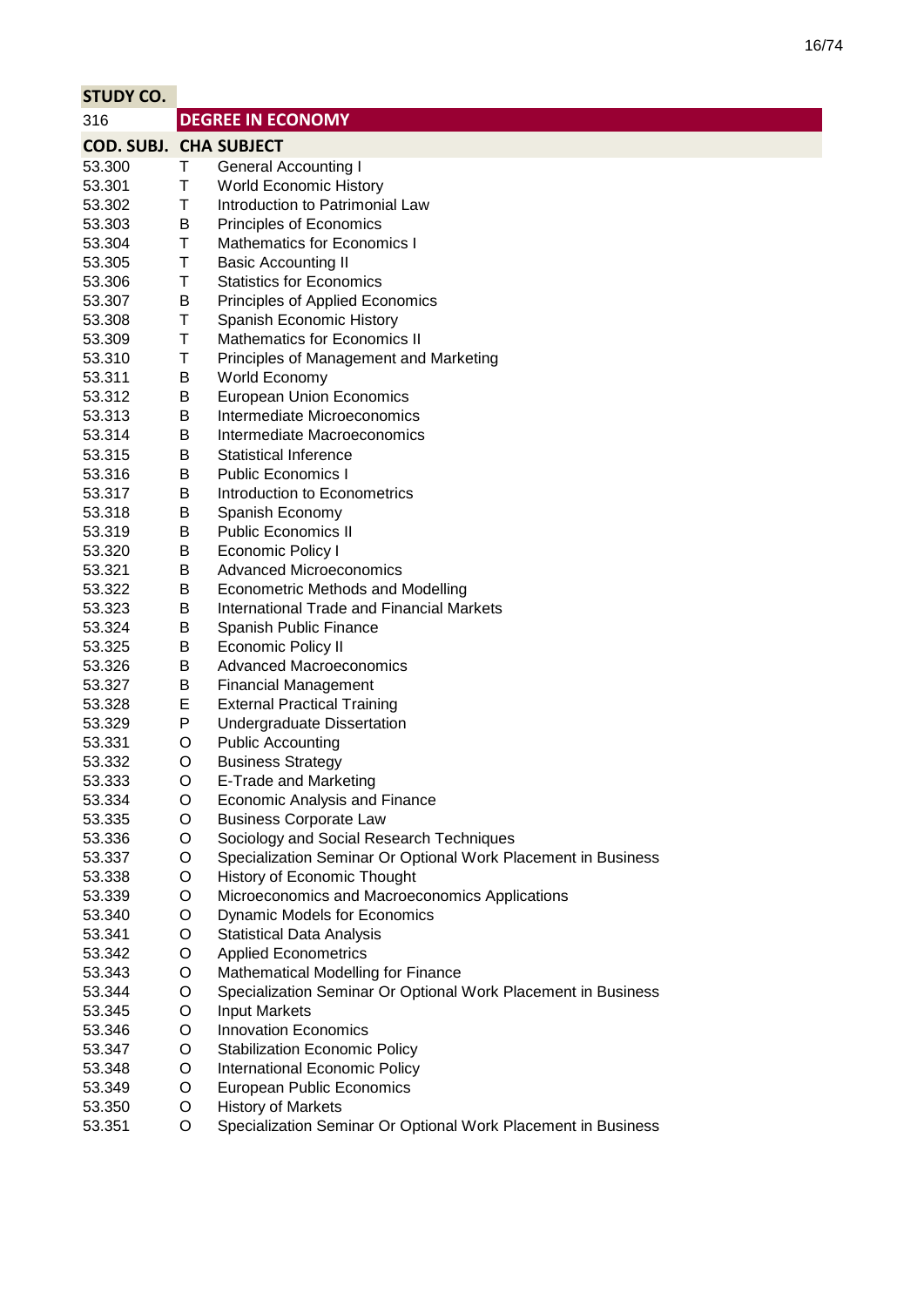| STUDY CO. | | |
|---|---|---|
| 316 | **DEGREE IN ECONOMY** | |
| **COD. SUBJ.** | **CHA** | **SUBJECT** |
| 53.300 | T | General Accounting I |
| 53.301 | T | World Economic History |
| 53.302 | T | Introduction to Patrimonial Law |
| 53.303 | B | Principles of Economics |
| 53.304 | T | Mathematics for Economics I |
| 53.305 | T | Basic Accounting II |
| 53.306 | T | Statistics for Economics |
| 53.307 | B | Principles of Applied Economics |
| 53.308 | T | Spanish Economic History |
| 53.309 | T | Mathematics for Economics II |
| 53.310 | T | Principles of Management and Marketing |
| 53.311 | B | World Economy |
| 53.312 | B | European Union Economics |
| 53.313 | B | Intermediate Microeconomics |
| 53.314 | B | Intermediate Macroeconomics |
| 53.315 | B | Statistical Inference |
| 53.316 | B | Public Economics I |
| 53.317 | B | Introduction to Econometrics |
| 53.318 | B | Spanish Economy |
| 53.319 | B | Public Economics II |
| 53.320 | B | Economic Policy I |
| 53.321 | B | Advanced Microeconomics |
| 53.322 | B | Econometric Methods and Modelling |
| 53.323 | B | International Trade and Financial Markets |
| 53.324 | B | Spanish Public Finance |
| 53.325 | B | Economic Policy II |
| 53.326 | B | Advanced Macroeconomics |
| 53.327 | B | Financial Management |
| 53.328 | E | External Practical Training |
| 53.329 | P | Undergraduate Dissertation |
| 53.331 | O | Public Accounting |
| 53.332 | O | Business Strategy |
| 53.333 | O | E-Trade and Marketing |
| 53.334 | O | Economic Analysis and Finance |
| 53.335 | O | Business Corporate Law |
| 53.336 | O | Sociology and Social Research Techniques |
| 53.337 | O | Specialization Seminar Or Optional Work Placement in Business |
| 53.338 | O | History of Economic Thought |
| 53.339 | O | Microeconomics and Macroeconomics Applications |
| 53.340 | O | Dynamic Models for Economics |
| 53.341 | O | Statistical Data Analysis |
| 53.342 | O | Applied Econometrics |
| 53.343 | O | Mathematical Modelling for Finance |
| 53.344 | O | Specialization Seminar Or Optional Work Placement in Business |
| 53.345 | O | Input Markets |
| 53.346 | O | Innovation Economics |
| 53.347 | O | Stabilization Economic Policy |
| 53.348 | O | International Economic Policy |
| 53.349 | O | European Public Economics |
| 53.350 | O | History of Markets |
| 53.351 | O | Specialization Seminar Or Optional Work Placement in Business |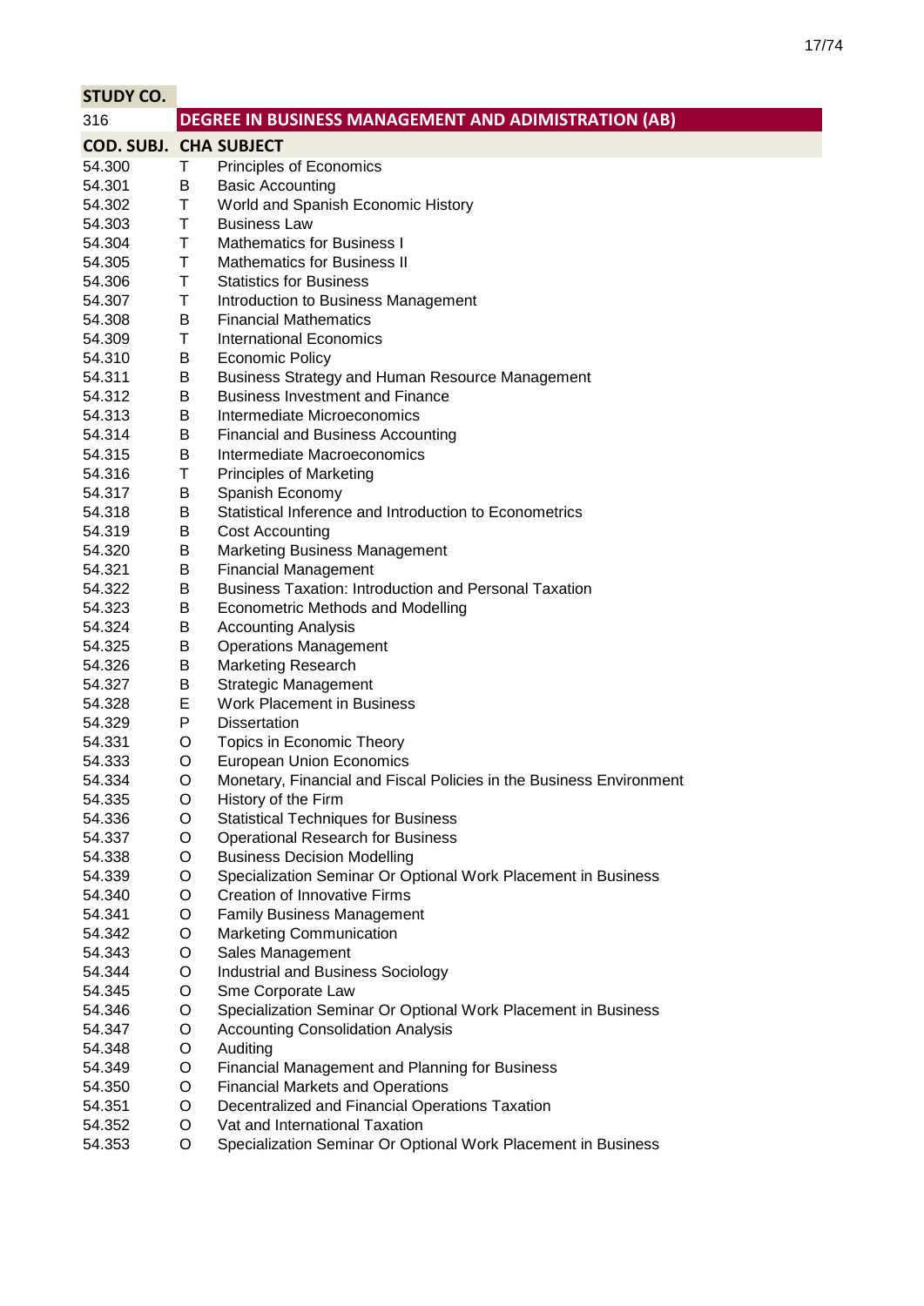| STUDY CO. | | |
|---|---|---|
| 316 | | **DEGREE IN BUSINESS MANAGEMENT AND ADIMISTRATION (AB)** |
| **COD. SUBJ.** | **CHA** | **SUBJECT** |
| 54.300 | T | Principles of Economics |
| 54.301 | B | Basic Accounting |
| 54.302 | T | World and Spanish Economic History |
| 54.303 | T | Business Law |
| 54.304 | T | Mathematics for Business I |
| 54.305 | T | Mathematics for Business II |
| 54.306 | T | Statistics for Business |
| 54.307 | T | Introduction to Business Management |
| 54.308 | B | Financial Mathematics |
| 54.309 | T | International Economics |
| 54.310 | B | Economic Policy |
| 54.311 | B | Business Strategy and Human Resource Management |
| 54.312 | B | Business Investment and Finance |
| 54.313 | B | Intermediate Microeconomics |
| 54.314 | B | Financial and Business Accounting |
| 54.315 | B | Intermediate Macroeconomics |
| 54.316 | T | Principles of Marketing |
| 54.317 | B | Spanish Economy |
| 54.318 | B | Statistical Inference and Introduction to Econometrics |
| 54.319 | B | Cost Accounting |
| 54.320 | B | Marketing Business Management |
| 54.321 | B | Financial Management |
| 54.322 | B | Business Taxation: Introduction and Personal Taxation |
| 54.323 | B | Econometric Methods and Modelling |
| 54.324 | B | Accounting Analysis |
| 54.325 | B | Operations Management |
| 54.326 | B | Marketing Research |
| 54.327 | B | Strategic Management |
| 54.328 | E | Work Placement in Business |
| 54.329 | P | Dissertation |
| 54.331 | O | Topics in Economic Theory |
| 54.333 | O | European Union Economics |
| 54.334 | O | Monetary, Financial and Fiscal Policies in the Business Environment |
| 54.335 | O | History of the Firm |
| 54.336 | O | Statistical Techniques for Business |
| 54.337 | O | Operational Research for Business |
| 54.338 | O | Business Decision Modelling |
| 54.339 | O | Specialization Seminar Or Optional Work Placement in Business |
| 54.340 | O | Creation of Innovative Firms |
| 54.341 | O | Family Business Management |
| 54.342 | O | Marketing Communication |
| 54.343 | O | Sales Management |
| 54.344 | O | Industrial and Business Sociology |
| 54.345 | O | Sme Corporate Law |
| 54.346 | O | Specialization Seminar Or Optional Work Placement in Business |
| 54.347 | O | Accounting Consolidation Analysis |
| 54.348 | O | Auditing |
| 54.349 | O | Financial Management and Planning for Business |
| 54.350 | O | Financial Markets and Operations |
| 54.351 | O | Decentralized and Financial Operations Taxation |
| 54.352 | O | Vat and International Taxation |
| 54.353 | O | Specialization Seminar Or Optional Work Placement in Business |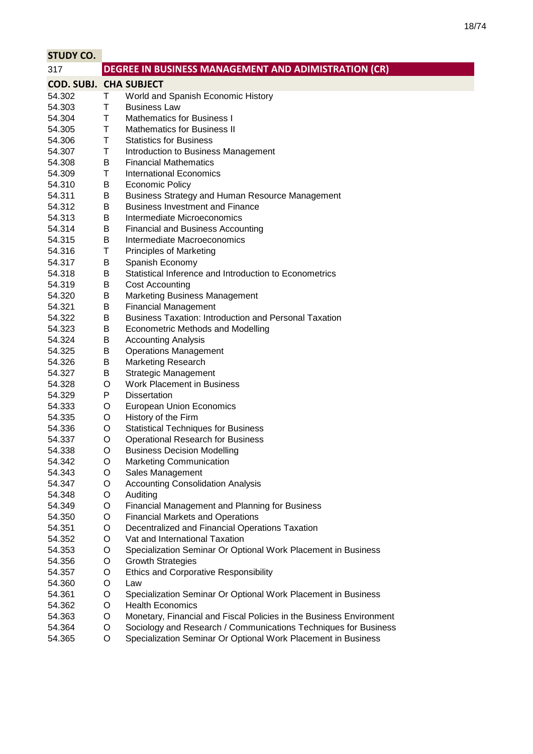| STUDY CO. | | |
|---|---|---|
| 317 | **DEGREE IN BUSINESS MANAGEMENT AND ADIMISTRATION (CR)** | |
| **COD. SUBJ.** | **CHA** | **SUBJECT** |
| 54.302 | T | World and Spanish Economic History |
| 54.303 | T | Business Law |
| 54.304 | T | Mathematics for Business I |
| 54.305 | T | Mathematics for Business II |
| 54.306 | T | Statistics for Business |
| 54.307 | T | Introduction to Business Management |
| 54.308 | B | Financial Mathematics |
| 54.309 | T | International Economics |
| 54.310 | B | Economic Policy |
| 54.311 | B | Business Strategy and Human Resource Management |
| 54.312 | B | Business Investment and Finance |
| 54.313 | B | Intermediate Microeconomics |
| 54.314 | B | Financial and Business Accounting |
| 54.315 | B | Intermediate Macroeconomics |
| 54.316 | T | Principles of Marketing |
| 54.317 | B | Spanish Economy |
| 54.318 | B | Statistical Inference and Introduction to Econometrics |
| 54.319 | B | Cost Accounting |
| 54.320 | B | Marketing Business Management |
| 54.321 | B | Financial Management |
| 54.322 | B | Business Taxation: Introduction and Personal Taxation |
| 54.323 | B | Econometric Methods and Modelling |
| 54.324 | B | Accounting Analysis |
| 54.325 | B | Operations Management |
| 54.326 | B | Marketing Research |
| 54.327 | B | Strategic Management |
| 54.328 | O | Work Placement in Business |
| 54.329 | P | Dissertation |
| 54.333 | O | European Union Economics |
| 54.335 | O | History of the Firm |
| 54.336 | O | Statistical Techniques for Business |
| 54.337 | O | Operational Research for Business |
| 54.338 | O | Business Decision Modelling |
| 54.342 | O | Marketing Communication |
| 54.343 | O | Sales Management |
| 54.347 | O | Accounting Consolidation Analysis |
| 54.348 | O | Auditing |
| 54.349 | O | Financial Management and Planning for Business |
| 54.350 | O | Financial Markets and Operations |
| 54.351 | O | Decentralized and Financial Operations Taxation |
| 54.352 | O | Vat and International Taxation |
| 54.353 | O | Specialization Seminar Or Optional Work Placement in Business |
| 54.356 | O | Growth Strategies |
| 54.357 | O | Ethics and Corporative Responsibility |
| 54.360 | O | Law |
| 54.361 | O | Specialization Seminar Or Optional Work Placement in Business |
| 54.362 | O | Health Economics |
| 54.363 | O | Monetary, Financial and Fiscal Policies in the Business Environment |
| 54.364 | O | Sociology and Research / Communications Techniques for Business |
| 54.365 | O | Specialization Seminar Or Optional Work Placement in Business |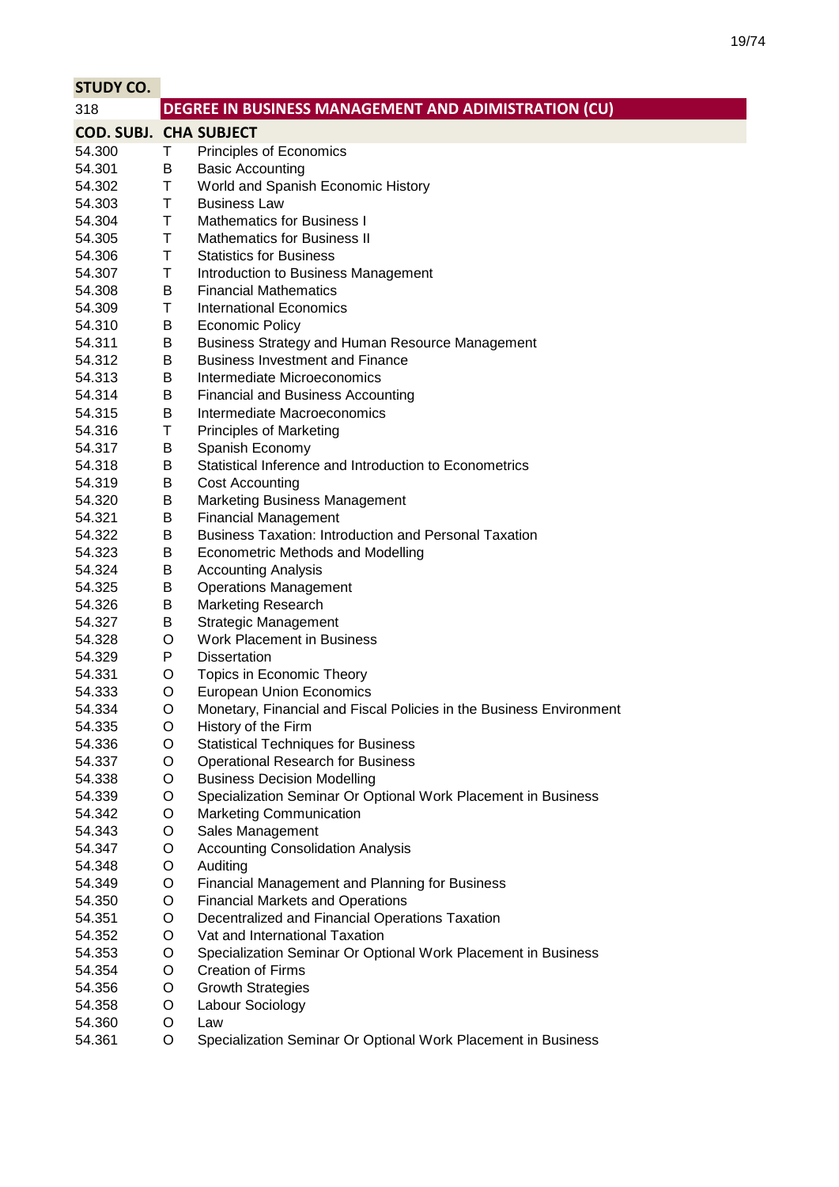| STUDY CO. | | |
|---|---|---|
| 318 | | **DEGREE IN BUSINESS MANAGEMENT AND ADIMISTRATION (CU)** |
| **COD. SUBJ.** | **CHA** | **SUBJECT** |
| 54.300 | T | Principles of Economics |
| 54.301 | B | Basic Accounting |
| 54.302 | T | World and Spanish Economic History |
| 54.303 | T | Business Law |
| 54.304 | T | Mathematics for Business I |
| 54.305 | T | Mathematics for Business II |
| 54.306 | T | Statistics for Business |
| 54.307 | T | Introduction to Business Management |
| 54.308 | B | Financial Mathematics |
| 54.309 | T | International Economics |
| 54.310 | B | Economic Policy |
| 54.311 | B | Business Strategy and Human Resource Management |
| 54.312 | B | Business Investment and Finance |
| 54.313 | B | Intermediate Microeconomics |
| 54.314 | B | Financial and Business Accounting |
| 54.315 | B | Intermediate Macroeconomics |
| 54.316 | T | Principles of Marketing |
| 54.317 | B | Spanish Economy |
| 54.318 | B | Statistical Inference and Introduction to Econometrics |
| 54.319 | B | Cost Accounting |
| 54.320 | B | Marketing Business Management |
| 54.321 | B | Financial Management |
| 54.322 | B | Business Taxation: Introduction and Personal Taxation |
| 54.323 | B | Econometric Methods and Modelling |
| 54.324 | B | Accounting Analysis |
| 54.325 | B | Operations Management |
| 54.326 | B | Marketing Research |
| 54.327 | B | Strategic Management |
| 54.328 | O | Work Placement in Business |
| 54.329 | P | Dissertation |
| 54.331 | O | Topics in Economic Theory |
| 54.333 | O | European Union Economics |
| 54.334 | O | Monetary, Financial and Fiscal Policies in the Business Environment |
| 54.335 | O | History of the Firm |
| 54.336 | O | Statistical Techniques for Business |
| 54.337 | O | Operational Research for Business |
| 54.338 | O | Business Decision Modelling |
| 54.339 | O | Specialization Seminar Or Optional Work Placement in Business |
| 54.342 | O | Marketing Communication |
| 54.343 | O | Sales Management |
| 54.347 | O | Accounting Consolidation Analysis |
| 54.348 | O | Auditing |
| 54.349 | O | Financial Management and Planning for Business |
| 54.350 | O | Financial Markets and Operations |
| 54.351 | O | Decentralized and Financial Operations Taxation |
| 54.352 | O | Vat and International Taxation |
| 54.353 | O | Specialization Seminar Or Optional Work Placement in Business |
| 54.354 | O | Creation of Firms |
| 54.356 | O | Growth Strategies |
| 54.358 | O | Labour Sociology |
| 54.360 | O | Law |
| 54.361 | O | Specialization Seminar Or Optional Work Placement in Business |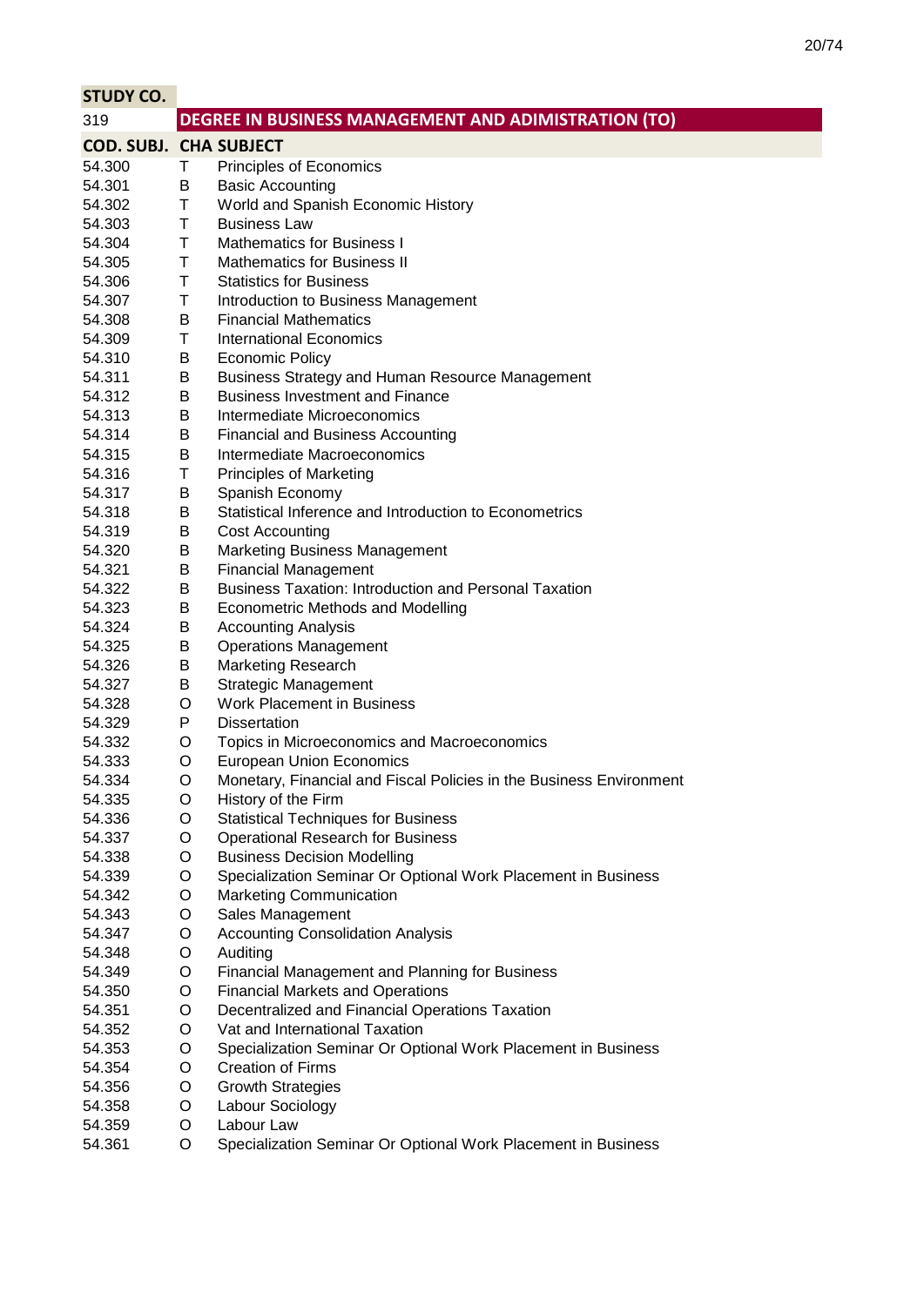| STUDY CO. | | |
|---|---|---|
| 319 | DEGREE IN BUSINESS MANAGEMENT AND ADIMISTRATION (TO) | |
| **COD. SUBJ.** | **CHA** | **SUBJECT** |
| 54.300 | T | Principles of Economics |
| 54.301 | B | Basic Accounting |
| 54.302 | T | World and Spanish Economic History |
| 54.303 | T | Business Law |
| 54.304 | T | Mathematics for Business I |
| 54.305 | T | Mathematics for Business II |
| 54.306 | T | Statistics for Business |
| 54.307 | T | Introduction to Business Management |
| 54.308 | B | Financial Mathematics |
| 54.309 | T | International Economics |
| 54.310 | B | Economic Policy |
| 54.311 | B | Business Strategy and Human Resource Management |
| 54.312 | B | Business Investment and Finance |
| 54.313 | B | Intermediate Microeconomics |
| 54.314 | B | Financial and Business Accounting |
| 54.315 | B | Intermediate Macroeconomics |
| 54.316 | T | Principles of Marketing |
| 54.317 | B | Spanish Economy |
| 54.318 | B | Statistical Inference and Introduction to Econometrics |
| 54.319 | B | Cost Accounting |
| 54.320 | B | Marketing Business Management |
| 54.321 | B | Financial Management |
| 54.322 | B | Business Taxation: Introduction and Personal Taxation |
| 54.323 | B | Econometric Methods and Modelling |
| 54.324 | B | Accounting Analysis |
| 54.325 | B | Operations Management |
| 54.326 | B | Marketing Research |
| 54.327 | B | Strategic Management |
| 54.328 | O | Work Placement in Business |
| 54.329 | P | Dissertation |
| 54.332 | O | Topics in Microeconomics and Macroeconomics |
| 54.333 | O | European Union Economics |
| 54.334 | O | Monetary, Financial and Fiscal Policies in the Business Environment |
| 54.335 | O | History of the Firm |
| 54.336 | O | Statistical Techniques for Business |
| 54.337 | O | Operational Research for Business |
| 54.338 | O | Business Decision Modelling |
| 54.339 | O | Specialization Seminar Or Optional Work Placement in Business |
| 54.342 | O | Marketing Communication |
| 54.343 | O | Sales Management |
| 54.347 | O | Accounting Consolidation Analysis |
| 54.348 | O | Auditing |
| 54.349 | O | Financial Management and Planning for Business |
| 54.350 | O | Financial Markets and Operations |
| 54.351 | O | Decentralized and Financial Operations Taxation |
| 54.352 | O | Vat and International Taxation |
| 54.353 | O | Specialization Seminar Or Optional Work Placement in Business |
| 54.354 | O | Creation of Firms |
| 54.356 | O | Growth Strategies |
| 54.358 | O | Labour Sociology |
| 54.359 | O | Labour Law |
| 54.361 | O | Specialization Seminar Or Optional Work Placement in Business |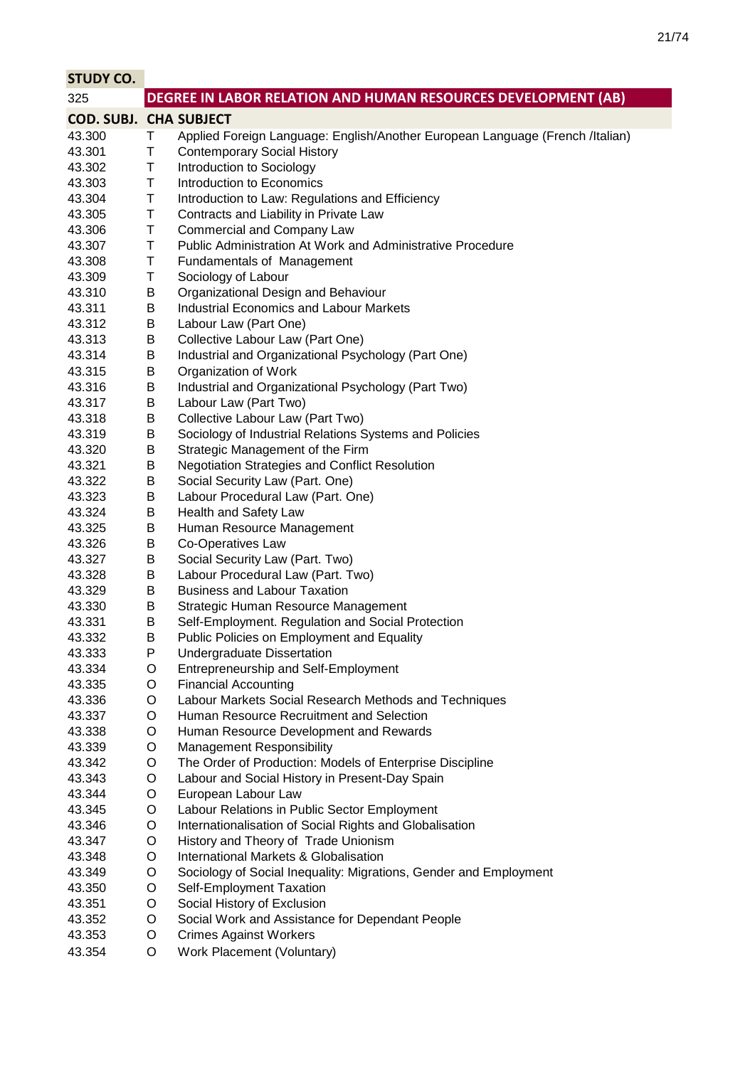| STUDY CO. | | |
|---|---|---|
| 325 | | DEGREE IN LABOR RELATION AND HUMAN RESOURCES DEVELOPMENT (AB) |
| COD. SUBJ. | CHA | SUBJECT |
| 43.300 | T | Applied Foreign Language: English/Another European Language (French /Italian) |
| 43.301 | T | Contemporary Social History |
| 43.302 | T | Introduction to Sociology |
| 43.303 | T | Introduction to Economics |
| 43.304 | T | Introduction to Law: Regulations and Efficiency |
| 43.305 | T | Contracts and Liability in Private Law |
| 43.306 | T | Commercial and Company Law |
| 43.307 | T | Public Administration At Work and Administrative Procedure |
| 43.308 | T | Fundamentals of Management |
| 43.309 | T | Sociology of Labour |
| 43.310 | B | Organizational Design and Behaviour |
| 43.311 | B | Industrial Economics and Labour Markets |
| 43.312 | B | Labour Law (Part One) |
| 43.313 | B | Collective Labour Law (Part One) |
| 43.314 | B | Industrial and Organizational Psychology (Part One) |
| 43.315 | B | Organization of Work |
| 43.316 | B | Industrial and Organizational Psychology (Part Two) |
| 43.317 | B | Labour Law (Part Two) |
| 43.318 | B | Collective Labour Law (Part Two) |
| 43.319 | B | Sociology of Industrial Relations Systems and Policies |
| 43.320 | B | Strategic Management of the Firm |
| 43.321 | B | Negotiation Strategies and Conflict Resolution |
| 43.322 | B | Social Security Law (Part. One) |
| 43.323 | B | Labour Procedural Law (Part. One) |
| 43.324 | B | Health and Safety Law |
| 43.325 | B | Human Resource Management |
| 43.326 | B | Co-Operatives Law |
| 43.327 | B | Social Security Law (Part. Two) |
| 43.328 | B | Labour Procedural Law (Part. Two) |
| 43.329 | B | Business and Labour Taxation |
| 43.330 | B | Strategic Human Resource Management |
| 43.331 | B | Self-Employment. Regulation and Social Protection |
| 43.332 | B | Public Policies on Employment and Equality |
| 43.333 | P | Undergraduate Dissertation |
| 43.334 | O | Entrepreneurship and Self-Employment |
| 43.335 | O | Financial Accounting |
| 43.336 | O | Labour Markets Social Research Methods and Techniques |
| 43.337 | O | Human Resource Recruitment and Selection |
| 43.338 | O | Human Resource Development and Rewards |
| 43.339 | O | Management Responsibility |
| 43.342 | O | The Order of Production: Models of Enterprise Discipline |
| 43.343 | O | Labour and Social History in Present-Day Spain |
| 43.344 | O | European Labour Law |
| 43.345 | O | Labour Relations in Public Sector Employment |
| 43.346 | O | Internationalisation of Social Rights and Globalisation |
| 43.347 | O | History and Theory of Trade Unionism |
| 43.348 | O | International Markets & Globalisation |
| 43.349 | O | Sociology of Social Inequality: Migrations, Gender and Employment |
| 43.350 | O | Self-Employment Taxation |
| 43.351 | O | Social History of Exclusion |
| 43.352 | O | Social Work and Assistance for Dependant People |
| 43.353 | O | Crimes Against Workers |
| 43.354 | O | Work Placement (Voluntary) |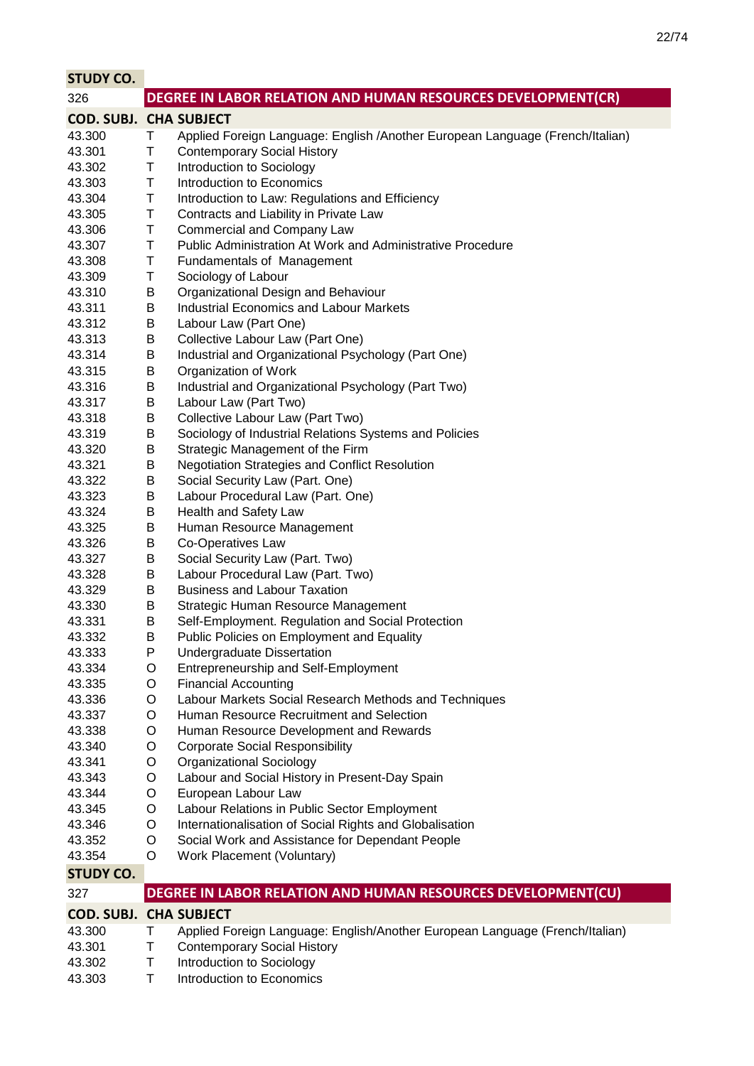| STUDY CO. | | |
|---|---|---|
| 326 | **DEGREE IN LABOR RELATION AND HUMAN RESOURCES DEVELOPMENT(CR)** | |
| **COD. SUBJ.** | **CHA** | **SUBJECT** |
| 43.300 | T | Applied Foreign Language: English /Another European Language (French/Italian) |
| 43.301 | T | Contemporary Social History |
| 43.302 | T | Introduction to Sociology |
| 43.303 | T | Introduction to Economics |
| 43.304 | T | Introduction to Law: Regulations and Efficiency |
| 43.305 | T | Contracts and Liability in Private Law |
| 43.306 | T | Commercial and Company Law |
| 43.307 | T | Public Administration At Work and Administrative Procedure |
| 43.308 | T | Fundamentals of Management |
| 43.309 | T | Sociology of Labour |
| 43.310 | B | Organizational Design and Behaviour |
| 43.311 | B | Industrial Economics and Labour Markets |
| 43.312 | B | Labour Law (Part One) |
| 43.313 | B | Collective Labour Law (Part One) |
| 43.314 | B | Industrial and Organizational Psychology (Part One) |
| 43.315 | B | Organization of Work |
| 43.316 | B | Industrial and Organizational Psychology (Part Two) |
| 43.317 | B | Labour Law (Part Two) |
| 43.318 | B | Collective Labour Law (Part Two) |
| 43.319 | B | Sociology of Industrial Relations Systems and Policies |
| 43.320 | B | Strategic Management of the Firm |
| 43.321 | B | Negotiation Strategies and Conflict Resolution |
| 43.322 | B | Social Security Law (Part. One) |
| 43.323 | B | Labour Procedural Law (Part. One) |
| 43.324 | B | Health and Safety Law |
| 43.325 | B | Human Resource Management |
| 43.326 | B | Co-Operatives Law |
| 43.327 | B | Social Security Law (Part. Two) |
| 43.328 | B | Labour Procedural Law (Part. Two) |
| 43.329 | B | Business and Labour Taxation |
| 43.330 | B | Strategic Human Resource Management |
| 43.331 | B | Self-Employment. Regulation and Social Protection |
| 43.332 | B | Public Policies on Employment and Equality |
| 43.333 | P | Undergraduate Dissertation |
| 43.334 | O | Entrepreneurship and Self-Employment |
| 43.335 | O | Financial Accounting |
| 43.336 | O | Labour Markets Social Research Methods and Techniques |
| 43.337 | O | Human Resource Recruitment and Selection |
| 43.338 | O | Human Resource Development and Rewards |
| 43.340 | O | Corporate Social Responsibility |
| 43.341 | O | Organizational Sociology |
| 43.343 | O | Labour and Social History in Present-Day Spain |
| 43.344 | O | European Labour Law |
| 43.345 | O | Labour Relations in Public Sector Employment |
| 43.346 | O | Internationalisation of Social Rights and Globalisation |
| 43.352 | O | Social Work and Assistance for Dependant People |
| 43.354 | O | Work Placement (Voluntary) |

| STUDY CO. | | |
|---|---|---|
| 327 | **DEGREE IN LABOR RELATION AND HUMAN RESOURCES DEVELOPMENT(CU)** | |
| **COD. SUBJ.** | **CHA** | **SUBJECT** |
| 43.300 | T | Applied Foreign Language: English/Another European Language (French/Italian) |
| 43.301 | T | Contemporary Social History |
| 43.302 | T | Introduction to Sociology |
| 43.303 | T | Introduction to Economics |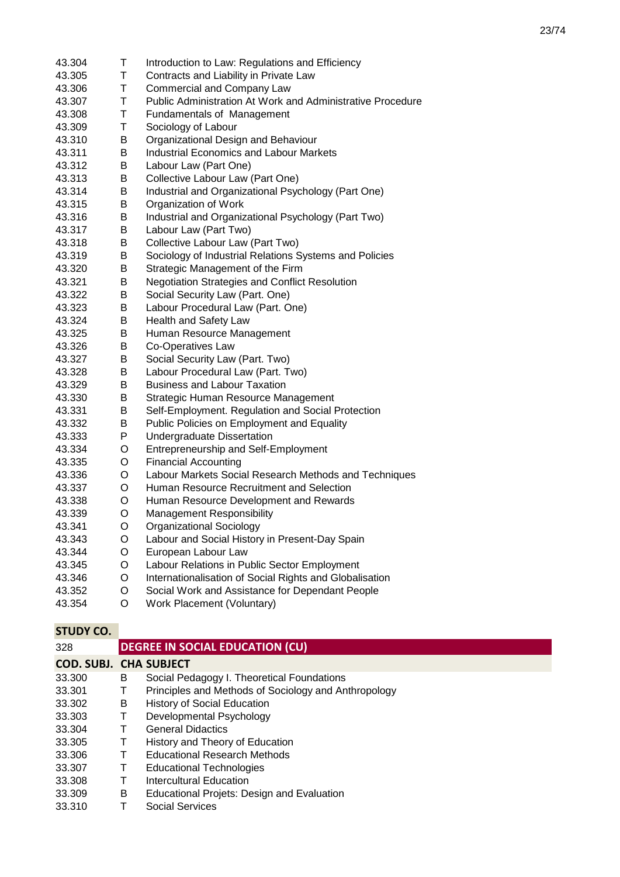| | | |
|---|---|---|
| 43.304 | T | Introduction to Law: Regulations and Efficiency |
| 43.305 | T | Contracts and Liability in Private Law |
| 43.306 | T | Commercial and Company Law |
| 43.307 | T | Public Administration At Work and Administrative Procedure |
| 43.308 | T | Fundamentals of Management |
| 43.309 | T | Sociology of Labour |
| 43.310 | B | Organizational Design and Behaviour |
| 43.311 | B | Industrial Economics and Labour Markets |
| 43.312 | B | Labour Law (Part One) |
| 43.313 | B | Collective Labour Law (Part One) |
| 43.314 | B | Industrial and Organizational Psychology (Part One) |
| 43.315 | B | Organization of Work |
| 43.316 | B | Industrial and Organizational Psychology (Part Two) |
| 43.317 | B | Labour Law (Part Two) |
| 43.318 | B | Collective Labour Law (Part Two) |
| 43.319 | B | Sociology of Industrial Relations Systems and Policies |
| 43.320 | B | Strategic Management of the Firm |
| 43.321 | B | Negotiation Strategies and Conflict Resolution |
| 43.322 | B | Social Security Law (Part. One) |
| 43.323 | B | Labour Procedural Law (Part. One) |
| 43.324 | B | Health and Safety Law |
| 43.325 | B | Human Resource Management |
| 43.326 | B | Co-Operatives Law |
| 43.327 | B | Social Security Law (Part. Two) |
| 43.328 | B | Labour Procedural Law (Part. Two) |
| 43.329 | B | Business and Labour Taxation |
| 43.330 | B | Strategic Human Resource Management |
| 43.331 | B | Self-Employment. Regulation and Social Protection |
| 43.332 | B | Public Policies on Employment and Equality |
| 43.333 | P | Undergraduate Dissertation |
| 43.334 | O | Entrepreneurship and Self-Employment |
| 43.335 | O | Financial Accounting |
| 43.336 | O | Labour Markets Social Research Methods and Techniques |
| 43.337 | O | Human Resource Recruitment and Selection |
| 43.338 | O | Human Resource Development and Rewards |
| 43.339 | O | Management Responsibility |
| 43.341 | O | Organizational Sociology |
| 43.343 | O | Labour and Social History in Present-Day Spain |
| 43.344 | O | European Labour Law |
| 43.345 | O | Labour Relations in Public Sector Employment |
| 43.346 | O | Internationalisation of Social Rights and Globalisation |
| 43.352 | O | Social Work and Assistance for Dependant People |
| 43.354 | O | Work Placement (Voluntary) |

**STUDY CO.**

| 328 | **DEGREE IN SOCIAL EDUCATION (CU)** | |
|---|---|---|
| **COD. SUBJ.** | **CHA** | **SUBJECT** |
| 33.300 | B | Social Pedagogy I. Theoretical Foundations |
| 33.301 | T | Principles and Methods of Sociology and Anthropology |
| 33.302 | B | History of Social Education |
| 33.303 | T | Developmental Psychology |
| 33.304 | T | General Didactics |
| 33.305 | T | History and Theory of Education |
| 33.306 | T | Educational Research Methods |
| 33.307 | T | Educational Technologies |
| 33.308 | T | Intercultural Education |
| 33.309 | B | Educational Projets: Design and Evaluation |
| 33.310 | T | Social Services |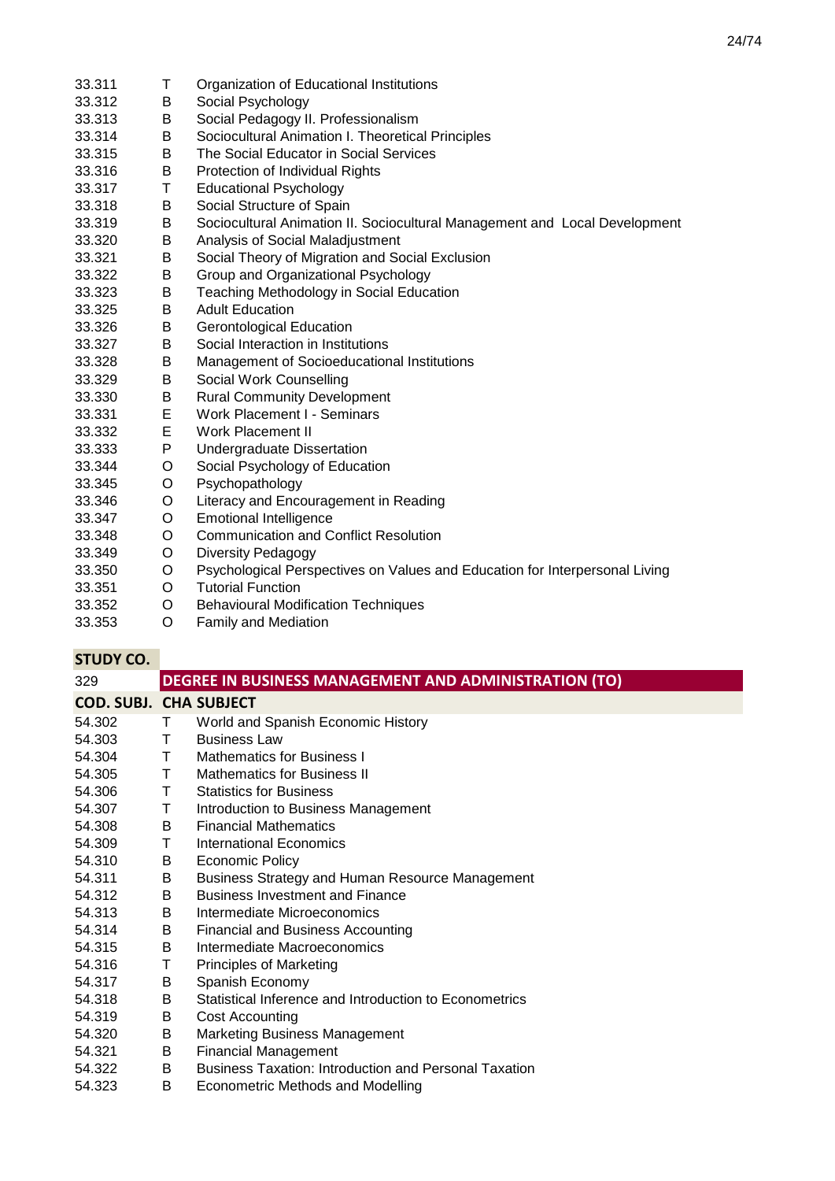| | | |
|---|---|---|
| 33.311 | T | Organization of Educational Institutions |
| 33.312 | B | Social Psychology |
| 33.313 | B | Social Pedagogy II. Professionalism |
| 33.314 | B | Sociocultural Animation I. Theoretical Principles |
| 33.315 | B | The Social Educator in Social Services |
| 33.316 | B | Protection of Individual Rights |
| 33.317 | T | Educational Psychology |
| 33.318 | B | Social Structure of Spain |
| 33.319 | B | Sociocultural Animation II. Sociocultural Management and Local Development |
| 33.320 | B | Analysis of Social Maladjustment |
| 33.321 | B | Social Theory of Migration and Social Exclusion |
| 33.322 | B | Group and Organizational Psychology |
| 33.323 | B | Teaching Methodology in Social Education |
| 33.325 | B | Adult Education |
| 33.326 | B | Gerontological Education |
| 33.327 | B | Social Interaction in Institutions |
| 33.328 | B | Management of Socioeducational Institutions |
| 33.329 | B | Social Work Counselling |
| 33.330 | B | Rural Community Development |
| 33.331 | E | Work Placement I - Seminars |
| 33.332 | E | Work Placement II |
| 33.333 | P | Undergraduate Dissertation |
| 33.344 | O | Social Psychology of Education |
| 33.345 | O | Psychopathology |
| 33.346 | O | Literacy and Encouragement in Reading |
| 33.347 | O | Emotional Intelligence |
| 33.348 | O | Communication and Conflict Resolution |
| 33.349 | O | Diversity Pedagogy |
| 33.350 | O | Psychological Perspectives on Values and Education for Interpersonal Living |
| 33.351 | O | Tutorial Function |
| 33.352 | O | Behavioural Modification Techniques |
| 33.353 | O | Family and Mediation |

| **STUDY CO.** | | |
|---|---|---|
| 329 | **DEGREE IN BUSINESS MANAGEMENT AND ADMINISTRATION (TO)** | |
| **COD. SUBJ.** | **CHA** | **SUBJECT** |
| 54.302 | T | World and Spanish Economic History |
| 54.303 | T | Business Law |
| 54.304 | T | Mathematics for Business I |
| 54.305 | T | Mathematics for Business II |
| 54.306 | T | Statistics for Business |
| 54.307 | T | Introduction to Business Management |
| 54.308 | B | Financial Mathematics |
| 54.309 | T | International Economics |
| 54.310 | B | Economic Policy |
| 54.311 | B | Business Strategy and Human Resource Management |
| 54.312 | B | Business Investment and Finance |
| 54.313 | B | Intermediate Microeconomics |
| 54.314 | B | Financial and Business Accounting |
| 54.315 | B | Intermediate Macroeconomics |
| 54.316 | T | Principles of Marketing |
| 54.317 | B | Spanish Economy |
| 54.318 | B | Statistical Inference and Introduction to Econometrics |
| 54.319 | B | Cost Accounting |
| 54.320 | B | Marketing Business Management |
| 54.321 | B | Financial Management |
| 54.322 | B | Business Taxation: Introduction and Personal Taxation |
| 54.323 | B | Econometric Methods and Modelling |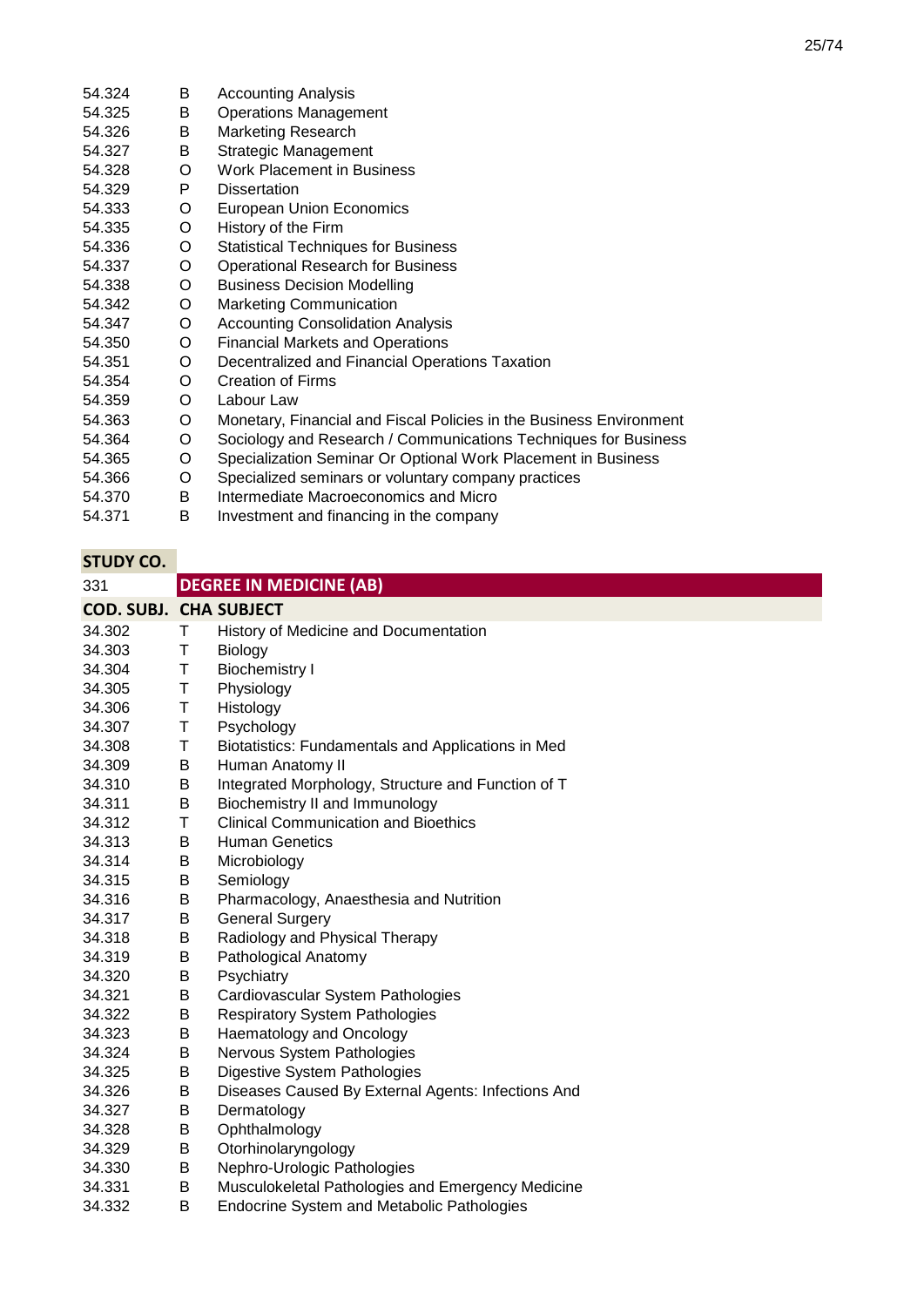| | | |
|---|---|---|
| 54.324 | B | Accounting Analysis |
| 54.325 | B | Operations Management |
| 54.326 | B | Marketing Research |
| 54.327 | B | Strategic Management |
| 54.328 | O | Work Placement in Business |
| 54.329 | P | Dissertation |
| 54.333 | O | European Union Economics |
| 54.335 | O | History of the Firm |
| 54.336 | O | Statistical Techniques for Business |
| 54.337 | O | Operational Research for Business |
| 54.338 | O | Business Decision Modelling |
| 54.342 | O | Marketing Communication |
| 54.347 | O | Accounting Consolidation Analysis |
| 54.350 | O | Financial Markets and Operations |
| 54.351 | O | Decentralized and Financial Operations Taxation |
| 54.354 | O | Creation of Firms |
| 54.359 | O | Labour Law |
| 54.363 | O | Monetary, Financial and Fiscal Policies in the Business Environment |
| 54.364 | O | Sociology and Research / Communications Techniques for Business |
| 54.365 | O | Specialization Seminar Or Optional Work Placement in Business |
| 54.366 | O | Specialized seminars or voluntary company practices |
| 54.370 | B | Intermediate Macroeconomics and Micro |
| 54.371 | B | Investment and financing in the company |

**STUDY CO.**

| 331 | **DEGREE IN MEDICINE (AB)** | |
|---|---|---|
| **COD. SUBJ.** | **CHA** | **SUBJECT** |
| 34.302 | T | History of Medicine and Documentation |
| 34.303 | T | Biology |
| 34.304 | T | Biochemistry I |
| 34.305 | T | Physiology |
| 34.306 | T | Histology |
| 34.307 | T | Psychology |
| 34.308 | T | Biotatistics: Fundamentals and Applications in Med |
| 34.309 | B | Human Anatomy II |
| 34.310 | B | Integrated Morphology, Structure and Function of T |
| 34.311 | B | Biochemistry II and Immunology |
| 34.312 | T | Clinical Communication and Bioethics |
| 34.313 | B | Human Genetics |
| 34.314 | B | Microbiology |
| 34.315 | B | Semiology |
| 34.316 | B | Pharmacology, Anaesthesia and Nutrition |
| 34.317 | B | General Surgery |
| 34.318 | B | Radiology and Physical Therapy |
| 34.319 | B | Pathological Anatomy |
| 34.320 | B | Psychiatry |
| 34.321 | B | Cardiovascular System Pathologies |
| 34.322 | B | Respiratory System Pathologies |
| 34.323 | B | Haematology and Oncology |
| 34.324 | B | Nervous System Pathologies |
| 34.325 | B | Digestive System Pathologies |
| 34.326 | B | Diseases Caused By External Agents: Infections And |
| 34.327 | B | Dermatology |
| 34.328 | B | Ophthalmology |
| 34.329 | B | Otorhinolaryngology |
| 34.330 | B | Nephro-Urologic Pathologies |
| 34.331 | B | Musculokeletal Pathologies and Emergency Medicine |
| 34.332 | B | Endocrine System and Metabolic Pathologies |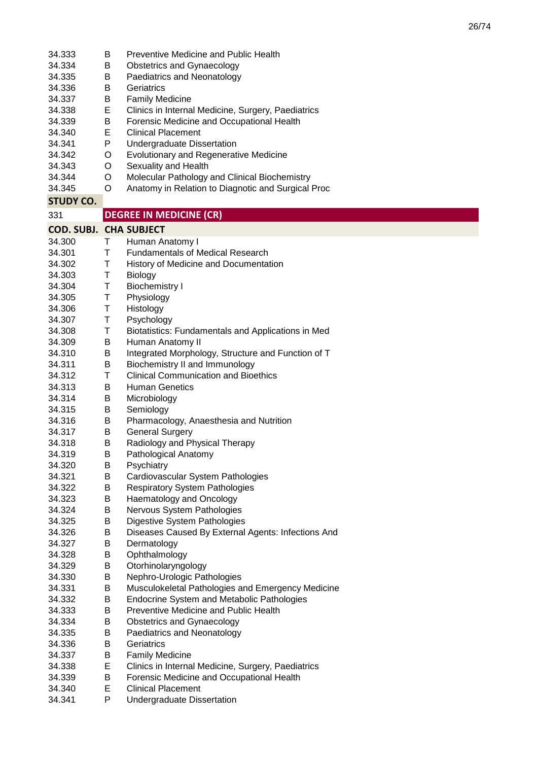| | | |
|---|---|---|
| 34.333 | B | Preventive Medicine and Public Health |
| 34.334 | B | Obstetrics and Gynaecology |
| 34.335 | B | Paediatrics and Neonatology |
| 34.336 | B | Geriatrics |
| 34.337 | B | Family Medicine |
| 34.338 | E | Clinics in Internal Medicine, Surgery, Paediatrics |
| 34.339 | B | Forensic Medicine and Occupational Health |
| 34.340 | E | Clinical Placement |
| 34.341 | P | Undergraduate Dissertation |
| 34.342 | O | Evolutionary and Regenerative Medicine |
| 34.343 | O | Sexuality and Health |
| 34.344 | O | Molecular Pathology and Clinical Biochemistry |
| 34.345 | O | Anatomy in Relation to Diagnotic and Surgical Proc |

| **STUDY CO.** | | |
|---|---|---|
| 331 | **DEGREE IN MEDICINE (CR)** | |
| **COD. SUBJ.** | **CHA** | **SUBJECT** |
| 34.300 | T | Human Anatomy I |
| 34.301 | T | Fundamentals of Medical Research |
| 34.302 | T | History of Medicine and Documentation |
| 34.303 | T | Biology |
| 34.304 | T | Biochemistry I |
| 34.305 | T | Physiology |
| 34.306 | T | Histology |
| 34.307 | T | Psychology |
| 34.308 | T | Biotatistics: Fundamentals and Applications in Med |
| 34.309 | B | Human Anatomy II |
| 34.310 | B | Integrated Morphology, Structure and Function of T |
| 34.311 | B | Biochemistry II and Immunology |
| 34.312 | T | Clinical Communication and Bioethics |
| 34.313 | B | Human Genetics |
| 34.314 | B | Microbiology |
| 34.315 | B | Semiology |
| 34.316 | B | Pharmacology, Anaesthesia and Nutrition |
| 34.317 | B | General Surgery |
| 34.318 | B | Radiology and Physical Therapy |
| 34.319 | B | Pathological Anatomy |
| 34.320 | B | Psychiatry |
| 34.321 | B | Cardiovascular System Pathologies |
| 34.322 | B | Respiratory System Pathologies |
| 34.323 | B | Haematology and Oncology |
| 34.324 | B | Nervous System Pathologies |
| 34.325 | B | Digestive System Pathologies |
| 34.326 | B | Diseases Caused By External Agents: Infections And |
| 34.327 | B | Dermatology |
| 34.328 | B | Ophthalmology |
| 34.329 | B | Otorhinolaryngology |
| 34.330 | B | Nephro-Urologic Pathologies |
| 34.331 | B | Musculokeletal Pathologies and Emergency Medicine |
| 34.332 | B | Endocrine System and Metabolic Pathologies |
| 34.333 | B | Preventive Medicine and Public Health |
| 34.334 | B | Obstetrics and Gynaecology |
| 34.335 | B | Paediatrics and Neonatology |
| 34.336 | B | Geriatrics |
| 34.337 | B | Family Medicine |
| 34.338 | E | Clinics in Internal Medicine, Surgery, Paediatrics |
| 34.339 | B | Forensic Medicine and Occupational Health |
| 34.340 | E | Clinical Placement |
| 34.341 | P | Undergraduate Dissertation |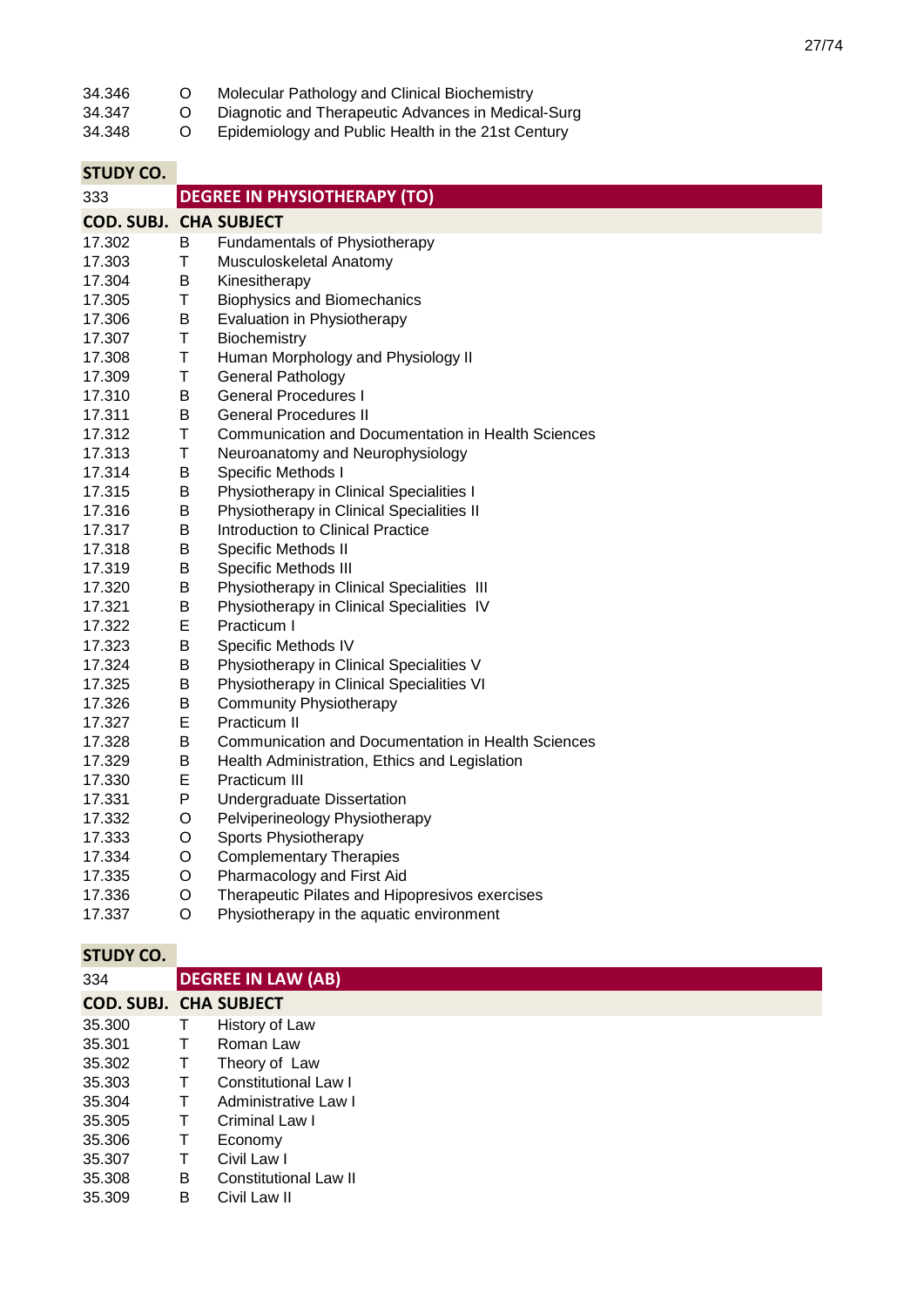| | | |
|---|---|---|
| 34.346 | O | Molecular Pathology and Clinical Biochemistry |
| 34.347 | O | Diagnostic and Therapeutic Advances in Medical-Surg |
| 34.348 | O | Epidemiology and Public Health in the 21st Century |

| **STUDY CO.** | | |
|---|---|---|
| 333 | **DEGREE IN PHYSIOTHERAPY (TO)** | |
| **COD. SUBJ.** | **CHA** | **SUBJECT** |
| 17.302 | B | Fundamentals of Physiotherapy |
| 17.303 | T | Musculoskeletal Anatomy |
| 17.304 | B | Kinesitherapy |
| 17.305 | T | Biophysics and Biomechanics |
| 17.306 | B | Evaluation in Physiotherapy |
| 17.307 | T | Biochemistry |
| 17.308 | T | Human Morphology and Physiology II |
| 17.309 | T | General Pathology |
| 17.310 | B | General Procedures I |
| 17.311 | B | General Procedures II |
| 17.312 | T | Communication and Documentation in Health Sciences |
| 17.313 | T | Neuroanatomy and Neurophysiology |
| 17.314 | B | Specific Methods I |
| 17.315 | B | Physiotherapy in Clinical Specialities I |
| 17.316 | B | Physiotherapy in Clinical Specialities II |
| 17.317 | B | Introduction to Clinical Practice |
| 17.318 | B | Specific Methods II |
| 17.319 | B | Specific Methods III |
| 17.320 | B | Physiotherapy in Clinical Specialities III |
| 17.321 | B | Physiotherapy in Clinical Specialities IV |
| 17.322 | E | Practicum I |
| 17.323 | B | Specific Methods IV |
| 17.324 | B | Physiotherapy in Clinical Specialities V |
| 17.325 | B | Physiotherapy in Clinical Specialities VI |
| 17.326 | B | Community Physiotherapy |
| 17.327 | E | Practicum II |
| 17.328 | B | Communication and Documentation in Health Sciences |
| 17.329 | B | Health Administration, Ethics and Legislation |
| 17.330 | E | Practicum III |
| 17.331 | P | Undergraduate Dissertation |
| 17.332 | O | Pelviperineology Physiotherapy |
| 17.333 | O | Sports Physiotherapy |
| 17.334 | O | Complementary Therapies |
| 17.335 | O | Pharmacology and First Aid |
| 17.336 | O | Therapeutic Pilates and Hipopresivos exercises |
| 17.337 | O | Physiotherapy in the aquatic environment |

| **STUDY CO.** | | |
|---|---|---|
| 334 | **DEGREE IN LAW (AB)** | |
| **COD. SUBJ.** | **CHA** | **SUBJECT** |
| 35.300 | T | History of Law |
| 35.301 | T | Roman Law |
| 35.302 | T | Theory of Law |
| 35.303 | T | Constitutional Law I |
| 35.304 | T | Administrative Law I |
| 35.305 | T | Criminal Law I |
| 35.306 | T | Economy |
| 35.307 | T | Civil Law I |
| 35.308 | B | Constitutional Law II |
| 35.309 | B | Civil Law II |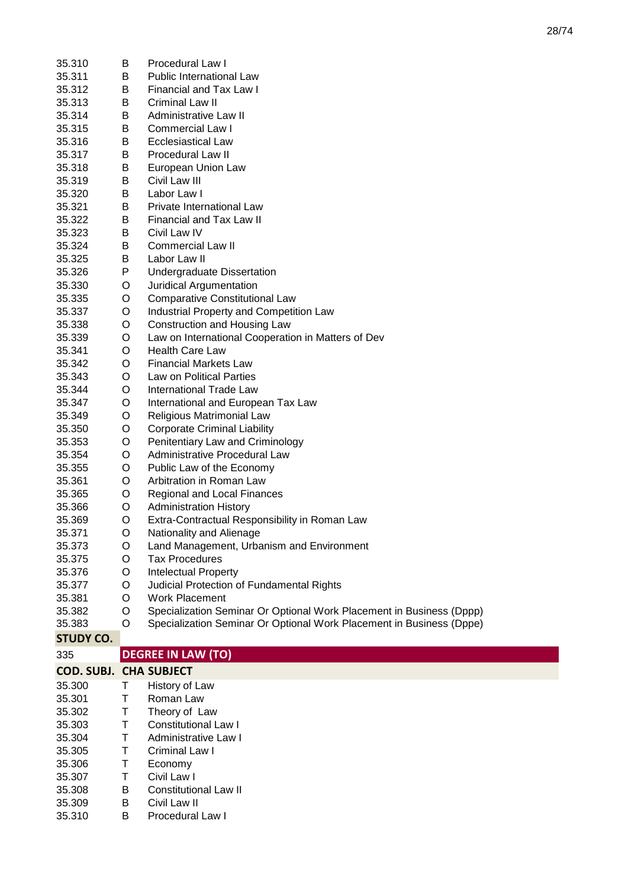| | | |
|---|---|---|
| 35.310 | B | Procedural Law I |
| 35.311 | B | Public International Law |
| 35.312 | B | Financial and Tax Law I |
| 35.313 | B | Criminal Law II |
| 35.314 | B | Administrative Law II |
| 35.315 | B | Commercial Law I |
| 35.316 | B | Ecclesiastical Law |
| 35.317 | B | Procedural Law II |
| 35.318 | B | European Union Law |
| 35.319 | B | Civil Law III |
| 35.320 | B | Labor Law I |
| 35.321 | B | Private International Law |
| 35.322 | B | Financial and Tax Law II |
| 35.323 | B | Civil Law IV |
| 35.324 | B | Commercial Law II |
| 35.325 | B | Labor Law II |
| 35.326 | P | Undergraduate Dissertation |
| 35.330 | O | Juridical Argumentation |
| 35.335 | O | Comparative Constitutional Law |
| 35.337 | O | Industrial Property and Competition Law |
| 35.338 | O | Construction and Housing Law |
| 35.339 | O | Law on International Cooperation in Matters of Dev |
| 35.341 | O | Health Care Law |
| 35.342 | O | Financial Markets Law |
| 35.343 | O | Law on Political Parties |
| 35.344 | O | International Trade Law |
| 35.347 | O | International and European Tax Law |
| 35.349 | O | Religious Matrimonial Law |
| 35.350 | O | Corporate Criminal Liability |
| 35.353 | O | Penitentiary Law and Criminology |
| 35.354 | O | Administrative Procedural Law |
| 35.355 | O | Public Law of the Economy |
| 35.361 | O | Arbitration in Roman Law |
| 35.365 | O | Regional and Local Finances |
| 35.366 | O | Administration History |
| 35.369 | O | Extra-Contractual Responsibility in Roman Law |
| 35.371 | O | Nationality and Alienage |
| 35.373 | O | Land Management, Urbanism and Environment |
| 35.375 | O | Tax Procedures |
| 35.376 | O | Intelectual Property |
| 35.377 | O | Judicial Protection of Fundamental Rights |
| 35.381 | O | Work Placement |
| 35.382 | O | Specialization Seminar Or Optional Work Placement in Business (Dppp) |
| 35.383 | O | Specialization Seminar Or Optional Work Placement in Business (Dppe) |

| **STUDY CO.** | |
|---|---|
| 335 | **DEGREE IN LAW (TO)** |

| **COD. SUBJ.** | **CHA** | **SUBJECT** |
|---|---|---|
| 35.300 | T | History of Law |
| 35.301 | T | Roman Law |
| 35.302 | T | Theory of Law |
| 35.303 | T | Constitutional Law I |
| 35.304 | T | Administrative Law I |
| 35.305 | T | Criminal Law I |
| 35.306 | T | Economy |
| 35.307 | T | Civil Law I |
| 35.308 | B | Constitutional Law II |
| 35.309 | B | Civil Law II |
| 35.310 | B | Procedural Law I |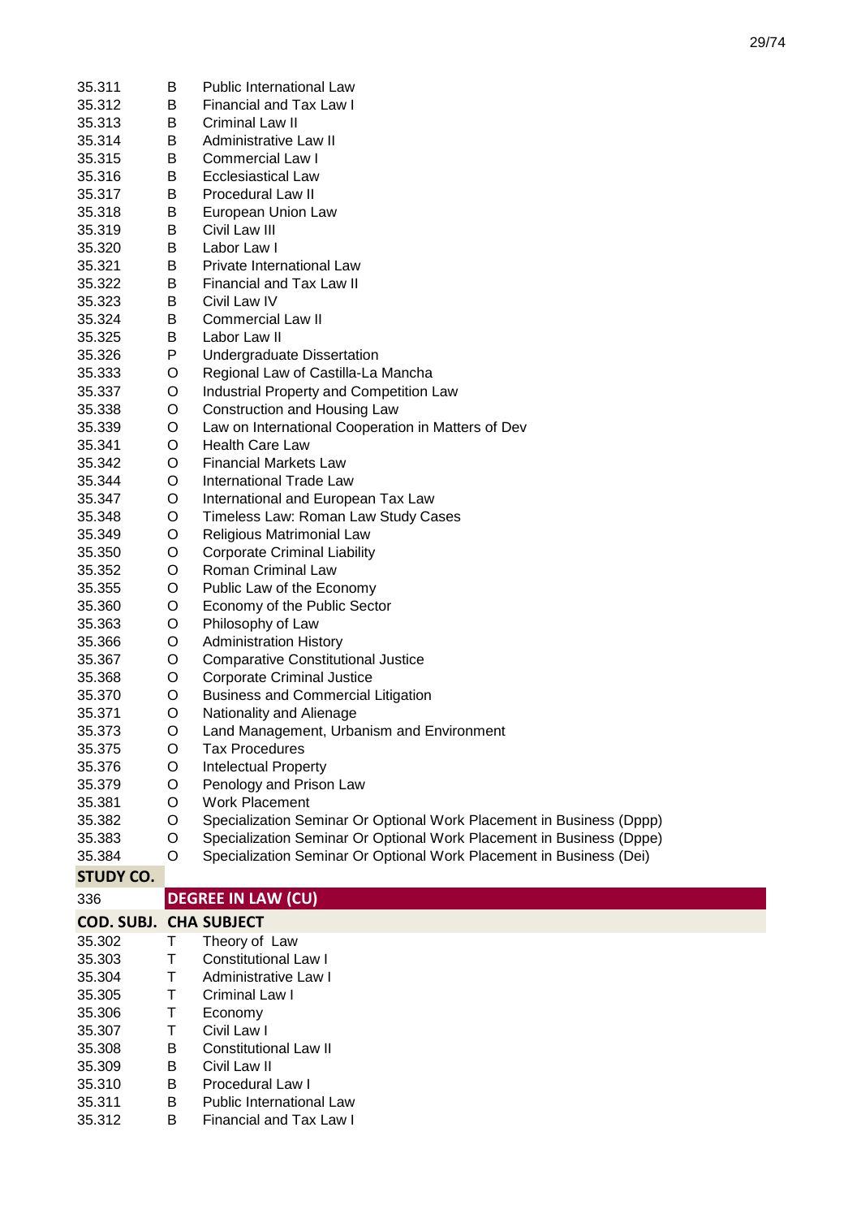| | | |
|---|---|---|
| 35.311 | B | Public International Law |
| 35.312 | B | Financial and Tax Law I |
| 35.313 | B | Criminal Law II |
| 35.314 | B | Administrative Law II |
| 35.315 | B | Commercial Law I |
| 35.316 | B | Ecclesiastical Law |
| 35.317 | B | Procedural Law II |
| 35.318 | B | European Union Law |
| 35.319 | B | Civil Law III |
| 35.320 | B | Labor Law I |
| 35.321 | B | Private International Law |
| 35.322 | B | Financial and Tax Law II |
| 35.323 | B | Civil Law IV |
| 35.324 | B | Commercial Law II |
| 35.325 | B | Labor Law II |
| 35.326 | P | Undergraduate Dissertation |
| 35.333 | O | Regional Law of Castilla-La Mancha |
| 35.337 | O | Industrial Property and Competition Law |
| 35.338 | O | Construction and Housing Law |
| 35.339 | O | Law on International Cooperation in Matters of Dev |
| 35.341 | O | Health Care Law |
| 35.342 | O | Financial Markets Law |
| 35.344 | O | International Trade Law |
| 35.347 | O | International and European Tax Law |
| 35.348 | O | Timeless Law: Roman Law Study Cases |
| 35.349 | O | Religious Matrimonial Law |
| 35.350 | O | Corporate Criminal Liability |
| 35.352 | O | Roman Criminal Law |
| 35.355 | O | Public Law of the Economy |
| 35.360 | O | Economy of the Public Sector |
| 35.363 | O | Philosophy of Law |
| 35.366 | O | Administration History |
| 35.367 | O | Comparative Constitutional Justice |
| 35.368 | O | Corporate Criminal Justice |
| 35.370 | O | Business and Commercial Litigation |
| 35.371 | O | Nationality and Alienage |
| 35.373 | O | Land Management, Urbanism and Environment |
| 35.375 | O | Tax Procedures |
| 35.376 | O | Intelectual Property |
| 35.379 | O | Penology and Prison Law |
| 35.381 | O | Work Placement |
| 35.382 | O | Specialization Seminar Or Optional Work Placement in Business (Dppp) |
| 35.383 | O | Specialization Seminar Or Optional Work Placement in Business (Dppe) |
| 35.384 | O | Specialization Seminar Or Optional Work Placement in Business (Dei) |

| STUDY CO. | | |
|---|---|---|
| 336 | **DEGREE IN LAW (CU)** | |
| **COD. SUBJ.** | **CHA** | **SUBJECT** |
| 35.302 | T | Theory of Law |
| 35.303 | T | Constitutional Law I |
| 35.304 | T | Administrative Law I |
| 35.305 | T | Criminal Law I |
| 35.306 | T | Economy |
| 35.307 | T | Civil Law I |
| 35.308 | B | Constitutional Law II |
| 35.309 | B | Civil Law II |
| 35.310 | B | Procedural Law I |
| 35.311 | B | Public International Law |
| 35.312 | B | Financial and Tax Law I |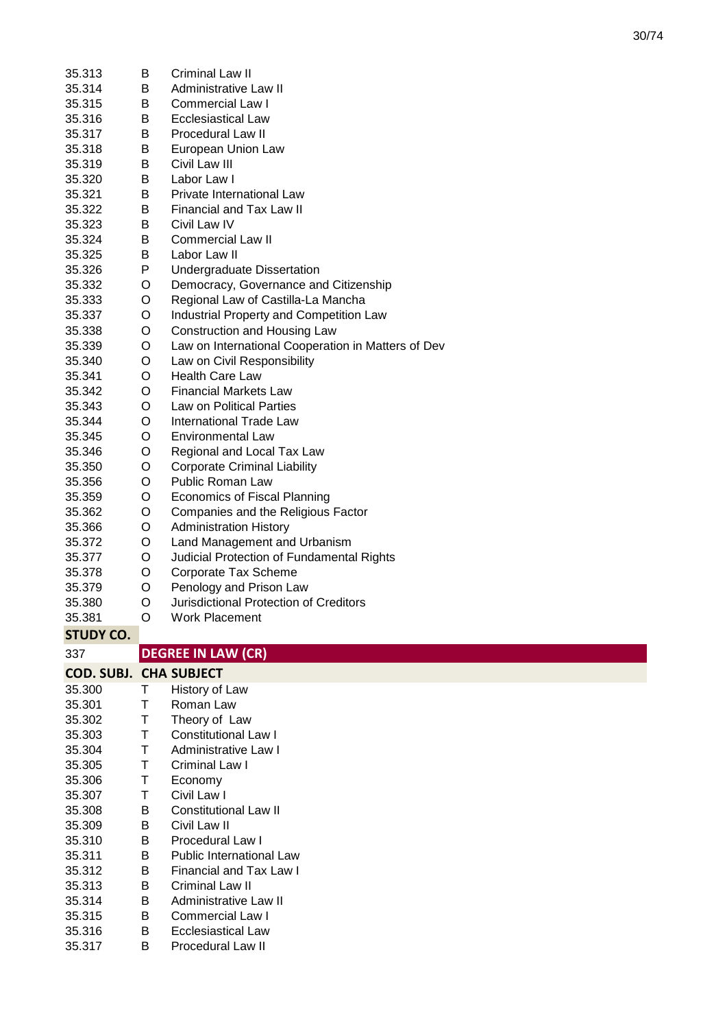| | | |
|---|---|---|
| 35.313 | B | Criminal Law II |
| 35.314 | B | Administrative Law II |
| 35.315 | B | Commercial Law I |
| 35.316 | B | Ecclesiastical Law |
| 35.317 | B | Procedural Law II |
| 35.318 | B | European Union Law |
| 35.319 | B | Civil Law III |
| 35.320 | B | Labor Law I |
| 35.321 | B | Private International Law |
| 35.322 | B | Financial and Tax Law II |
| 35.323 | B | Civil Law IV |
| 35.324 | B | Commercial Law II |
| 35.325 | B | Labor Law II |
| 35.326 | P | Undergraduate Dissertation |
| 35.332 | O | Democracy, Governance and Citizenship |
| 35.333 | O | Regional Law of Castilla-La Mancha |
| 35.337 | O | Industrial Property and Competition Law |
| 35.338 | O | Construction and Housing Law |
| 35.339 | O | Law on International Cooperation in Matters of Dev |
| 35.340 | O | Law on Civil Responsibility |
| 35.341 | O | Health Care Law |
| 35.342 | O | Financial Markets Law |
| 35.343 | O | Law on Political Parties |
| 35.344 | O | International Trade Law |
| 35.345 | O | Environmental Law |
| 35.346 | O | Regional and Local Tax Law |
| 35.350 | O | Corporate Criminal Liability |
| 35.356 | O | Public Roman Law |
| 35.359 | O | Economics of Fiscal Planning |
| 35.362 | O | Companies and the Religious Factor |
| 35.366 | O | Administration History |
| 35.372 | O | Land Management and Urbanism |
| 35.377 | O | Judicial Protection of Fundamental Rights |
| 35.378 | O | Corporate Tax Scheme |
| 35.379 | O | Penology and Prison Law |
| 35.380 | O | Jurisdictional Protection of Creditors |
| 35.381 | O | Work Placement |

| **STUDY CO.** | | |
|---|---|---|
| 337 | **DEGREE IN LAW (CR)** | |
| **COD. SUBJ.** | **CHA** | **SUBJECT** |
| 35.300 | T | History of Law |
| 35.301 | T | Roman Law |
| 35.302 | T | Theory of Law |
| 35.303 | T | Constitutional Law I |
| 35.304 | T | Administrative Law I |
| 35.305 | T | Criminal Law I |
| 35.306 | T | Economy |
| 35.307 | T | Civil Law I |
| 35.308 | B | Constitutional Law II |
| 35.309 | B | Civil Law II |
| 35.310 | B | Procedural Law I |
| 35.311 | B | Public International Law |
| 35.312 | B | Financial and Tax Law I |
| 35.313 | B | Criminal Law II |
| 35.314 | B | Administrative Law II |
| 35.315 | B | Commercial Law I |
| 35.316 | B | Ecclesiastical Law |
| 35.317 | B | Procedural Law II |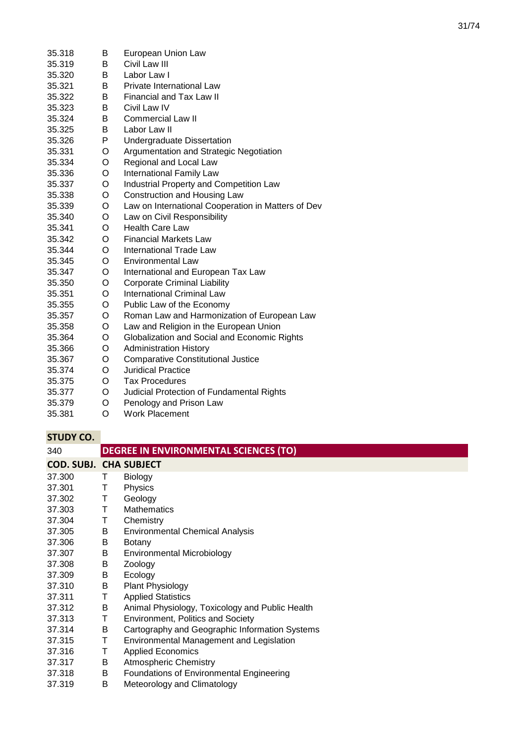| | | |
|---|---|---|
| 35.318 | B | European Union Law |
| 35.319 | B | Civil Law III |
| 35.320 | B | Labor Law I |
| 35.321 | B | Private International Law |
| 35.322 | B | Financial and Tax Law II |
| 35.323 | B | Civil Law IV |
| 35.324 | B | Commercial Law II |
| 35.325 | B | Labor Law II |
| 35.326 | P | Undergraduate Dissertation |
| 35.331 | O | Argumentation and Strategic Negotiation |
| 35.334 | O | Regional and Local Law |
| 35.336 | O | International Family Law |
| 35.337 | O | Industrial Property and Competition Law |
| 35.338 | O | Construction and Housing Law |
| 35.339 | O | Law on International Cooperation in Matters of Dev |
| 35.340 | O | Law on Civil Responsibility |
| 35.341 | O | Health Care Law |
| 35.342 | O | Financial Markets Law |
| 35.344 | O | International Trade Law |
| 35.345 | O | Environmental Law |
| 35.347 | O | International and European Tax Law |
| 35.350 | O | Corporate Criminal Liability |
| 35.351 | O | International Criminal Law |
| 35.355 | O | Public Law of the Economy |
| 35.357 | O | Roman Law and Harmonization of European Law |
| 35.358 | O | Law and Religion in the European Union |
| 35.364 | O | Globalization and Social and Economic Rights |
| 35.366 | O | Administration History |
| 35.367 | O | Comparative Constitutional Justice |
| 35.374 | O | Juridical Practice |
| 35.375 | O | Tax Procedures |
| 35.377 | O | Judicial Protection of Fundamental Rights |
| 35.379 | O | Penology and Prison Law |
| 35.381 | O | Work Placement |

| STUDY CO. | | |
|---|---|---|
| 340 | **DEGREE IN ENVIRONMENTAL SCIENCES (TO)** | |
| **COD. SUBJ.** | **CHA** | **SUBJECT** |
| 37.300 | T | Biology |
| 37.301 | T | Physics |
| 37.302 | T | Geology |
| 37.303 | T | Mathematics |
| 37.304 | T | Chemistry |
| 37.305 | B | Environmental Chemical Analysis |
| 37.306 | B | Botany |
| 37.307 | B | Environmental Microbiology |
| 37.308 | B | Zoology |
| 37.309 | B | Ecology |
| 37.310 | B | Plant Physiology |
| 37.311 | T | Applied Statistics |
| 37.312 | B | Animal Physiology, Toxicology and Public Health |
| 37.313 | T | Environment, Politics and Society |
| 37.314 | B | Cartography and Geographic Information Systems |
| 37.315 | T | Environmental Management and Legislation |
| 37.316 | T | Applied Economics |
| 37.317 | B | Atmospheric Chemistry |
| 37.318 | B | Foundations of Environmental Engineering |
| 37.319 | B | Meteorology and Climatology |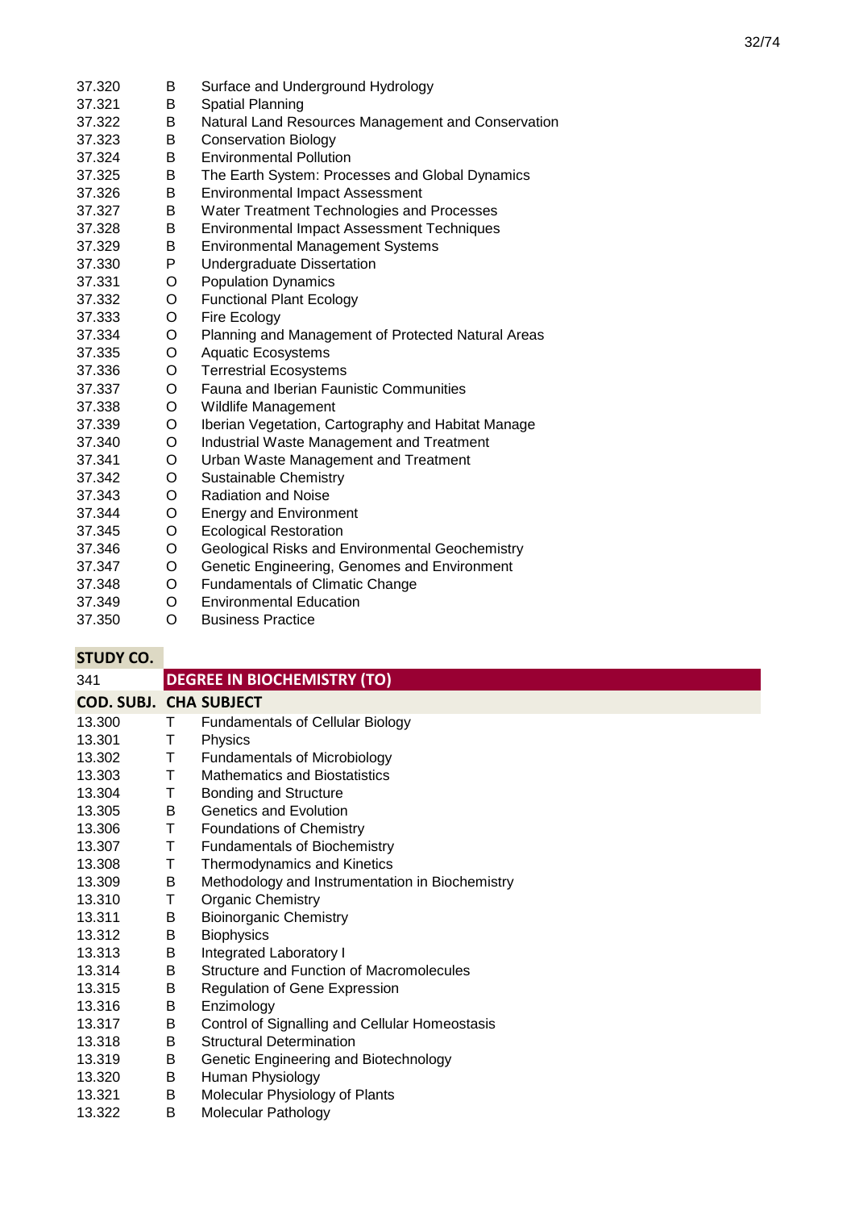| | | |
|---|---|---|
| 37.320 | B | Surface and Underground Hydrology |
| 37.321 | B | Spatial Planning |
| 37.322 | B | Natural Land Resources Management and Conservation |
| 37.323 | B | Conservation Biology |
| 37.324 | B | Environmental Pollution |
| 37.325 | B | The Earth System: Processes and Global Dynamics |
| 37.326 | B | Environmental Impact Assessment |
| 37.327 | B | Water Treatment Technologies and Processes |
| 37.328 | B | Environmental Impact Assessment Techniques |
| 37.329 | B | Environmental Management Systems |
| 37.330 | P | Undergraduate Dissertation |
| 37.331 | O | Population Dynamics |
| 37.332 | O | Functional Plant Ecology |
| 37.333 | O | Fire Ecology |
| 37.334 | O | Planning and Management of Protected Natural Areas |
| 37.335 | O | Aquatic Ecosystems |
| 37.336 | O | Terrestrial Ecosystems |
| 37.337 | O | Fauna and Iberian Faunistic Communities |
| 37.338 | O | Wildlife Management |
| 37.339 | O | Iberian Vegetation, Cartography and Habitat Manage |
| 37.340 | O | Industrial Waste Management and Treatment |
| 37.341 | O | Urban Waste Management and Treatment |
| 37.342 | O | Sustainable Chemistry |
| 37.343 | O | Radiation and Noise |
| 37.344 | O | Energy and Environment |
| 37.345 | O | Ecological Restoration |
| 37.346 | O | Geological Risks and Environmental Geochemistry |
| 37.347 | O | Genetic Engineering, Genomes and Environment |
| 37.348 | O | Fundamentals of Climatic Change |
| 37.349 | O | Environmental Education |
| 37.350 | O | Business Practice |

**STUDY CO.**

| 341 | | **DEGREE IN BIOCHEMISTRY (TO)** |
|---|---|---|
| **COD. SUBJ.** | **CHA** | **SUBJECT** |
| 13.300 | T | Fundamentals of Cellular Biology |
| 13.301 | T | Physics |
| 13.302 | T | Fundamentals of Microbiology |
| 13.303 | T | Mathematics and Biostatistics |
| 13.304 | T | Bonding and Structure |
| 13.305 | B | Genetics and Evolution |
| 13.306 | T | Foundations of Chemistry |
| 13.307 | T | Fundamentals of Biochemistry |
| 13.308 | T | Thermodynamics and Kinetics |
| 13.309 | B | Methodology and Instrumentation in Biochemistry |
| 13.310 | T | Organic Chemistry |
| 13.311 | B | Bioinorganic Chemistry |
| 13.312 | B | Biophysics |
| 13.313 | B | Integrated Laboratory I |
| 13.314 | B | Structure and Function of Macromolecules |
| 13.315 | B | Regulation of Gene Expression |
| 13.316 | B | Enzimology |
| 13.317 | B | Control of Signalling and Cellular Homeostasis |
| 13.318 | B | Structural Determination |
| 13.319 | B | Genetic Engineering and Biotechnology |
| 13.320 | B | Human Physiology |
| 13.321 | B | Molecular Physiology of Plants |
| 13.322 | B | Molecular Pathology |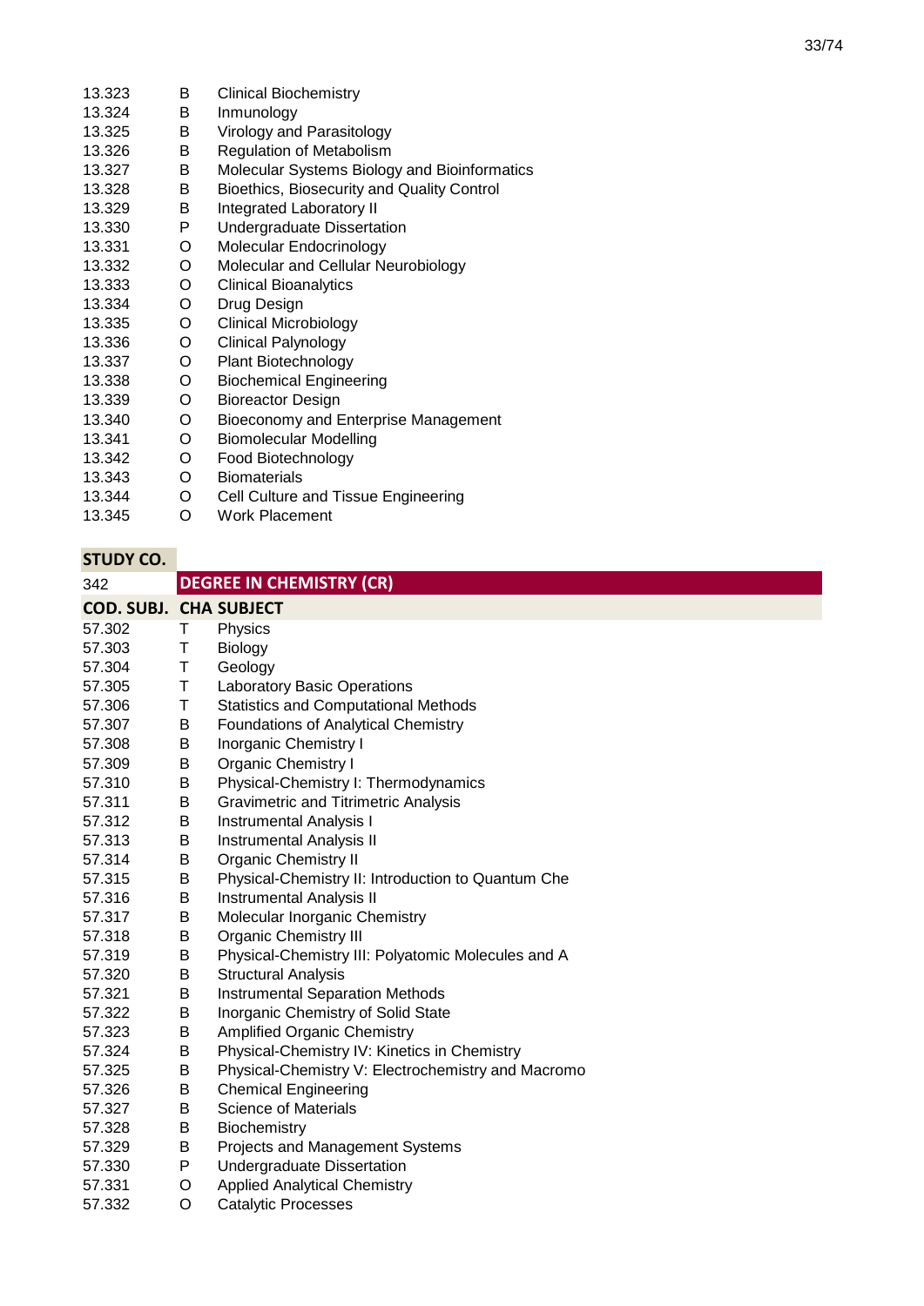| | | |
|---|---|---|
| 13.323 | B | Clinical Biochemistry |
| 13.324 | B | Inmunology |
| 13.325 | B | Virology and Parasitology |
| 13.326 | B | Regulation of Metabolism |
| 13.327 | B | Molecular Systems Biology and Bioinformatics |
| 13.328 | B | Bioethics, Biosecurity and Quality Control |
| 13.329 | B | Integrated Laboratory II |
| 13.330 | P | Undergraduate Dissertation |
| 13.331 | O | Molecular Endocrinology |
| 13.332 | O | Molecular and Cellular Neurobiology |
| 13.333 | O | Clinical Bioanalytics |
| 13.334 | O | Drug Design |
| 13.335 | O | Clinical Microbiology |
| 13.336 | O | Clinical Palynology |
| 13.337 | O | Plant Biotechnology |
| 13.338 | O | Biochemical Engineering |
| 13.339 | O | Bioreactor Design |
| 13.340 | O | Bioeconomy and Enterprise Management |
| 13.341 | O | Biomolecular Modelling |
| 13.342 | O | Food Biotechnology |
| 13.343 | O | Biomaterials |
| 13.344 | O | Cell Culture and Tissue Engineering |
| 13.345 | O | Work Placement |

| STUDY CO. | | |
|---|---|---|
| 342 | **DEGREE IN CHEMISTRY (CR)** | |
| **COD. SUBJ.** | **CHA** | **SUBJECT** |
| 57.302 | T | Physics |
| 57.303 | T | Biology |
| 57.304 | T | Geology |
| 57.305 | T | Laboratory Basic Operations |
| 57.306 | T | Statistics and Computational Methods |
| 57.307 | B | Foundations of Analytical Chemistry |
| 57.308 | B | Inorganic Chemistry I |
| 57.309 | B | Organic Chemistry I |
| 57.310 | B | Physical-Chemistry I: Thermodynamics |
| 57.311 | B | Gravimetric and Titrimetric Analysis |
| 57.312 | B | Instrumental Analysis I |
| 57.313 | B | Instrumental Analysis II |
| 57.314 | B | Organic Chemistry II |
| 57.315 | B | Physical-Chemistry II: Introduction to Quantum Che |
| 57.316 | B | Instrumental Analysis II |
| 57.317 | B | Molecular Inorganic Chemistry |
| 57.318 | B | Organic Chemistry III |
| 57.319 | B | Physical-Chemistry III: Polyatomic Molecules and A |
| 57.320 | B | Structural Analysis |
| 57.321 | B | Instrumental Separation Methods |
| 57.322 | B | Inorganic Chemistry of Solid State |
| 57.323 | B | Amplified Organic Chemistry |
| 57.324 | B | Physical-Chemistry IV: Kinetics in Chemistry |
| 57.325 | B | Physical-Chemistry V: Electrochemistry and Macromo |
| 57.326 | B | Chemical Engineering |
| 57.327 | B | Science of Materials |
| 57.328 | B | Biochemistry |
| 57.329 | B | Projects and Management Systems |
| 57.330 | P | Undergraduate Dissertation |
| 57.331 | O | Applied Analytical Chemistry |
| 57.332 | O | Catalytic Processes |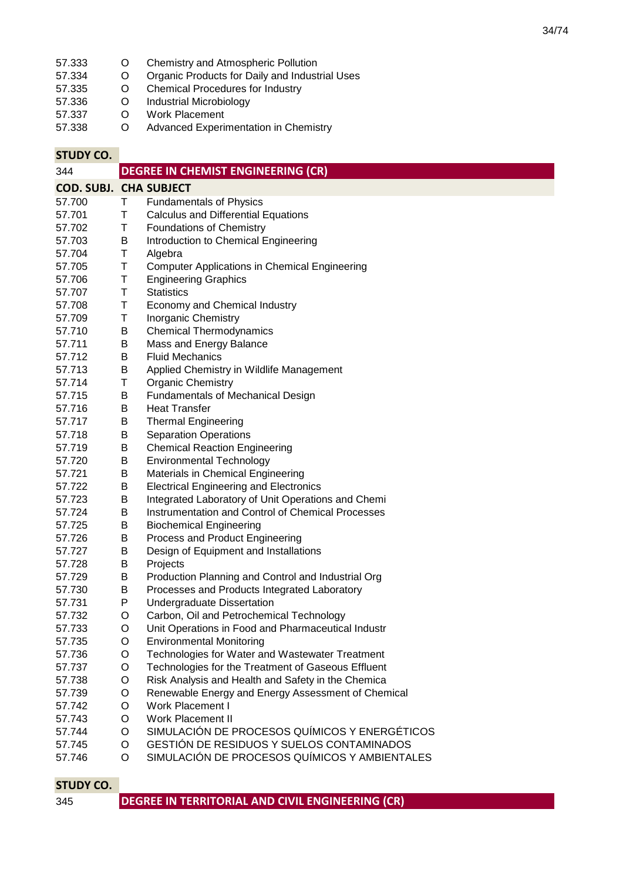| | | |
|---|---|---|
| 57.333 | O | Chemistry and Atmospheric Pollution |
| 57.334 | O | Organic Products for Daily and Industrial Uses |
| 57.335 | O | Chemical Procedures for Industry |
| 57.336 | O | Industrial Microbiology |
| 57.337 | O | Work Placement |
| 57.338 | O | Advanced Experimentation in Chemistry |

| STUDY CO. | | |
|---|---|---|
| 344 | **DEGREE IN CHEMIST ENGINEERING (CR)** | |
| **COD. SUBJ.** | **CHA** | **SUBJECT** |
| 57.700 | T | Fundamentals of Physics |
| 57.701 | T | Calculus and Differential Equations |
| 57.702 | T | Foundations of Chemistry |
| 57.703 | B | Introduction to Chemical Engineering |
| 57.704 | T | Algebra |
| 57.705 | T | Computer Applications in Chemical Engineering |
| 57.706 | T | Engineering Graphics |
| 57.707 | T | Statistics |
| 57.708 | T | Economy and Chemical Industry |
| 57.709 | T | Inorganic Chemistry |
| 57.710 | B | Chemical Thermodynamics |
| 57.711 | B | Mass and Energy Balance |
| 57.712 | B | Fluid Mechanics |
| 57.713 | B | Applied Chemistry in Wildlife Management |
| 57.714 | T | Organic Chemistry |
| 57.715 | B | Fundamentals of Mechanical Design |
| 57.716 | B | Heat Transfer |
| 57.717 | B | Thermal Engineering |
| 57.718 | B | Separation Operations |
| 57.719 | B | Chemical Reaction Engineering |
| 57.720 | B | Environmental Technology |
| 57.721 | B | Materials in Chemical Engineering |
| 57.722 | B | Electrical Engineering and Electronics |
| 57.723 | B | Integrated Laboratory of Unit Operations and Chemi |
| 57.724 | B | Instrumentation and Control of Chemical Processes |
| 57.725 | B | Biochemical Engineering |
| 57.726 | B | Process and Product Engineering |
| 57.727 | B | Design of Equipment and Installations |
| 57.728 | B | Projects |
| 57.729 | B | Production Planning and Control and Industrial Org |
| 57.730 | B | Processes and Products Integrated Laboratory |
| 57.731 | P | Undergraduate Dissertation |
| 57.732 | O | Carbon, Oil and Petrochemical Technology |
| 57.733 | O | Unit Operations in Food and Pharmaceutical Industr |
| 57.735 | O | Environmental Monitoring |
| 57.736 | O | Technologies for Water and Wastewater Treatment |
| 57.737 | O | Technologies for the Treatment of Gaseous Effluent |
| 57.738 | O | Risk Analysis and Health and Safety in the Chemica |
| 57.739 | O | Renewable Energy and Energy Assessment of Chemical |
| 57.742 | O | Work Placement I |
| 57.743 | O | Work Placement II |
| 57.744 | O | SIMULACIÓN DE PROCESOS QUÍMICOS Y ENERGÉTICOS |
| 57.745 | O | GESTIÓN DE RESIDUOS Y SUELOS CONTAMINADOS |
| 57.746 | O | SIMULACIÓN DE PROCESOS QUÍMICOS Y AMBIENTALES |

| STUDY CO. | |
|---|---|
| 345 | **DEGREE IN TERRITORIAL AND CIVIL ENGINEERING (CR)** |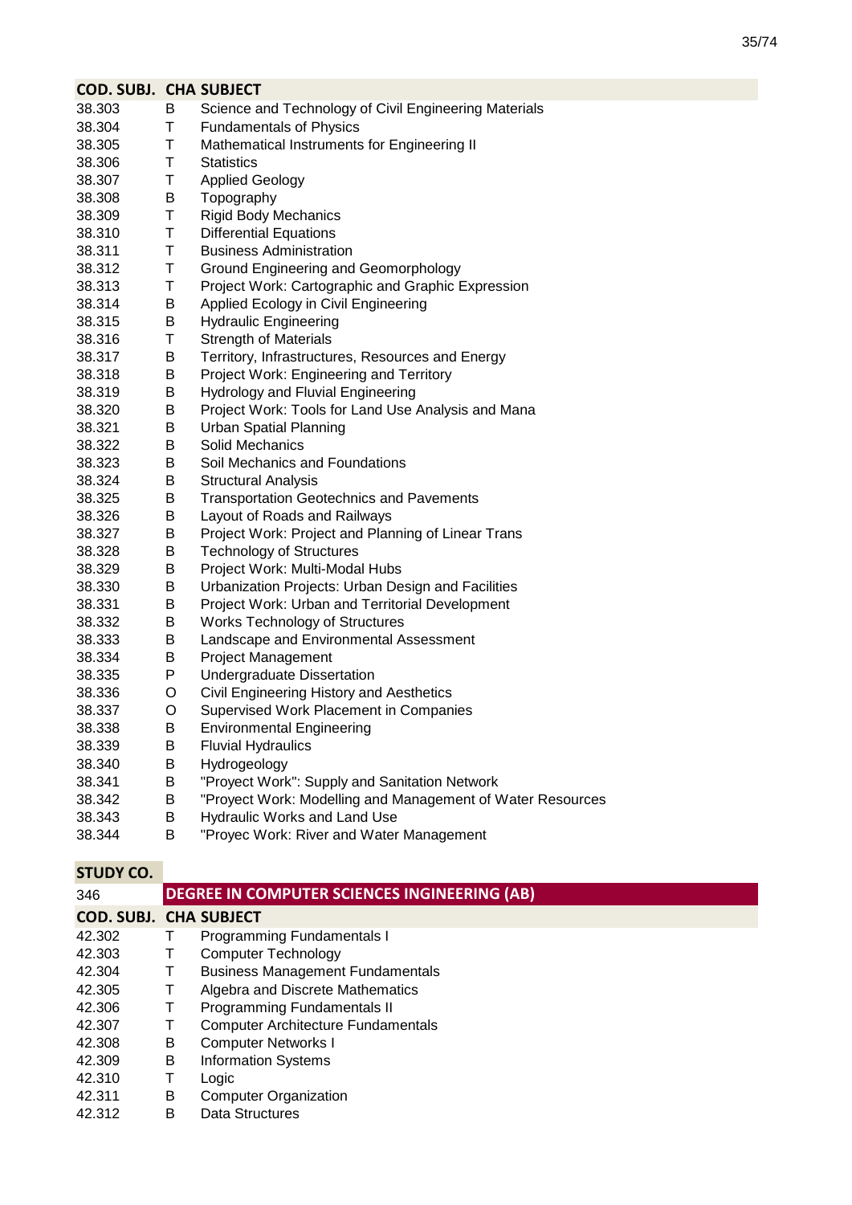| COD. SUBJ. | CHA | SUBJECT |
|---|---|---|
| 38.303 | B | Science and Technology of Civil Engineering Materials |
| 38.304 | T | Fundamentals of Physics |
| 38.305 | T | Mathematical Instruments for Engineering II |
| 38.306 | T | Statistics |
| 38.307 | T | Applied Geology |
| 38.308 | B | Topography |
| 38.309 | T | Rigid Body Mechanics |
| 38.310 | T | Differential Equations |
| 38.311 | T | Business Administration |
| 38.312 | T | Ground Engineering and Geomorphology |
| 38.313 | T | Project Work: Cartographic and Graphic Expression |
| 38.314 | B | Applied Ecology in Civil Engineering |
| 38.315 | B | Hydraulic Engineering |
| 38.316 | T | Strength of Materials |
| 38.317 | B | Territory, Infrastructures, Resources and Energy |
| 38.318 | B | Project Work: Engineering and Territory |
| 38.319 | B | Hydrology and Fluvial Engineering |
| 38.320 | B | Project Work: Tools for Land Use Analysis and Mana |
| 38.321 | B | Urban Spatial Planning |
| 38.322 | B | Solid Mechanics |
| 38.323 | B | Soil Mechanics and Foundations |
| 38.324 | B | Structural Analysis |
| 38.325 | B | Transportation Geotechnics and Pavements |
| 38.326 | B | Layout of Roads and Railways |
| 38.327 | B | Project Work: Project and Planning of Linear Trans |
| 38.328 | B | Technology of Structures |
| 38.329 | B | Project Work: Multi-Modal Hubs |
| 38.330 | B | Urbanization Projects: Urban Design and Facilities |
| 38.331 | B | Project Work: Urban and Territorial Development |
| 38.332 | B | Works Technology of Structures |
| 38.333 | B | Landscape and Environmental Assessment |
| 38.334 | B | Project Management |
| 38.335 | P | Undergraduate Dissertation |
| 38.336 | O | Civil Engineering History and Aesthetics |
| 38.337 | O | Supervised Work Placement in Companies |
| 38.338 | B | Environmental Engineering |
| 38.339 | B | Fluvial Hydraulics |
| 38.340 | B | Hydrogeology |
| 38.341 | B | "Proyect Work": Supply and Sanitation Network |
| 38.342 | B | "Proyect Work: Modelling and Management of Water Resources |
| 38.343 | B | Hydraulic Works and Land Use |
| 38.344 | B | "Proyec Work: River and Water Management |

**STUDY CO.**

| 346 | | **DEGREE IN COMPUTER SCIENCES INGINEERING (AB)** |
|---|---|---|
| **COD. SUBJ.** | **CHA** | **SUBJECT** |
| 42.302 | T | Programming Fundamentals I |
| 42.303 | T | Computer Technology |
| 42.304 | T | Business Management Fundamentals |
| 42.305 | T | Algebra and Discrete Mathematics |
| 42.306 | T | Programming Fundamentals II |
| 42.307 | T | Computer Architecture Fundamentals |
| 42.308 | B | Computer Networks I |
| 42.309 | B | Information Systems |
| 42.310 | T | Logic |
| 42.311 | B | Computer Organization |
| 42.312 | B | Data Structures |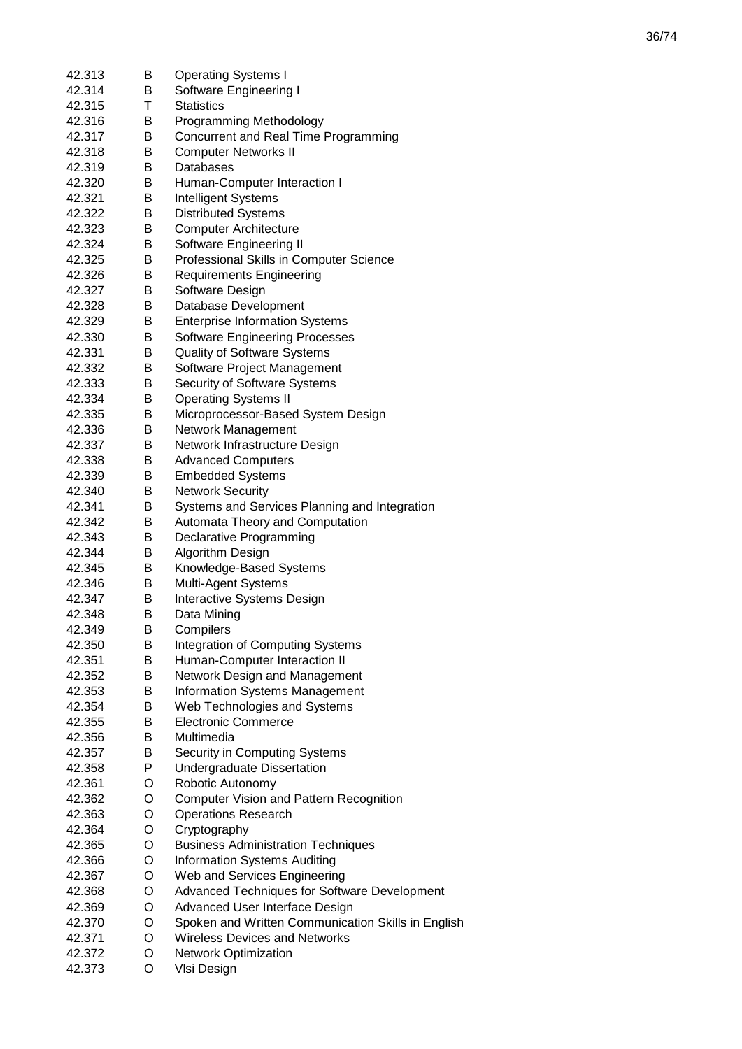| | | |
|---|---|---|
| 42.313 | B | Operating Systems I |
| 42.314 | B | Software Engineering I |
| 42.315 | T | Statistics |
| 42.316 | B | Programming Methodology |
| 42.317 | B | Concurrent and Real Time Programming |
| 42.318 | B | Computer Networks II |
| 42.319 | B | Databases |
| 42.320 | B | Human-Computer Interaction I |
| 42.321 | B | Intelligent Systems |
| 42.322 | B | Distributed Systems |
| 42.323 | B | Computer Architecture |
| 42.324 | B | Software Engineering II |
| 42.325 | B | Professional Skills in Computer Science |
| 42.326 | B | Requirements Engineering |
| 42.327 | B | Software Design |
| 42.328 | B | Database Development |
| 42.329 | B | Enterprise Information Systems |
| 42.330 | B | Software Engineering Processes |
| 42.331 | B | Quality of Software Systems |
| 42.332 | B | Software Project Management |
| 42.333 | B | Security of Software Systems |
| 42.334 | B | Operating Systems II |
| 42.335 | B | Microprocessor-Based System Design |
| 42.336 | B | Network Management |
| 42.337 | B | Network Infrastructure Design |
| 42.338 | B | Advanced Computers |
| 42.339 | B | Embedded Systems |
| 42.340 | B | Network Security |
| 42.341 | B | Systems and Services Planning and Integration |
| 42.342 | B | Automata Theory and Computation |
| 42.343 | B | Declarative Programming |
| 42.344 | B | Algorithm Design |
| 42.345 | B | Knowledge-Based Systems |
| 42.346 | B | Multi-Agent Systems |
| 42.347 | B | Interactive Systems Design |
| 42.348 | B | Data Mining |
| 42.349 | B | Compilers |
| 42.350 | B | Integration of Computing Systems |
| 42.351 | B | Human-Computer Interaction II |
| 42.352 | B | Network Design and Management |
| 42.353 | B | Information Systems Management |
| 42.354 | B | Web Technologies and Systems |
| 42.355 | B | Electronic Commerce |
| 42.356 | B | Multimedia |
| 42.357 | B | Security in Computing Systems |
| 42.358 | P | Undergraduate Dissertation |
| 42.361 | O | Robotic Autonomy |
| 42.362 | O | Computer Vision and Pattern Recognition |
| 42.363 | O | Operations Research |
| 42.364 | O | Cryptography |
| 42.365 | O | Business Administration Techniques |
| 42.366 | O | Information Systems Auditing |
| 42.367 | O | Web and Services Engineering |
| 42.368 | O | Advanced Techniques for Software Development |
| 42.369 | O | Advanced User Interface Design |
| 42.370 | O | Spoken and Written Communication Skills in English |
| 42.371 | O | Wireless Devices and Networks |
| 42.372 | O | Network Optimization |
| 42.373 | O | Vlsi Design |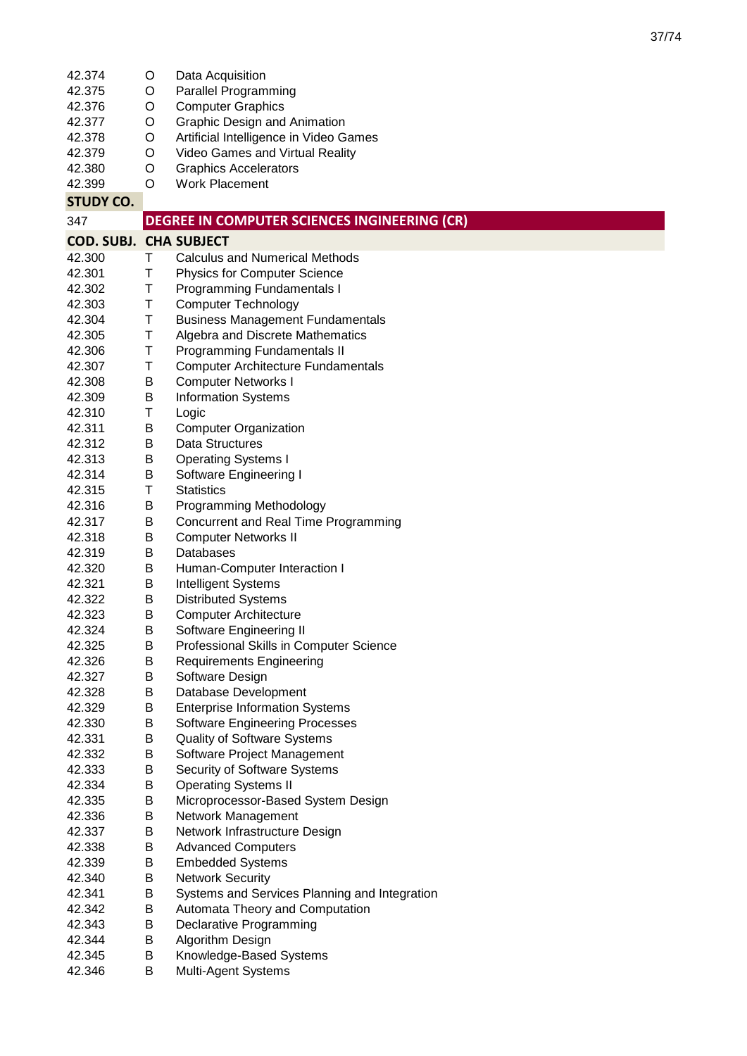| | | |
|---|---|---|
| 42.374 | O | Data Acquisition |
| 42.375 | O | Parallel Programming |
| 42.376 | O | Computer Graphics |
| 42.377 | O | Graphic Design and Animation |
| 42.378 | O | Artificial Intelligence in Video Games |
| 42.379 | O | Video Games and Virtual Reality |
| 42.380 | O | Graphics Accelerators |
| 42.399 | O | Work Placement |

**STUDY CO.**

| 347 | **DEGREE IN COMPUTER SCIENCES INGINEERING (CR)** | |
|---|---|---|
| **COD. SUBJ.** | **CHA** | **SUBJECT** |
| 42.300 | T | Calculus and Numerical Methods |
| 42.301 | T | Physics for Computer Science |
| 42.302 | T | Programming Fundamentals I |
| 42.303 | T | Computer Technology |
| 42.304 | T | Business Management Fundamentals |
| 42.305 | T | Algebra and Discrete Mathematics |
| 42.306 | T | Programming Fundamentals II |
| 42.307 | T | Computer Architecture Fundamentals |
| 42.308 | B | Computer Networks I |
| 42.309 | B | Information Systems |
| 42.310 | T | Logic |
| 42.311 | B | Computer Organization |
| 42.312 | B | Data Structures |
| 42.313 | B | Operating Systems I |
| 42.314 | B | Software Engineering I |
| 42.315 | T | Statistics |
| 42.316 | B | Programming Methodology |
| 42.317 | B | Concurrent and Real Time Programming |
| 42.318 | B | Computer Networks II |
| 42.319 | B | Databases |
| 42.320 | B | Human-Computer Interaction I |
| 42.321 | B | Intelligent Systems |
| 42.322 | B | Distributed Systems |
| 42.323 | B | Computer Architecture |
| 42.324 | B | Software Engineering II |
| 42.325 | B | Professional Skills in Computer Science |
| 42.326 | B | Requirements Engineering |
| 42.327 | B | Software Design |
| 42.328 | B | Database Development |
| 42.329 | B | Enterprise Information Systems |
| 42.330 | B | Software Engineering Processes |
| 42.331 | B | Quality of Software Systems |
| 42.332 | B | Software Project Management |
| 42.333 | B | Security of Software Systems |
| 42.334 | B | Operating Systems II |
| 42.335 | B | Microprocessor-Based System Design |
| 42.336 | B | Network Management |
| 42.337 | B | Network Infrastructure Design |
| 42.338 | B | Advanced Computers |
| 42.339 | B | Embedded Systems |
| 42.340 | B | Network Security |
| 42.341 | B | Systems and Services Planning and Integration |
| 42.342 | B | Automata Theory and Computation |
| 42.343 | B | Declarative Programming |
| 42.344 | B | Algorithm Design |
| 42.345 | B | Knowledge-Based Systems |
| 42.346 | B | Multi-Agent Systems |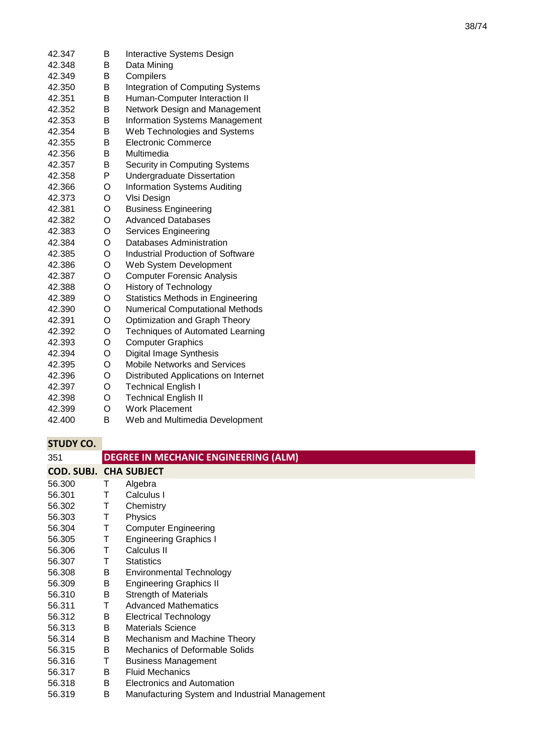| | | |
|---|---|---|
| 42.347 | B | Interactive Systems Design |
| 42.348 | B | Data Mining |
| 42.349 | B | Compilers |
| 42.350 | B | Integration of Computing Systems |
| 42.351 | B | Human-Computer Interaction II |
| 42.352 | B | Network Design and Management |
| 42.353 | B | Information Systems Management |
| 42.354 | B | Web Technologies and Systems |
| 42.355 | B | Electronic Commerce |
| 42.356 | B | Multimedia |
| 42.357 | B | Security in Computing Systems |
| 42.358 | P | Undergraduate Dissertation |
| 42.366 | O | Information Systems Auditing |
| 42.373 | O | Vlsi Design |
| 42.381 | O | Business Engineering |
| 42.382 | O | Advanced Databases |
| 42.383 | O | Services Engineering |
| 42.384 | O | Databases Administration |
| 42.385 | O | Industrial Production of Software |
| 42.386 | O | Web System Development |
| 42.387 | O | Computer Forensic Analysis |
| 42.388 | O | History of Technology |
| 42.389 | O | Statistics Methods in Engineering |
| 42.390 | O | Numerical Computational Methods |
| 42.391 | O | Optimization and Graph Theory |
| 42.392 | O | Techniques of Automated Learning |
| 42.393 | O | Computer Graphics |
| 42.394 | O | Digital Image Synthesis |
| 42.395 | O | Mobile Networks and Services |
| 42.396 | O | Distributed Applications on Internet |
| 42.397 | O | Technical English I |
| 42.398 | O | Technical English II |
| 42.399 | O | Work Placement |
| 42.400 | B | Web and Multimedia Development |

| **STUDY CO.** | | |
|---|---|---|
| 351 | **DEGREE IN MECHANIC ENGINEERING (ALM)** | |
| **COD. SUBJ.** | **CHA** | **SUBJECT** |
| 56.300 | T | Algebra |
| 56.301 | T | Calculus I |
| 56.302 | T | Chemistry |
| 56.303 | T | Physics |
| 56.304 | T | Computer Engineering |
| 56.305 | T | Engineering Graphics I |
| 56.306 | T | Calculus II |
| 56.307 | T | Statistics |
| 56.308 | B | Environmental Technology |
| 56.309 | B | Engineering Graphics II |
| 56.310 | B | Strength of Materials |
| 56.311 | T | Advanced Mathematics |
| 56.312 | B | Electrical Technology |
| 56.313 | B | Materials Science |
| 56.314 | B | Mechanism and Machine Theory |
| 56.315 | B | Mechanics of Deformable Solids |
| 56.316 | T | Business Management |
| 56.317 | B | Fluid Mechanics |
| 56.318 | B | Electronics and Automation |
| 56.319 | B | Manufacturing System and Industrial Management |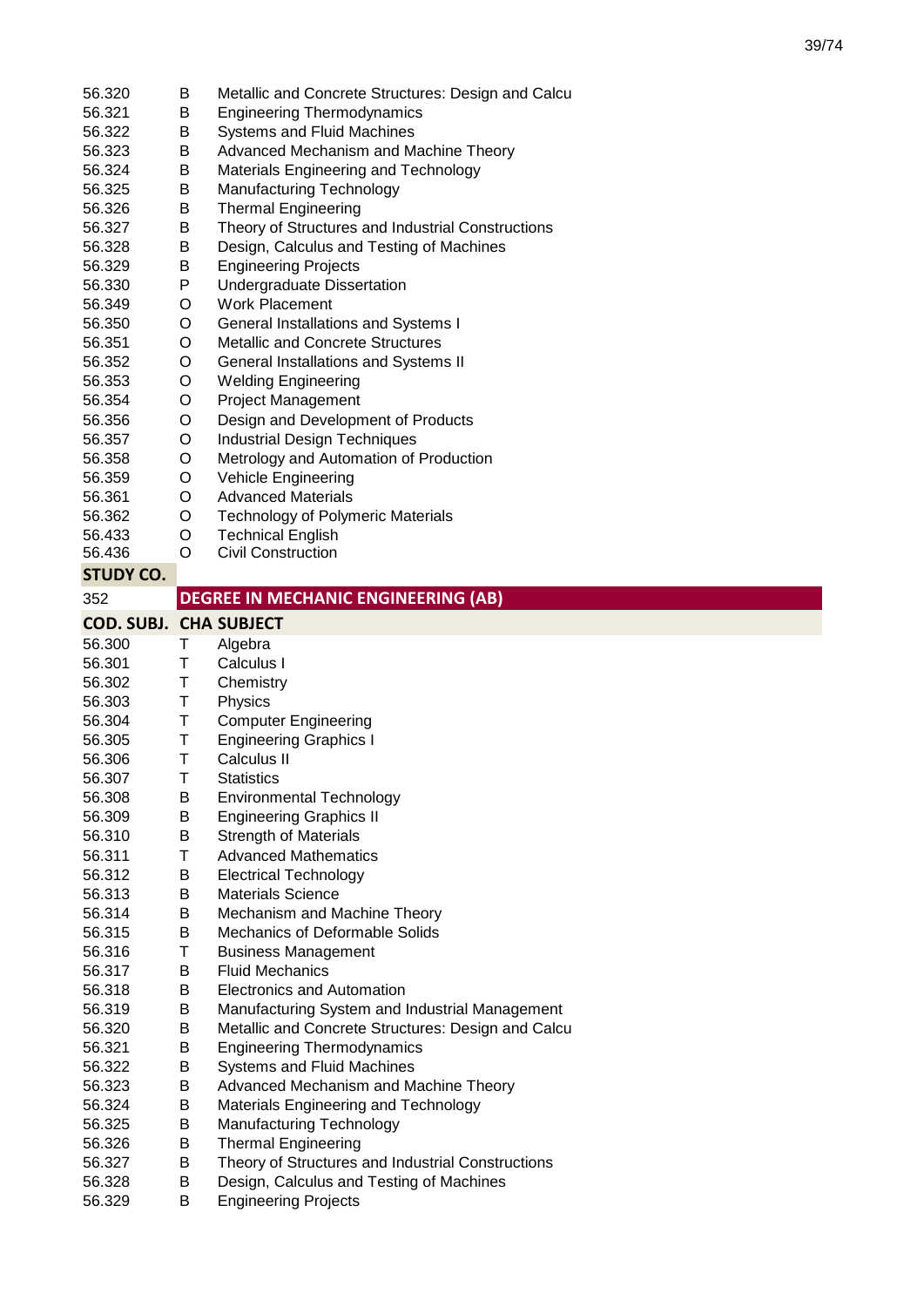| | | |
|---|---|---|
| 56.320 | B | Metallic and Concrete Structures: Design and Calcu |
| 56.321 | B | Engineering Thermodynamics |
| 56.322 | B | Systems and Fluid Machines |
| 56.323 | B | Advanced Mechanism and Machine Theory |
| 56.324 | B | Materials Engineering and Technology |
| 56.325 | B | Manufacturing Technology |
| 56.326 | B | Thermal Engineering |
| 56.327 | B | Theory of Structures and Industrial Constructions |
| 56.328 | B | Design, Calculus and Testing of Machines |
| 56.329 | B | Engineering Projects |
| 56.330 | P | Undergraduate Dissertation |
| 56.349 | O | Work Placement |
| 56.350 | O | General Installations and Systems I |
| 56.351 | O | Metallic and Concrete Structures |
| 56.352 | O | General Installations and Systems II |
| 56.353 | O | Welding Engineering |
| 56.354 | O | Project Management |
| 56.356 | O | Design and Development of Products |
| 56.357 | O | Industrial Design Techniques |
| 56.358 | O | Metrology and Automation of Production |
| 56.359 | O | Vehicle Engineering |
| 56.361 | O | Advanced Materials |
| 56.362 | O | Technology of Polymeric Materials |
| 56.433 | O | Technical English |
| 56.436 | O | Civil Construction |

| STUDY CO. | | |
|---|---|---|
| 352 | **DEGREE IN MECHANIC ENGINEERING (AB)** | |
| **COD. SUBJ.** | **CHA** | **SUBJECT** |
| 56.300 | T | Algebra |
| 56.301 | T | Calculus I |
| 56.302 | T | Chemistry |
| 56.303 | T | Physics |
| 56.304 | T | Computer Engineering |
| 56.305 | T | Engineering Graphics I |
| 56.306 | T | Calculus II |
| 56.307 | T | Statistics |
| 56.308 | B | Environmental Technology |
| 56.309 | B | Engineering Graphics II |
| 56.310 | B | Strength of Materials |
| 56.311 | T | Advanced Mathematics |
| 56.312 | B | Electrical Technology |
| 56.313 | B | Materials Science |
| 56.314 | B | Mechanism and Machine Theory |
| 56.315 | B | Mechanics of Deformable Solids |
| 56.316 | T | Business Management |
| 56.317 | B | Fluid Mechanics |
| 56.318 | B | Electronics and Automation |
| 56.319 | B | Manufacturing System and Industrial Management |
| 56.320 | B | Metallic and Concrete Structures: Design and Calcu |
| 56.321 | B | Engineering Thermodynamics |
| 56.322 | B | Systems and Fluid Machines |
| 56.323 | B | Advanced Mechanism and Machine Theory |
| 56.324 | B | Materials Engineering and Technology |
| 56.325 | B | Manufacturing Technology |
| 56.326 | B | Thermal Engineering |
| 56.327 | B | Theory of Structures and Industrial Constructions |
| 56.328 | B | Design, Calculus and Testing of Machines |
| 56.329 | B | Engineering Projects |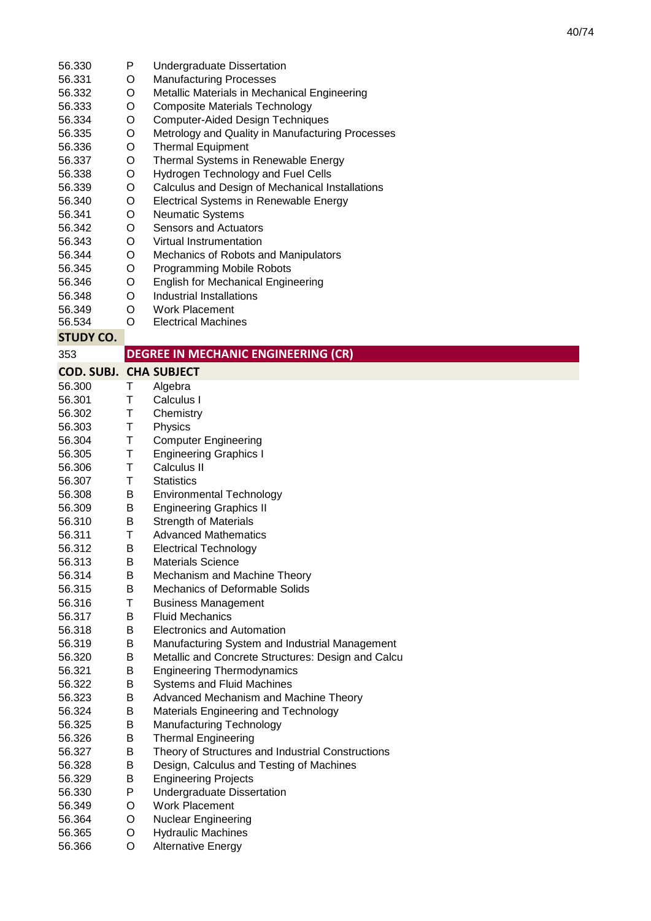| | | |
|---|---|---|
| 56.330 | P | Undergraduate Dissertation |
| 56.331 | O | Manufacturing Processes |
| 56.332 | O | Metallic Materials in Mechanical Engineering |
| 56.333 | O | Composite Materials Technology |
| 56.334 | O | Computer-Aided Design Techniques |
| 56.335 | O | Metrology and Quality in Manufacturing Processes |
| 56.336 | O | Thermal Equipment |
| 56.337 | O | Thermal Systems in Renewable Energy |
| 56.338 | O | Hydrogen Technology and Fuel Cells |
| 56.339 | O | Calculus and Design of Mechanical Installations |
| 56.340 | O | Electrical Systems in Renewable Energy |
| 56.341 | O | Neumatic Systems |
| 56.342 | O | Sensors and Actuators |
| 56.343 | O | Virtual Instrumentation |
| 56.344 | O | Mechanics of Robots and Manipulators |
| 56.345 | O | Programming Mobile Robots |
| 56.346 | O | English for Mechanical Engineering |
| 56.348 | O | Industrial Installations |
| 56.349 | O | Work Placement |
| 56.534 | O | Electrical Machines |

| STUDY CO. | | |
|---|---|---|
| 353 | **DEGREE IN MECHANIC ENGINEERING (CR)** | |
| **COD. SUBJ.** | **CHA** | **SUBJECT** |
| 56.300 | T | Algebra |
| 56.301 | T | Calculus I |
| 56.302 | T | Chemistry |
| 56.303 | T | Physics |
| 56.304 | T | Computer Engineering |
| 56.305 | T | Engineering Graphics I |
| 56.306 | T | Calculus II |
| 56.307 | T | Statistics |
| 56.308 | B | Environmental Technology |
| 56.309 | B | Engineering Graphics II |
| 56.310 | B | Strength of Materials |
| 56.311 | T | Advanced Mathematics |
| 56.312 | B | Electrical Technology |
| 56.313 | B | Materials Science |
| 56.314 | B | Mechanism and Machine Theory |
| 56.315 | B | Mechanics of Deformable Solids |
| 56.316 | T | Business Management |
| 56.317 | B | Fluid Mechanics |
| 56.318 | B | Electronics and Automation |
| 56.319 | B | Manufacturing System and Industrial Management |
| 56.320 | B | Metallic and Concrete Structures: Design and Calcu |
| 56.321 | B | Engineering Thermodynamics |
| 56.322 | B | Systems and Fluid Machines |
| 56.323 | B | Advanced Mechanism and Machine Theory |
| 56.324 | B | Materials Engineering and Technology |
| 56.325 | B | Manufacturing Technology |
| 56.326 | B | Thermal Engineering |
| 56.327 | B | Theory of Structures and Industrial Constructions |
| 56.328 | B | Design, Calculus and Testing of Machines |
| 56.329 | B | Engineering Projects |
| 56.330 | P | Undergraduate Dissertation |
| 56.349 | O | Work Placement |
| 56.364 | O | Nuclear Engineering |
| 56.365 | O | Hydraulic Machines |
| 56.366 | O | Alternative Energy |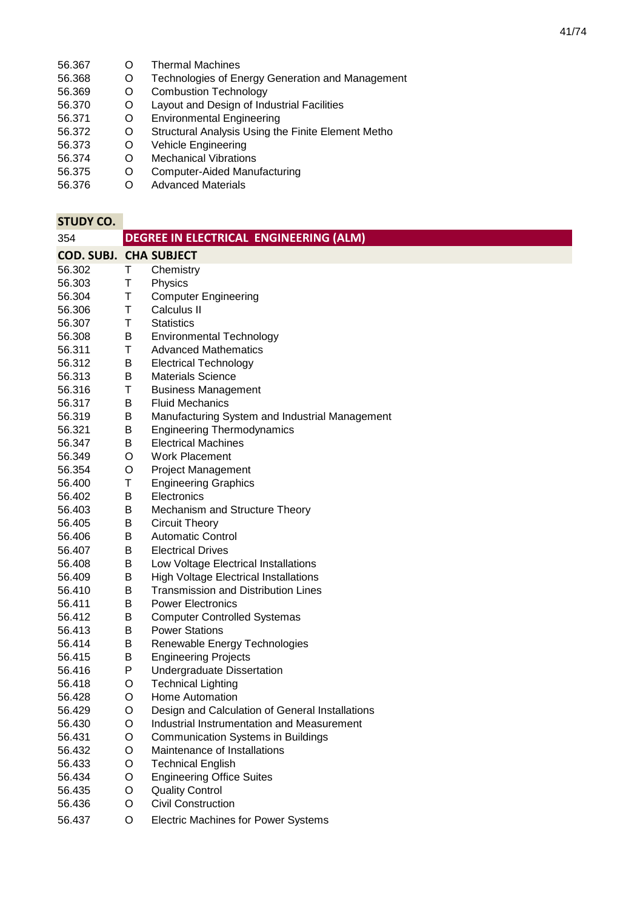| | | |
|---|---|---|
| 56.367 | O | Thermal Machines |
| 56.368 | O | Technologies of Energy Generation and Management |
| 56.369 | O | Combustion Technology |
| 56.370 | O | Layout and Design of Industrial Facilities |
| 56.371 | O | Environmental Engineering |
| 56.372 | O | Structural Analysis Using the Finite Element Metho |
| 56.373 | O | Vehicle Engineering |
| 56.374 | O | Mechanical Vibrations |
| 56.375 | O | Computer-Aided Manufacturing |
| 56.376 | O | Advanced Materials |

| STUDY CO. | | |
|---|---|---|
| 354 | **DEGREE IN ELECTRICAL ENGINEERING (ALM)** | |
| **COD. SUBJ.** | **CHA** | **SUBJECT** |
| 56.302 | T | Chemistry |
| 56.303 | T | Physics |
| 56.304 | T | Computer Engineering |
| 56.306 | T | Calculus II |
| 56.307 | T | Statistics |
| 56.308 | B | Environmental Technology |
| 56.311 | T | Advanced Mathematics |
| 56.312 | B | Electrical Technology |
| 56.313 | B | Materials Science |
| 56.316 | T | Business Management |
| 56.317 | B | Fluid Mechanics |
| 56.319 | B | Manufacturing System and Industrial Management |
| 56.321 | B | Engineering Thermodynamics |
| 56.347 | B | Electrical Machines |
| 56.349 | O | Work Placement |
| 56.354 | O | Project Management |
| 56.400 | T | Engineering Graphics |
| 56.402 | B | Electronics |
| 56.403 | B | Mechanism and Structure Theory |
| 56.405 | B | Circuit Theory |
| 56.406 | B | Automatic Control |
| 56.407 | B | Electrical Drives |
| 56.408 | B | Low Voltage Electrical Installations |
| 56.409 | B | High Voltage Electrical Installations |
| 56.410 | B | Transmission and Distribution Lines |
| 56.411 | B | Power Electronics |
| 56.412 | B | Computer Controlled Systemas |
| 56.413 | B | Power Stations |
| 56.414 | B | Renewable Energy Technologies |
| 56.415 | B | Engineering Projects |
| 56.416 | P | Undergraduate Dissertation |
| 56.418 | O | Technical Lighting |
| 56.428 | O | Home Automation |
| 56.429 | O | Design and Calculation of General Installations |
| 56.430 | O | Industrial Instrumentation and Measurement |
| 56.431 | O | Communication Systems in Buildings |
| 56.432 | O | Maintenance of Installations |
| 56.433 | O | Technical English |
| 56.434 | O | Engineering Office Suites |
| 56.435 | O | Quality Control |
| 56.436 | O | Civil Construction |
| 56.437 | O | Electric Machines for Power Systems |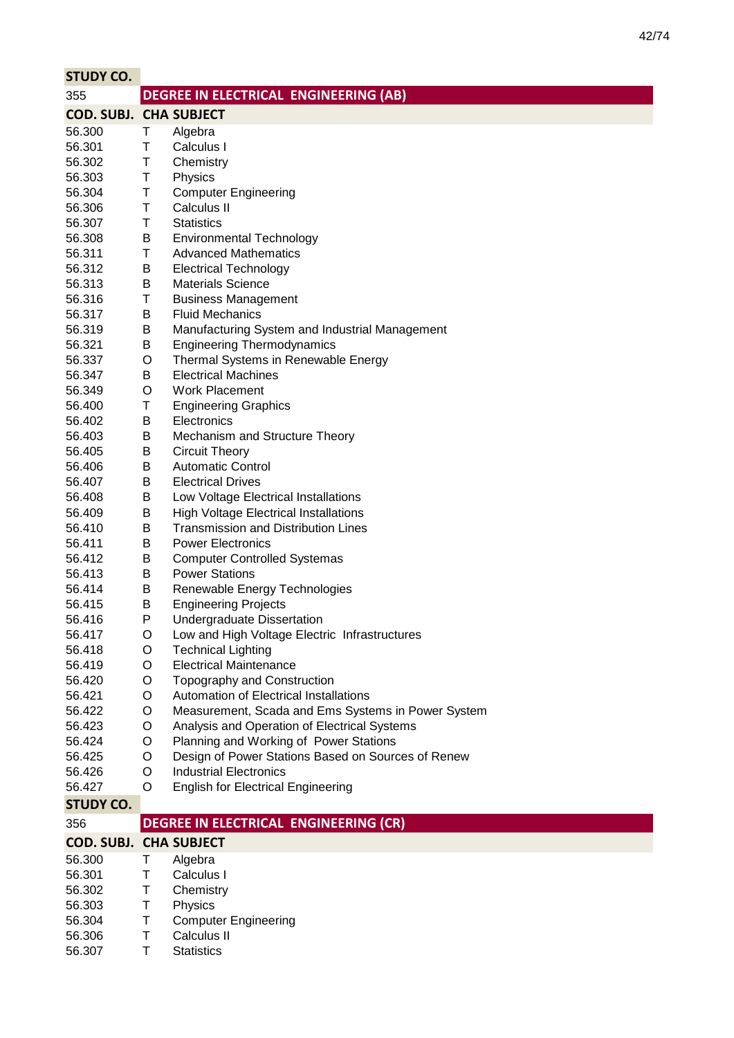| STUDY CO. | | |
|---|---|---|
| 355 | **DEGREE IN ELECTRICAL ENGINEERING (AB)** | |
| **COD. SUBJ.** | **CHA** | **SUBJECT** |
| 56.300 | T | Algebra |
| 56.301 | T | Calculus I |
| 56.302 | T | Chemistry |
| 56.303 | T | Physics |
| 56.304 | T | Computer Engineering |
| 56.306 | T | Calculus II |
| 56.307 | T | Statistics |
| 56.308 | B | Environmental Technology |
| 56.311 | T | Advanced Mathematics |
| 56.312 | B | Electrical Technology |
| 56.313 | B | Materials Science |
| 56.316 | T | Business Management |
| 56.317 | B | Fluid Mechanics |
| 56.319 | B | Manufacturing System and Industrial Management |
| 56.321 | B | Engineering Thermodynamics |
| 56.337 | O | Thermal Systems in Renewable Energy |
| 56.347 | B | Electrical Machines |
| 56.349 | O | Work Placement |
| 56.400 | T | Engineering Graphics |
| 56.402 | B | Electronics |
| 56.403 | B | Mechanism and Structure Theory |
| 56.405 | B | Circuit Theory |
| 56.406 | B | Automatic Control |
| 56.407 | B | Electrical Drives |
| 56.408 | B | Low Voltage Electrical Installations |
| 56.409 | B | High Voltage Electrical Installations |
| 56.410 | B | Transmission and Distribution Lines |
| 56.411 | B | Power Electronics |
| 56.412 | B | Computer Controlled Systemas |
| 56.413 | B | Power Stations |
| 56.414 | B | Renewable Energy Technologies |
| 56.415 | B | Engineering Projects |
| 56.416 | P | Undergraduate Dissertation |
| 56.417 | O | Low and High Voltage Electric Infrastructures |
| 56.418 | O | Technical Lighting |
| 56.419 | O | Electrical Maintenance |
| 56.420 | O | Topography and Construction |
| 56.421 | O | Automation of Electrical Installations |
| 56.422 | O | Measurement, Scada and Ems Systems in Power System |
| 56.423 | O | Analysis and Operation of Electrical Systems |
| 56.424 | O | Planning and Working of Power Stations |
| 56.425 | O | Design of Power Stations Based on Sources of Renew |
| 56.426 | O | Industrial Electronics |
| 56.427 | O | English for Electrical Engineering |

| STUDY CO. | | |
|---|---|---|
| 356 | **DEGREE IN ELECTRICAL ENGINEERING (CR)** | |
| **COD. SUBJ.** | **CHA** | **SUBJECT** |
| 56.300 | T | Algebra |
| 56.301 | T | Calculus I |
| 56.302 | T | Chemistry |
| 56.303 | T | Physics |
| 56.304 | T | Computer Engineering |
| 56.306 | T | Calculus II |
| 56.307 | T | Statistics |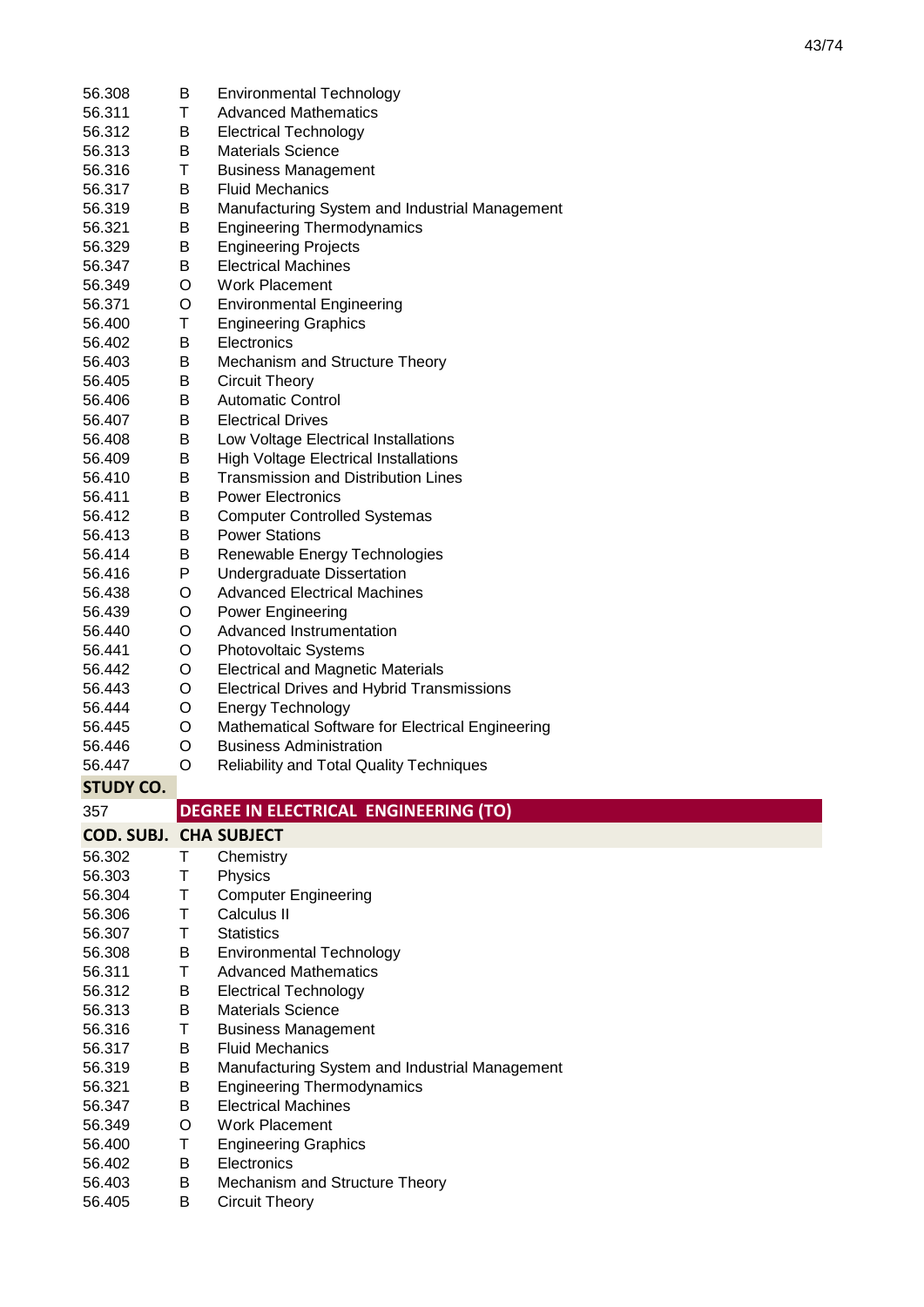| | | |
|---|---|---|
| 56.308 | B | Environmental Technology |
| 56.311 | T | Advanced Mathematics |
| 56.312 | B | Electrical Technology |
| 56.313 | B | Materials Science |
| 56.316 | T | Business Management |
| 56.317 | B | Fluid Mechanics |
| 56.319 | B | Manufacturing System and Industrial Management |
| 56.321 | B | Engineering Thermodynamics |
| 56.329 | B | Engineering Projects |
| 56.347 | B | Electrical Machines |
| 56.349 | O | Work Placement |
| 56.371 | O | Environmental Engineering |
| 56.400 | T | Engineering Graphics |
| 56.402 | B | Electronics |
| 56.403 | B | Mechanism and Structure Theory |
| 56.405 | B | Circuit Theory |
| 56.406 | B | Automatic Control |
| 56.407 | B | Electrical Drives |
| 56.408 | B | Low Voltage Electrical Installations |
| 56.409 | B | High Voltage Electrical Installations |
| 56.410 | B | Transmission and Distribution Lines |
| 56.411 | B | Power Electronics |
| 56.412 | B | Computer Controlled Systemas |
| 56.413 | B | Power Stations |
| 56.414 | B | Renewable Energy Technologies |
| 56.416 | P | Undergraduate Dissertation |
| 56.438 | O | Advanced Electrical Machines |
| 56.439 | O | Power Engineering |
| 56.440 | O | Advanced Instrumentation |
| 56.441 | O | Photovoltaic Systems |
| 56.442 | O | Electrical and Magnetic Materials |
| 56.443 | O | Electrical Drives and Hybrid Transmissions |
| 56.444 | O | Energy Technology |
| 56.445 | O | Mathematical Software for Electrical Engineering |
| 56.446 | O | Business Administration |
| 56.447 | O | Reliability and Total Quality Techniques |

| **STUDY CO.** | | |
|---|---|---|
| 357 | **DEGREE IN ELECTRICAL ENGINEERING (TO)** | |
| **COD. SUBJ.** | **CHA** | **SUBJECT** |
| 56.302 | T | Chemistry |
| 56.303 | T | Physics |
| 56.304 | T | Computer Engineering |
| 56.306 | T | Calculus II |
| 56.307 | T | Statistics |
| 56.308 | B | Environmental Technology |
| 56.311 | T | Advanced Mathematics |
| 56.312 | B | Electrical Technology |
| 56.313 | B | Materials Science |
| 56.316 | T | Business Management |
| 56.317 | B | Fluid Mechanics |
| 56.319 | B | Manufacturing System and Industrial Management |
| 56.321 | B | Engineering Thermodynamics |
| 56.347 | B | Electrical Machines |
| 56.349 | O | Work Placement |
| 56.400 | T | Engineering Graphics |
| 56.402 | B | Electronics |
| 56.403 | B | Mechanism and Structure Theory |
| 56.405 | B | Circuit Theory |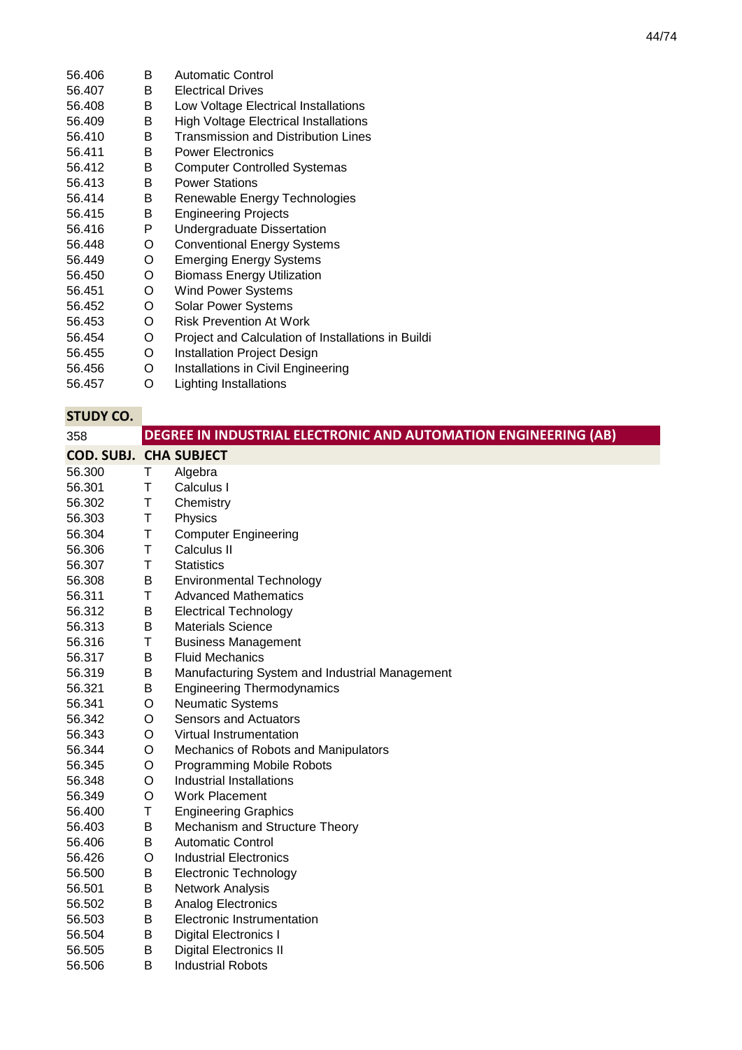| | | |
|---|---|---|
| 56.406 | B | Automatic Control |
| 56.407 | B | Electrical Drives |
| 56.408 | B | Low Voltage Electrical Installations |
| 56.409 | B | High Voltage Electrical Installations |
| 56.410 | B | Transmission and Distribution Lines |
| 56.411 | B | Power Electronics |
| 56.412 | B | Computer Controlled Systemas |
| 56.413 | B | Power Stations |
| 56.414 | B | Renewable Energy Technologies |
| 56.415 | B | Engineering Projects |
| 56.416 | P | Undergraduate Dissertation |
| 56.448 | O | Conventional Energy Systems |
| 56.449 | O | Emerging Energy Systems |
| 56.450 | O | Biomass Energy Utilization |
| 56.451 | O | Wind Power Systems |
| 56.452 | O | Solar Power Systems |
| 56.453 | O | Risk Prevention At Work |
| 56.454 | O | Project and Calculation of Installations in Buildi |
| 56.455 | O | Installation Project Design |
| 56.456 | O | Installations in Civil Engineering |
| 56.457 | O | Lighting Installations |

| STUDY CO. | | |
|---|---|---|
| 358 | | **DEGREE IN INDUSTRIAL ELECTRONIC AND AUTOMATION ENGINEERING (AB)** |
| **COD. SUBJ.** | **CHA** | **SUBJECT** |
| 56.300 | T | Algebra |
| 56.301 | T | Calculus I |
| 56.302 | T | Chemistry |
| 56.303 | T | Physics |
| 56.304 | T | Computer Engineering |
| 56.306 | T | Calculus II |
| 56.307 | T | Statistics |
| 56.308 | B | Environmental Technology |
| 56.311 | T | Advanced Mathematics |
| 56.312 | B | Electrical Technology |
| 56.313 | B | Materials Science |
| 56.316 | T | Business Management |
| 56.317 | B | Fluid Mechanics |
| 56.319 | B | Manufacturing System and Industrial Management |
| 56.321 | B | Engineering Thermodynamics |
| 56.341 | O | Neumatic Systems |
| 56.342 | O | Sensors and Actuators |
| 56.343 | O | Virtual Instrumentation |
| 56.344 | O | Mechanics of Robots and Manipulators |
| 56.345 | O | Programming Mobile Robots |
| 56.348 | O | Industrial Installations |
| 56.349 | O | Work Placement |
| 56.400 | T | Engineering Graphics |
| 56.403 | B | Mechanism and Structure Theory |
| 56.406 | B | Automatic Control |
| 56.426 | O | Industrial Electronics |
| 56.500 | B | Electronic Technology |
| 56.501 | B | Network Analysis |
| 56.502 | B | Analog Electronics |
| 56.503 | B | Electronic Instrumentation |
| 56.504 | B | Digital Electronics I |
| 56.505 | B | Digital Electronics II |
| 56.506 | B | Industrial Robots |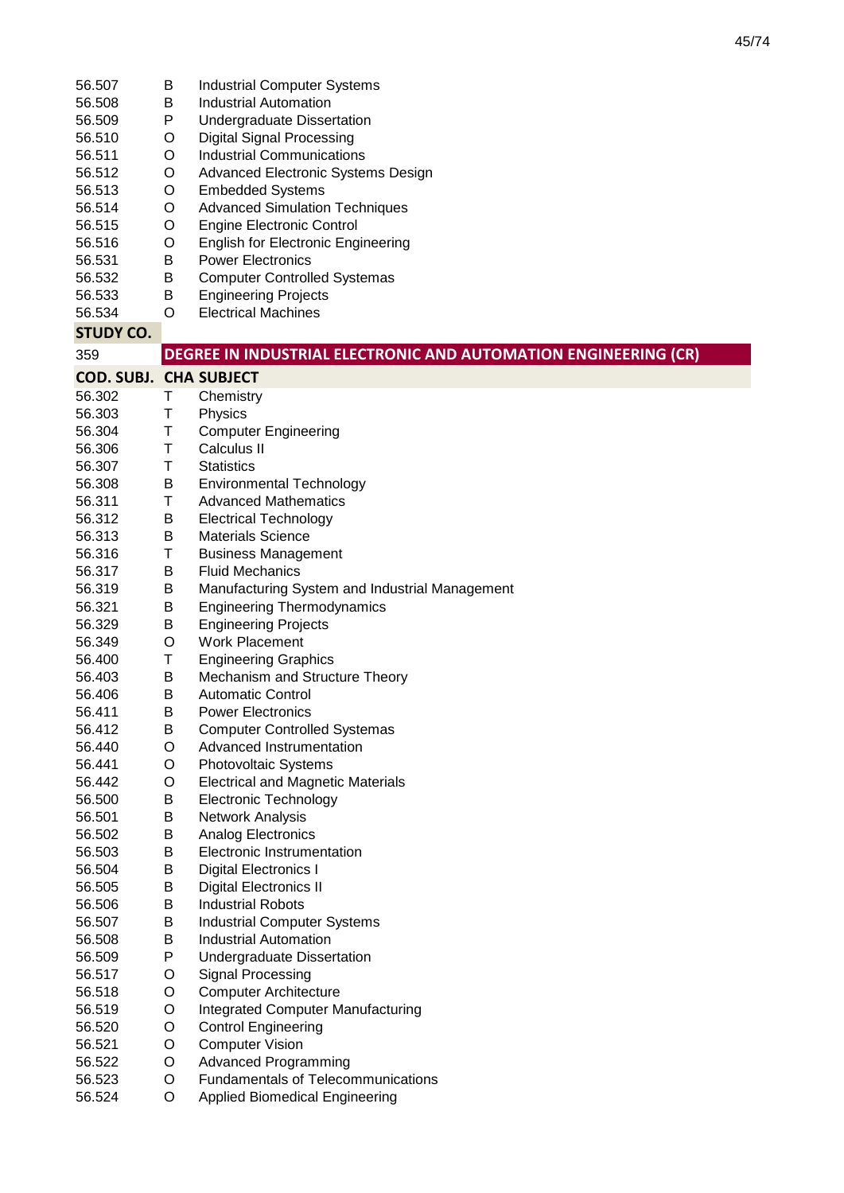| | | |
|---|---|---|
| 56.507 | B | Industrial Computer Systems |
| 56.508 | B | Industrial Automation |
| 56.509 | P | Undergraduate Dissertation |
| 56.510 | O | Digital Signal Processing |
| 56.511 | O | Industrial Communications |
| 56.512 | O | Advanced Electronic Systems Design |
| 56.513 | O | Embedded Systems |
| 56.514 | O | Advanced Simulation Techniques |
| 56.515 | O | Engine Electronic Control |
| 56.516 | O | English for Electronic Engineering |
| 56.531 | B | Power Electronics |
| 56.532 | B | Computer Controlled Systemas |
| 56.533 | B | Engineering Projects |
| 56.534 | O | Electrical Machines |

| STUDY CO. | |
|---|---|
| 359 | **DEGREE IN INDUSTRIAL ELECTRONIC AND AUTOMATION ENGINEERING (CR)** |

| COD. SUBJ. | CHA | SUBJECT |
|---|---|---|
| 56.302 | T | Chemistry |
| 56.303 | T | Physics |
| 56.304 | T | Computer Engineering |
| 56.306 | T | Calculus II |
| 56.307 | T | Statistics |
| 56.308 | B | Environmental Technology |
| 56.311 | T | Advanced Mathematics |
| 56.312 | B | Electrical Technology |
| 56.313 | B | Materials Science |
| 56.316 | T | Business Management |
| 56.317 | B | Fluid Mechanics |
| 56.319 | B | Manufacturing System and Industrial Management |
| 56.321 | B | Engineering Thermodynamics |
| 56.329 | B | Engineering Projects |
| 56.349 | O | Work Placement |
| 56.400 | T | Engineering Graphics |
| 56.403 | B | Mechanism and Structure Theory |
| 56.406 | B | Automatic Control |
| 56.411 | B | Power Electronics |
| 56.412 | B | Computer Controlled Systemas |
| 56.440 | O | Advanced Instrumentation |
| 56.441 | O | Photovoltaic Systems |
| 56.442 | O | Electrical and Magnetic Materials |
| 56.500 | B | Electronic Technology |
| 56.501 | B | Network Analysis |
| 56.502 | B | Analog Electronics |
| 56.503 | B | Electronic Instrumentation |
| 56.504 | B | Digital Electronics I |
| 56.505 | B | Digital Electronics II |
| 56.506 | B | Industrial Robots |
| 56.507 | B | Industrial Computer Systems |
| 56.508 | B | Industrial Automation |
| 56.509 | P | Undergraduate Dissertation |
| 56.517 | O | Signal Processing |
| 56.518 | O | Computer Architecture |
| 56.519 | O | Integrated Computer Manufacturing |
| 56.520 | O | Control Engineering |
| 56.521 | O | Computer Vision |
| 56.522 | O | Advanced Programming |
| 56.523 | O | Fundamentals of Telecommunications |
| 56.524 | O | Applied Biomedical Engineering |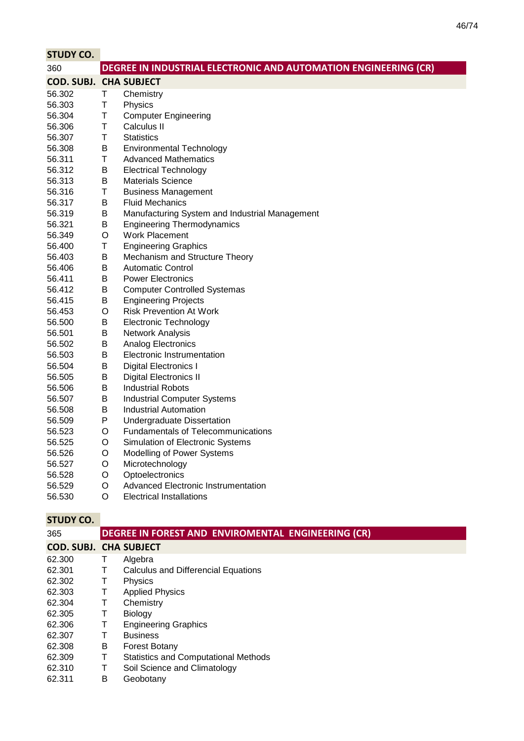| STUDY CO. | | |
|---|---|---|
| 360 | DEGREE IN INDUSTRIAL ELECTRONIC AND AUTOMATION ENGINEERING (CR) | |
| **COD. SUBJ.** | **CHA** | **SUBJECT** |
| 56.302 | T | Chemistry |
| 56.303 | T | Physics |
| 56.304 | T | Computer Engineering |
| 56.306 | T | Calculus II |
| 56.307 | T | Statistics |
| 56.308 | B | Environmental Technology |
| 56.311 | T | Advanced Mathematics |
| 56.312 | B | Electrical Technology |
| 56.313 | B | Materials Science |
| 56.316 | T | Business Management |
| 56.317 | B | Fluid Mechanics |
| 56.319 | B | Manufacturing System and Industrial Management |
| 56.321 | B | Engineering Thermodynamics |
| 56.349 | O | Work Placement |
| 56.400 | T | Engineering Graphics |
| 56.403 | B | Mechanism and Structure Theory |
| 56.406 | B | Automatic Control |
| 56.411 | B | Power Electronics |
| 56.412 | B | Computer Controlled Systemas |
| 56.415 | B | Engineering Projects |
| 56.453 | O | Risk Prevention At Work |
| 56.500 | B | Electronic Technology |
| 56.501 | B | Network Analysis |
| 56.502 | B | Analog Electronics |
| 56.503 | B | Electronic Instrumentation |
| 56.504 | B | Digital Electronics I |
| 56.505 | B | Digital Electronics II |
| 56.506 | B | Industrial Robots |
| 56.507 | B | Industrial Computer Systems |
| 56.508 | B | Industrial Automation |
| 56.509 | P | Undergraduate Dissertation |
| 56.523 | O | Fundamentals of Telecommunications |
| 56.525 | O | Simulation of Electronic Systems |
| 56.526 | O | Modelling of Power Systems |
| 56.527 | O | Microtechnology |
| 56.528 | O | Optoelectronics |
| 56.529 | O | Advanced Electronic Instrumentation |
| 56.530 | O | Electrical Installations |

| STUDY CO. | | |
|---|---|---|
| 365 | DEGREE IN FOREST AND ENVIROMENTAL ENGINEERING (CR) | |
| **COD. SUBJ.** | **CHA** | **SUBJECT** |
| 62.300 | T | Algebra |
| 62.301 | T | Calculus and Differencial Equations |
| 62.302 | T | Physics |
| 62.303 | T | Applied Physics |
| 62.304 | T | Chemistry |
| 62.305 | T | Biology |
| 62.306 | T | Engineering Graphics |
| 62.307 | T | Business |
| 62.308 | B | Forest Botany |
| 62.309 | T | Statistics and Computational Methods |
| 62.310 | T | Soil Science and Climatology |
| 62.311 | B | Geobotany |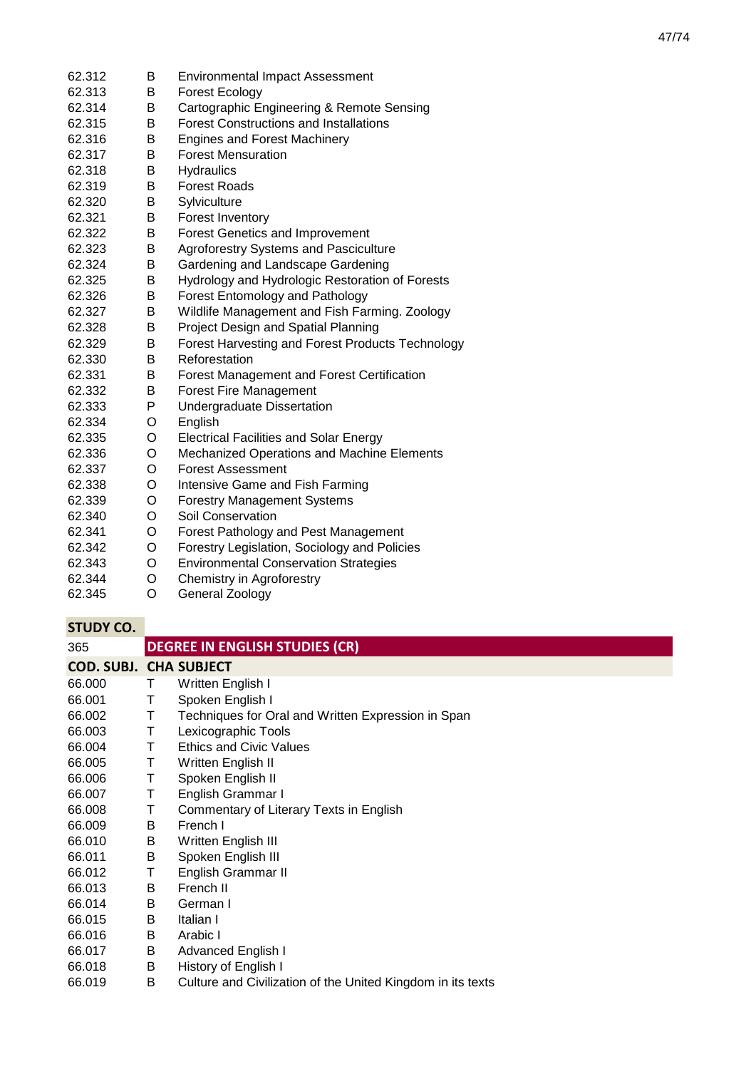| | | |
|---|---|---|
| 62.312 | B | Environmental Impact Assessment |
| 62.313 | B | Forest Ecology |
| 62.314 | B | Cartographic Engineering & Remote Sensing |
| 62.315 | B | Forest Constructions and Installations |
| 62.316 | B | Engines and Forest Machinery |
| 62.317 | B | Forest Mensuration |
| 62.318 | B | Hydraulics |
| 62.319 | B | Forest Roads |
| 62.320 | B | Sylviculture |
| 62.321 | B | Forest Inventory |
| 62.322 | B | Forest Genetics and Improvement |
| 62.323 | B | Agroforestry Systems and Pasciculture |
| 62.324 | B | Gardening and Landscape Gardening |
| 62.325 | B | Hydrology and Hydrologic Restoration of Forests |
| 62.326 | B | Forest Entomology and Pathology |
| 62.327 | B | Wildlife Management and Fish Farming. Zoology |
| 62.328 | B | Project Design and Spatial Planning |
| 62.329 | B | Forest Harvesting and Forest Products Technology |
| 62.330 | B | Reforestation |
| 62.331 | B | Forest Management and Forest Certification |
| 62.332 | B | Forest Fire Management |
| 62.333 | P | Undergraduate Dissertation |
| 62.334 | O | English |
| 62.335 | O | Electrical Facilities and Solar Energy |
| 62.336 | O | Mechanized Operations and Machine Elements |
| 62.337 | O | Forest Assessment |
| 62.338 | O | Intensive Game and Fish Farming |
| 62.339 | O | Forestry Management Systems |
| 62.340 | O | Soil Conservation |
| 62.341 | O | Forest Pathology and Pest Management |
| 62.342 | O | Forestry Legislation, Sociology and Policies |
| 62.343 | O | Environmental Conservation Strategies |
| 62.344 | O | Chemistry in Agroforestry |
| 62.345 | O | General Zoology |

| STUDY CO. | | |
|---|---|---|
| 365 | **DEGREE IN ENGLISH STUDIES (CR)** | |
| **COD. SUBJ.** | **CHA** | **SUBJECT** |
| 66.000 | T | Written English I |
| 66.001 | T | Spoken English I |
| 66.002 | T | Techniques for Oral and Written Expression in Span |
| 66.003 | T | Lexicographic Tools |
| 66.004 | T | Ethics and Civic Values |
| 66.005 | T | Written English II |
| 66.006 | T | Spoken English II |
| 66.007 | T | English Grammar I |
| 66.008 | T | Commentary of Literary Texts in English |
| 66.009 | B | French I |
| 66.010 | B | Written English III |
| 66.011 | B | Spoken English III |
| 66.012 | T | English Grammar II |
| 66.013 | B | French II |
| 66.014 | B | German I |
| 66.015 | B | Italian I |
| 66.016 | B | Arabic I |
| 66.017 | B | Advanced English I |
| 66.018 | B | History of English I |
| 66.019 | B | Culture and Civilization of the United Kingdom in its texts |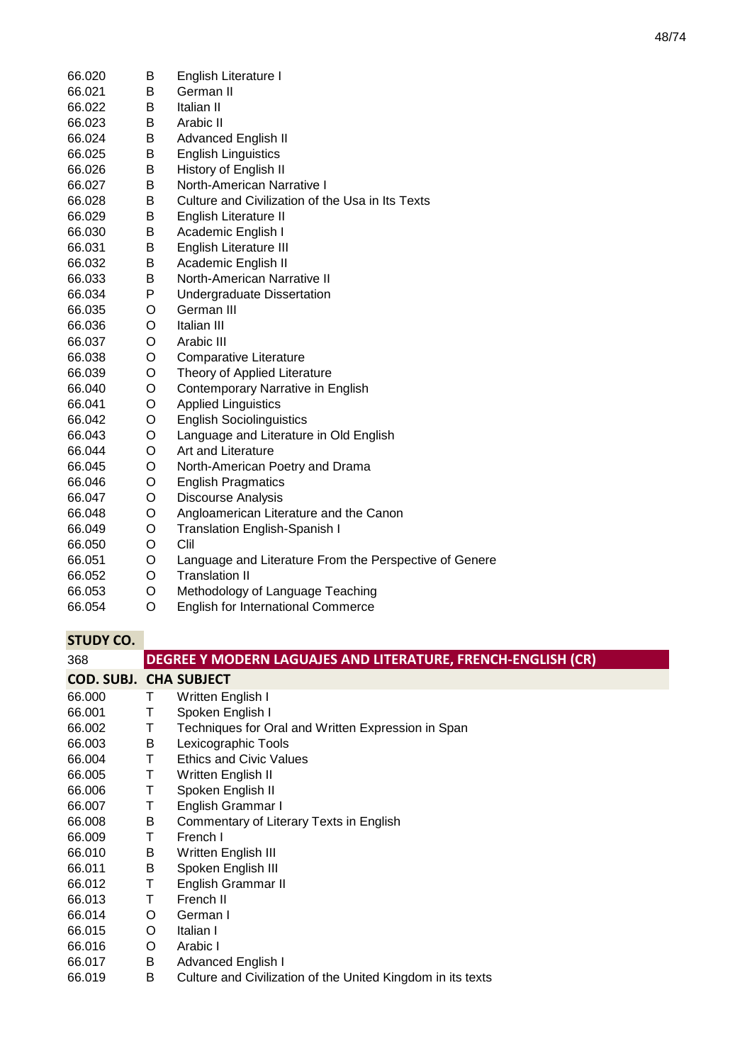| | | |
|---|---|---|
| 66.020 | B | English Literature I |
| 66.021 | B | German II |
| 66.022 | B | Italian II |
| 66.023 | B | Arabic II |
| 66.024 | B | Advanced English II |
| 66.025 | B | English Linguistics |
| 66.026 | B | History of English II |
| 66.027 | B | North-American Narrative I |
| 66.028 | B | Culture and Civilization of the Usa in Its Texts |
| 66.029 | B | English Literature II |
| 66.030 | B | Academic English I |
| 66.031 | B | English Literature III |
| 66.032 | B | Academic English II |
| 66.033 | B | North-American Narrative II |
| 66.034 | P | Undergraduate Dissertation |
| 66.035 | O | German III |
| 66.036 | O | Italian III |
| 66.037 | O | Arabic III |
| 66.038 | O | Comparative Literature |
| 66.039 | O | Theory of Applied Literature |
| 66.040 | O | Contemporary Narrative in English |
| 66.041 | O | Applied Linguistics |
| 66.042 | O | English Sociolinguistics |
| 66.043 | O | Language and Literature in Old English |
| 66.044 | O | Art and Literature |
| 66.045 | O | North-American Poetry and Drama |
| 66.046 | O | English Pragmatics |
| 66.047 | O | Discourse Analysis |
| 66.048 | O | Angloamerican Literature and the Canon |
| 66.049 | O | Translation English-Spanish I |
| 66.050 | O | Clil |
| 66.051 | O | Language and Literature From the Perspective of Genere |
| 66.052 | O | Translation II |
| 66.053 | O | Methodology of Language Teaching |
| 66.054 | O | English for International Commerce |

| STUDY CO. | | |
|---|---|---|
| 368 | **DEGREE Y MODERN LAGUAJES AND LITERATURE, FRENCH-ENGLISH (CR)** | |
| **COD. SUBJ.** | **CHA** | **SUBJECT** |
| 66.000 | T | Written English I |
| 66.001 | T | Spoken English I |
| 66.002 | T | Techniques for Oral and Written Expression in Span |
| 66.003 | B | Lexicographic Tools |
| 66.004 | T | Ethics and Civic Values |
| 66.005 | T | Written English II |
| 66.006 | T | Spoken English II |
| 66.007 | T | English Grammar I |
| 66.008 | B | Commentary of Literary Texts in English |
| 66.009 | T | French I |
| 66.010 | B | Written English III |
| 66.011 | B | Spoken English III |
| 66.012 | T | English Grammar II |
| 66.013 | T | French II |
| 66.014 | O | German I |
| 66.015 | O | Italian I |
| 66.016 | O | Arabic I |
| 66.017 | B | Advanced English I |
| 66.019 | B | Culture and Civilization of the United Kingdom in its texts |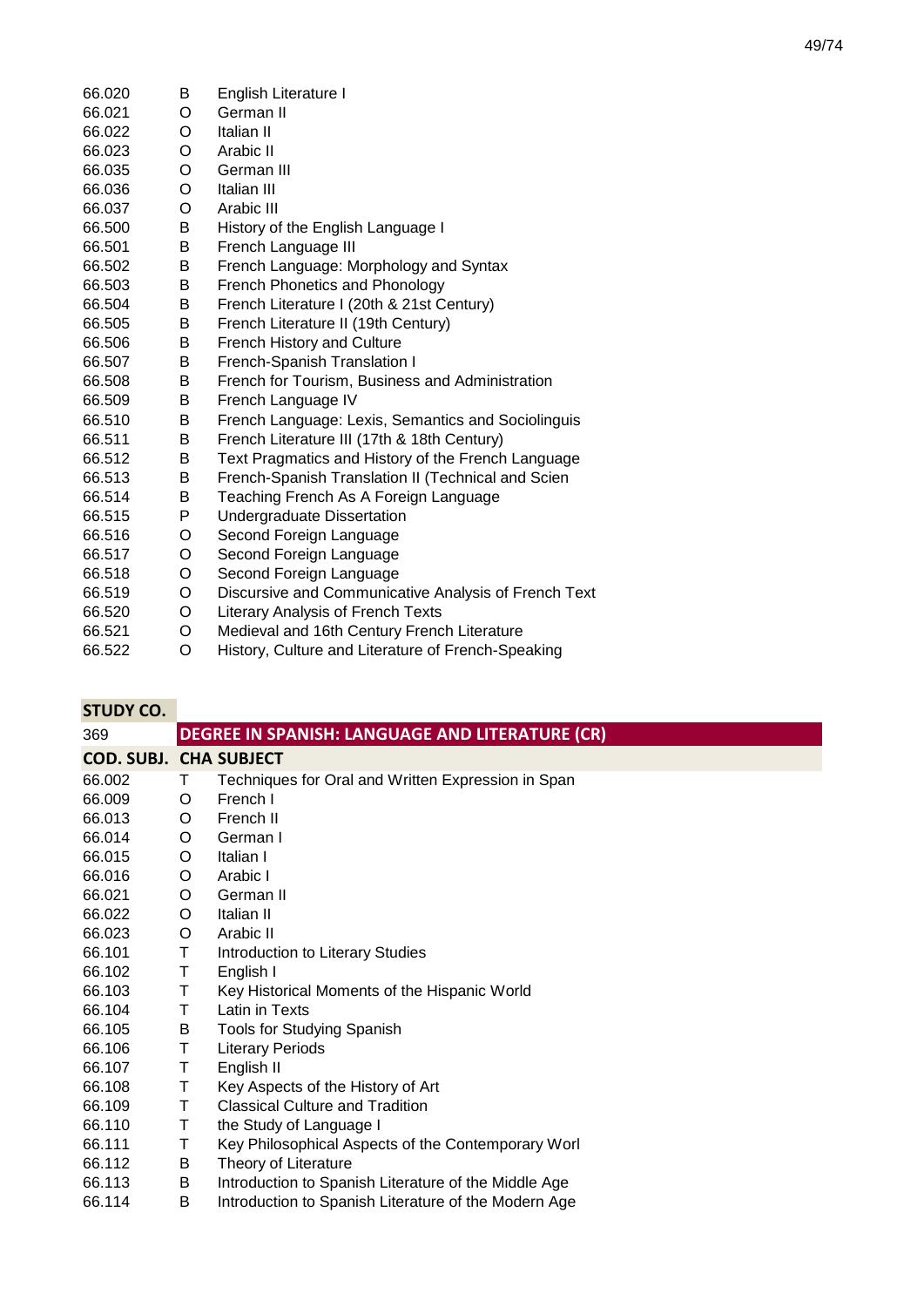| | | |
|---|---|---|
| 66.020 | B | English Literature I |
| 66.021 | O | German II |
| 66.022 | O | Italian II |
| 66.023 | O | Arabic II |
| 66.035 | O | German III |
| 66.036 | O | Italian III |
| 66.037 | O | Arabic III |
| 66.500 | B | History of the English Language I |
| 66.501 | B | French Language III |
| 66.502 | B | French Language: Morphology and Syntax |
| 66.503 | B | French Phonetics and Phonology |
| 66.504 | B | French Literature I (20th & 21st Century) |
| 66.505 | B | French Literature II (19th Century) |
| 66.506 | B | French History and Culture |
| 66.507 | B | French-Spanish Translation I |
| 66.508 | B | French for Tourism, Business and Administration |
| 66.509 | B | French Language IV |
| 66.510 | B | French Language: Lexis, Semantics and Sociolinguis |
| 66.511 | B | French Literature III (17th & 18th Century) |
| 66.512 | B | Text Pragmatics and History of the French Language |
| 66.513 | B | French-Spanish Translation II (Technical and Scien |
| 66.514 | B | Teaching French As A Foreign Language |
| 66.515 | P | Undergraduate Dissertation |
| 66.516 | O | Second Foreign Language |
| 66.517 | O | Second Foreign Language |
| 66.518 | O | Second Foreign Language |
| 66.519 | O | Discursive and Communicative Analysis of French Text |
| 66.520 | O | Literary Analysis of French Texts |
| 66.521 | O | Medieval and 16th Century French Literature |
| 66.522 | O | History, Culture and Literature of French-Speaking |

| STUDY CO. | | |
|---|---|---|
| 369 | **DEGREE IN SPANISH: LANGUAGE AND LITERATURE (CR)** | |
| **COD. SUBJ.** | **CHA** | **SUBJECT** |
| 66.002 | T | Techniques for Oral and Written Expression in Span |
| 66.009 | O | French I |
| 66.013 | O | French II |
| 66.014 | O | German I |
| 66.015 | O | Italian I |
| 66.016 | O | Arabic I |
| 66.021 | O | German II |
| 66.022 | O | Italian II |
| 66.023 | O | Arabic II |
| 66.101 | T | Introduction to Literary Studies |
| 66.102 | T | English I |
| 66.103 | T | Key Historical Moments of the Hispanic World |
| 66.104 | T | Latin in Texts |
| 66.105 | B | Tools for Studying Spanish |
| 66.106 | T | Literary Periods |
| 66.107 | T | English II |
| 66.108 | T | Key Aspects of the History of Art |
| 66.109 | T | Classical Culture and Tradition |
| 66.110 | T | the Study of Language I |
| 66.111 | T | Key Philosophical Aspects of the Contemporary Worl |
| 66.112 | B | Theory of Literature |
| 66.113 | B | Introduction to Spanish Literature of the Middle Age |
| 66.114 | B | Introduction to Spanish Literature of the Modern Age |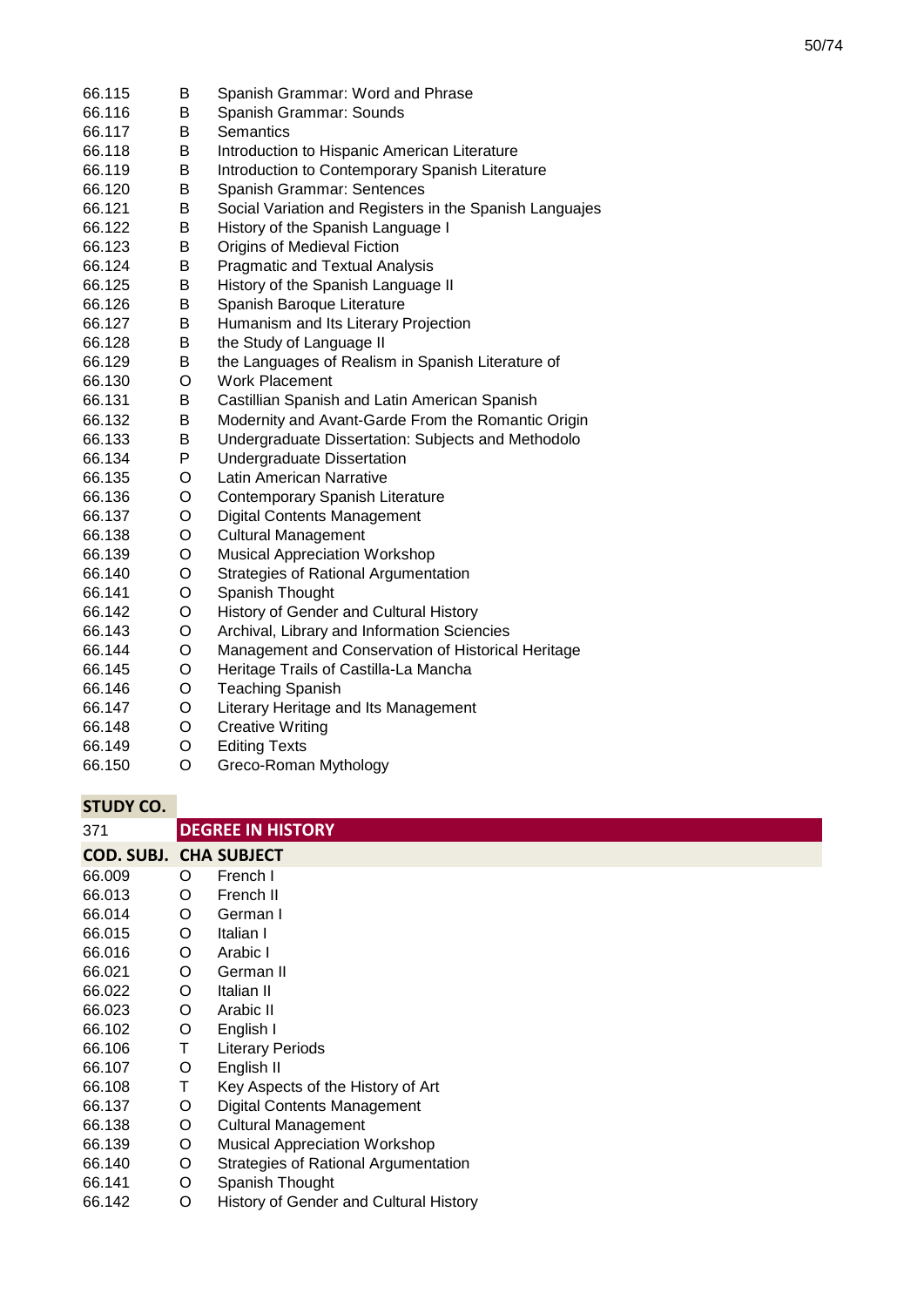| | | |
|---|---|---|
| 66.115 | B | Spanish Grammar: Word and Phrase |
| 66.116 | B | Spanish Grammar: Sounds |
| 66.117 | B | Semantics |
| 66.118 | B | Introduction to Hispanic American Literature |
| 66.119 | B | Introduction to Contemporary Spanish Literature |
| 66.120 | B | Spanish Grammar: Sentences |
| 66.121 | B | Social Variation and Registers in the Spanish Languajes |
| 66.122 | B | History of the Spanish Language I |
| 66.123 | B | Origins of Medieval Fiction |
| 66.124 | B | Pragmatic and Textual Analysis |
| 66.125 | B | History of the Spanish Language II |
| 66.126 | B | Spanish Baroque Literature |
| 66.127 | B | Humanism and Its Literary Projection |
| 66.128 | B | the Study of Language II |
| 66.129 | B | the Languages of Realism in Spanish Literature of |
| 66.130 | O | Work Placement |
| 66.131 | B | Castillian Spanish and Latin American Spanish |
| 66.132 | B | Modernity and Avant-Garde From the Romantic Origin |
| 66.133 | B | Undergraduate Dissertation: Subjects and Methodolo |
| 66.134 | P | Undergraduate Dissertation |
| 66.135 | O | Latin American Narrative |
| 66.136 | O | Contemporary Spanish Literature |
| 66.137 | O | Digital Contents Management |
| 66.138 | O | Cultural Management |
| 66.139 | O | Musical Appreciation Workshop |
| 66.140 | O | Strategies of Rational Argumentation |
| 66.141 | O | Spanish Thought |
| 66.142 | O | History of Gender and Cultural History |
| 66.143 | O | Archival, Library and Information Sciencies |
| 66.144 | O | Management and Conservation of Historical Heritage |
| 66.145 | O | Heritage Trails of Castilla-La Mancha |
| 66.146 | O | Teaching Spanish |
| 66.147 | O | Literary Heritage and Its Management |
| 66.148 | O | Creative Writing |
| 66.149 | O | Editing Texts |
| 66.150 | O | Greco-Roman Mythology |

**STUDY CO.**

| 371 | | **DEGREE IN HISTORY** |
|---|---|---|
| **COD. SUBJ.** | **CHA** | **SUBJECT** |
| 66.009 | O | French I |
| 66.013 | O | French II |
| 66.014 | O | German I |
| 66.015 | O | Italian I |
| 66.016 | O | Arabic I |
| 66.021 | O | German II |
| 66.022 | O | Italian II |
| 66.023 | O | Arabic II |
| 66.102 | O | English I |
| 66.106 | T | Literary Periods |
| 66.107 | O | English II |
| 66.108 | T | Key Aspects of the History of Art |
| 66.137 | O | Digital Contents Management |
| 66.138 | O | Cultural Management |
| 66.139 | O | Musical Appreciation Workshop |
| 66.140 | O | Strategies of Rational Argumentation |
| 66.141 | O | Spanish Thought |
| 66.142 | O | History of Gender and Cultural History |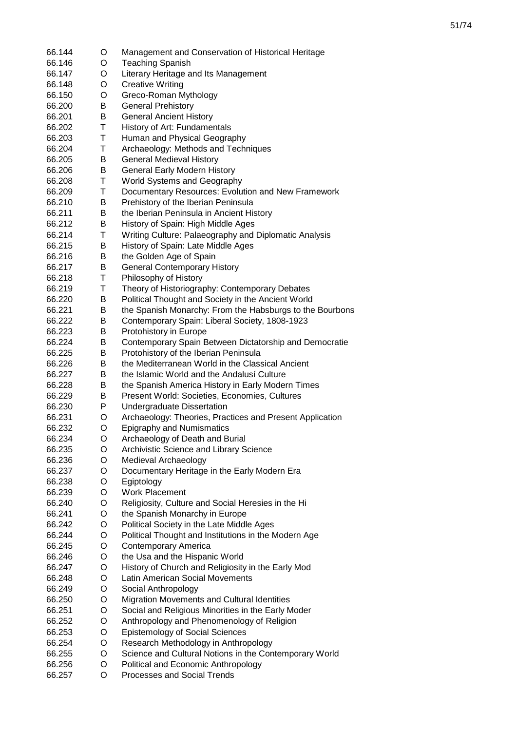| | | |
|---|---|---|
| 66.144 | O | Management and Conservation of Historical Heritage |
| 66.146 | O | Teaching Spanish |
| 66.147 | O | Literary Heritage and Its Management |
| 66.148 | O | Creative Writing |
| 66.150 | O | Greco-Roman Mythology |
| 66.200 | B | General Prehistory |
| 66.201 | B | General Ancient History |
| 66.202 | T | History of Art: Fundamentals |
| 66.203 | T | Human and Physical Geography |
| 66.204 | T | Archaeology: Methods and Techniques |
| 66.205 | B | General Medieval History |
| 66.206 | B | General Early Modern History |
| 66.208 | T | World Systems and Geography |
| 66.209 | T | Documentary Resources: Evolution and New Framework |
| 66.210 | B | Prehistory of the Iberian Peninsula |
| 66.211 | B | the Iberian Peninsula in Ancient History |
| 66.212 | B | History of Spain: High Middle Ages |
| 66.214 | T | Writing Culture: Palaeography and Diplomatic Analysis |
| 66.215 | B | History of Spain: Late Middle Ages |
| 66.216 | B | the Golden Age of Spain |
| 66.217 | B | General Contemporary History |
| 66.218 | T | Philosophy of History |
| 66.219 | T | Theory of Historiography: Contemporary Debates |
| 66.220 | B | Political Thought and Society in the Ancient World |
| 66.221 | B | the Spanish Monarchy: From the Habsburgs to the Bourbons |
| 66.222 | B | Contemporary Spain: Liberal Society, 1808-1923 |
| 66.223 | B | Protohistory in Europe |
| 66.224 | B | Contemporary Spain Between Dictatorship and Democratie |
| 66.225 | B | Protohistory of the Iberian Peninsula |
| 66.226 | B | the Mediterranean World in the Classical Ancient |
| 66.227 | B | the Islamic World and the Andalusí Culture |
| 66.228 | B | the Spanish America History in Early Modern Times |
| 66.229 | B | Present World: Societies, Economies, Cultures |
| 66.230 | P | Undergraduate Dissertation |
| 66.231 | O | Archaeology: Theories, Practices and Present Application |
| 66.232 | O | Epigraphy and Numismatics |
| 66.234 | O | Archaeology of Death and Burial |
| 66.235 | O | Archivistic Science and Library Science |
| 66.236 | O | Medieval Archaeology |
| 66.237 | O | Documentary Heritage in the Early Modern Era |
| 66.238 | O | Egiptology |
| 66.239 | O | Work Placement |
| 66.240 | O | Religiosity, Culture and Social Heresies in the Hi |
| 66.241 | O | the Spanish Monarchy in Europe |
| 66.242 | O | Political Society in the Late Middle Ages |
| 66.244 | O | Political Thought and Institutions in the Modern Age |
| 66.245 | O | Contemporary America |
| 66.246 | O | the Usa and the Hispanic World |
| 66.247 | O | History of Church and Religiosity in the Early Mod |
| 66.248 | O | Latin American Social Movements |
| 66.249 | O | Social Anthropology |
| 66.250 | O | Migration Movements and Cultural Identities |
| 66.251 | O | Social and Religious Minorities in the Early Moder |
| 66.252 | O | Anthropology and Phenomenology of Religion |
| 66.253 | O | Epistemology of Social Sciences |
| 66.254 | O | Research Methodology in Anthropology |
| 66.255 | O | Science and Cultural Notions in the Contemporary World |
| 66.256 | O | Political and Economic Anthropology |
| 66.257 | O | Processes and Social Trends |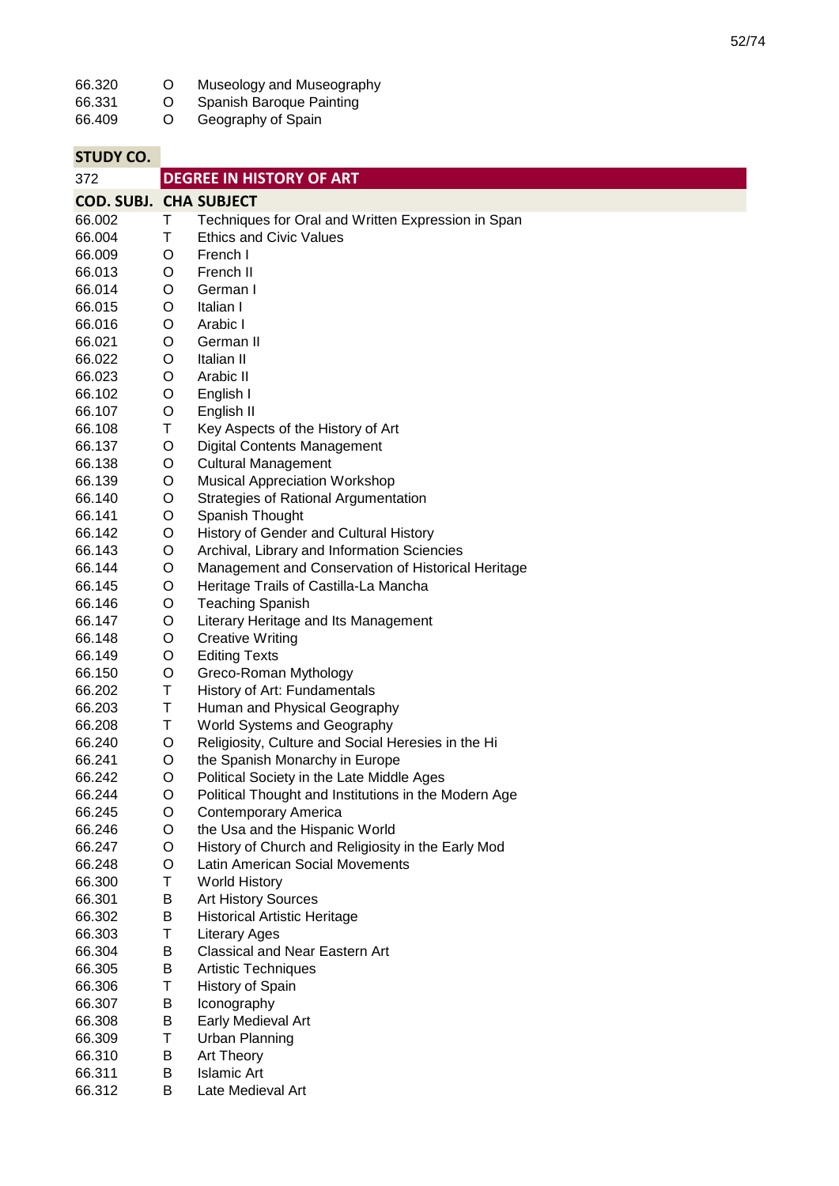| | | |
|---|---|---|
| 66.320 | O | Museology and Museography |
| 66.331 | O | Spanish Baroque Painting |
| 66.409 | O | Geography of Spain |

| STUDY CO. | | |
|---|---|---|
| 372 | **DEGREE IN HISTORY OF ART** | |
| **COD. SUBJ.** | **CHA** | **SUBJECT** |
| 66.002 | T | Techniques for Oral and Written Expression in Span |
| 66.004 | T | Ethics and Civic Values |
| 66.009 | O | French I |
| 66.013 | O | French II |
| 66.014 | O | German I |
| 66.015 | O | Italian I |
| 66.016 | O | Arabic I |
| 66.021 | O | German II |
| 66.022 | O | Italian II |
| 66.023 | O | Arabic II |
| 66.102 | O | English I |
| 66.107 | O | English II |
| 66.108 | T | Key Aspects of the History of Art |
| 66.137 | O | Digital Contents Management |
| 66.138 | O | Cultural Management |
| 66.139 | O | Musical Appreciation Workshop |
| 66.140 | O | Strategies of Rational Argumentation |
| 66.141 | O | Spanish Thought |
| 66.142 | O | History of Gender and Cultural History |
| 66.143 | O | Archival, Library and Information Sciencies |
| 66.144 | O | Management and Conservation of Historical Heritage |
| 66.145 | O | Heritage Trails of Castilla-La Mancha |
| 66.146 | O | Teaching Spanish |
| 66.147 | O | Literary Heritage and Its Management |
| 66.148 | O | Creative Writing |
| 66.149 | O | Editing Texts |
| 66.150 | O | Greco-Roman Mythology |
| 66.202 | T | History of Art: Fundamentals |
| 66.203 | T | Human and Physical Geography |
| 66.208 | T | World Systems and Geography |
| 66.240 | O | Religiosity, Culture and Social Heresies in the Hi |
| 66.241 | O | the Spanish Monarchy in Europe |
| 66.242 | O | Political Society in the Late Middle Ages |
| 66.244 | O | Political Thought and Institutions in the Modern Age |
| 66.245 | O | Contemporary America |
| 66.246 | O | the Usa and the Hispanic World |
| 66.247 | O | History of Church and Religiosity in the Early Mod |
| 66.248 | O | Latin American Social Movements |
| 66.300 | T | World History |
| 66.301 | B | Art History Sources |
| 66.302 | B | Historical Artistic Heritage |
| 66.303 | T | Literary Ages |
| 66.304 | B | Classical and Near Eastern Art |
| 66.305 | B | Artistic Techniques |
| 66.306 | T | History of Spain |
| 66.307 | B | Iconography |
| 66.308 | B | Early Medieval Art |
| 66.309 | T | Urban Planning |
| 66.310 | B | Art Theory |
| 66.311 | B | Islamic Art |
| 66.312 | B | Late Medieval Art |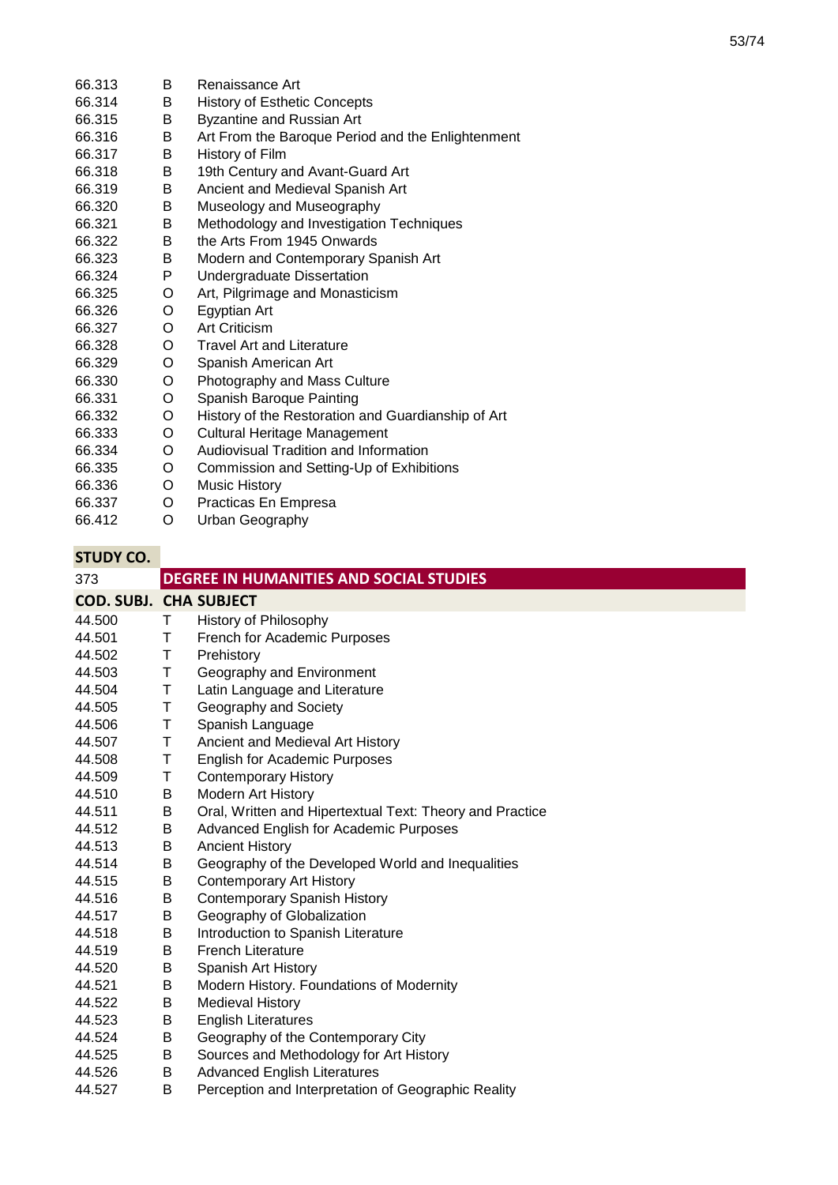| | | |
|---|---|---|
| 66.313 | B | Renaissance Art |
| 66.314 | B | History of Esthetic Concepts |
| 66.315 | B | Byzantine and Russian Art |
| 66.316 | B | Art From the Baroque Period and the Enlightenment |
| 66.317 | B | History of Film |
| 66.318 | B | 19th Century and Avant-Guard Art |
| 66.319 | B | Ancient and Medieval Spanish Art |
| 66.320 | B | Museology and Museography |
| 66.321 | B | Methodology and Investigation Techniques |
| 66.322 | B | the Arts From 1945 Onwards |
| 66.323 | B | Modern and Contemporary Spanish Art |
| 66.324 | P | Undergraduate Dissertation |
| 66.325 | O | Art, Pilgrimage and Monasticism |
| 66.326 | O | Egyptian Art |
| 66.327 | O | Art Criticism |
| 66.328 | O | Travel Art and Literature |
| 66.329 | O | Spanish American Art |
| 66.330 | O | Photography and Mass Culture |
| 66.331 | O | Spanish Baroque Painting |
| 66.332 | O | History of the Restoration and Guardianship of Art |
| 66.333 | O | Cultural Heritage Management |
| 66.334 | O | Audiovisual Tradition and Information |
| 66.335 | O | Commission and Setting-Up of Exhibitions |
| 66.336 | O | Music History |
| 66.337 | O | Practicas En Empresa |
| 66.412 | O | Urban Geography |

| STUDY CO. | | |
|---|---|---|
| 373 | | **DEGREE IN HUMANITIES AND SOCIAL STUDIES** |
| **COD. SUBJ.** | **CHA** | **SUBJECT** |
| 44.500 | T | History of Philosophy |
| 44.501 | T | French for Academic Purposes |
| 44.502 | T | Prehistory |
| 44.503 | T | Geography and Environment |
| 44.504 | T | Latin Language and Literature |
| 44.505 | T | Geography and Society |
| 44.506 | T | Spanish Language |
| 44.507 | T | Ancient and Medieval Art History |
| 44.508 | T | English for Academic Purposes |
| 44.509 | T | Contemporary History |
| 44.510 | B | Modern Art History |
| 44.511 | B | Oral, Written and Hipertextual Text: Theory and Practice |
| 44.512 | B | Advanced English for Academic Purposes |
| 44.513 | B | Ancient History |
| 44.514 | B | Geography of the Developed World and Inequalities |
| 44.515 | B | Contemporary Art History |
| 44.516 | B | Contemporary Spanish History |
| 44.517 | B | Geography of Globalization |
| 44.518 | B | Introduction to Spanish Literature |
| 44.519 | B | French Literature |
| 44.520 | B | Spanish Art History |
| 44.521 | B | Modern History. Foundations of Modernity |
| 44.522 | B | Medieval History |
| 44.523 | B | English Literatures |
| 44.524 | B | Geography of the Contemporary City |
| 44.525 | B | Sources and Methodology for Art History |
| 44.526 | B | Advanced English Literatures |
| 44.527 | B | Perception and Interpretation of Geographic Reality |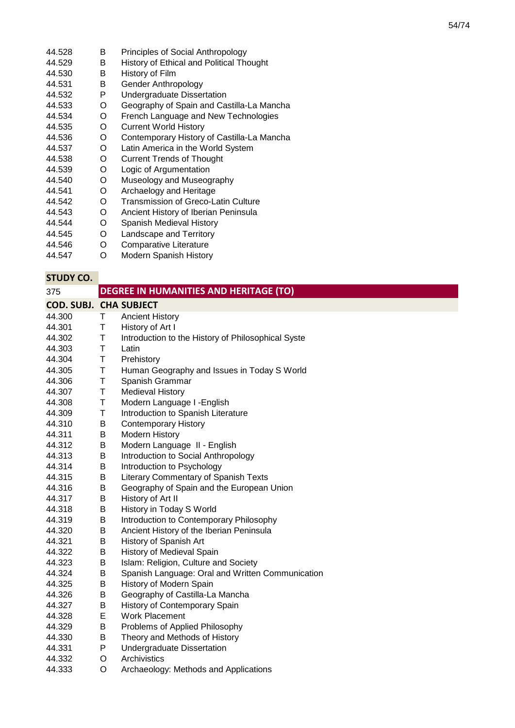| | | |
|---|---|---|
| 44.528 | B | Principles of Social Anthropology |
| 44.529 | B | History of Ethical and Political Thought |
| 44.530 | B | History of Film |
| 44.531 | B | Gender Anthropology |
| 44.532 | P | Undergraduate Dissertation |
| 44.533 | O | Geography of Spain and Castilla-La Mancha |
| 44.534 | O | French Language and New Technologies |
| 44.535 | O | Current World History |
| 44.536 | O | Contemporary History of Castilla-La Mancha |
| 44.537 | O | Latin America in the World System |
| 44.538 | O | Current Trends of Thought |
| 44.539 | O | Logic of Argumentation |
| 44.540 | O | Museology and Museography |
| 44.541 | O | Archaelogy and Heritage |
| 44.542 | O | Transmission of Greco-Latin Culture |
| 44.543 | O | Ancient History of Iberian Peninsula |
| 44.544 | O | Spanish Medieval History |
| 44.545 | O | Landscape and Territory |
| 44.546 | O | Comparative Literature |
| 44.547 | O | Modern Spanish History |

| **STUDY CO.** | | |
|---|---|---|
| 375 | **DEGREE IN HUMANITIES AND HERITAGE (TO)** | |
| **COD. SUBJ.** | **CHA** | **SUBJECT** |
| 44.300 | T | Ancient History |
| 44.301 | T | History of Art I |
| 44.302 | T | Introduction to the History of Philosophical Syste |
| 44.303 | T | Latin |
| 44.304 | T | Prehistory |
| 44.305 | T | Human Geography and Issues in Today S World |
| 44.306 | T | Spanish Grammar |
| 44.307 | T | Medieval History |
| 44.308 | T | Modern Language I -English |
| 44.309 | T | Introduction to Spanish Literature |
| 44.310 | B | Contemporary History |
| 44.311 | B | Modern History |
| 44.312 | B | Modern Language II - English |
| 44.313 | B | Introduction to Social Anthropology |
| 44.314 | B | Introduction to Psychology |
| 44.315 | B | Literary Commentary of Spanish Texts |
| 44.316 | B | Geography of Spain and the European Union |
| 44.317 | B | History of Art II |
| 44.318 | B | History in Today S World |
| 44.319 | B | Introduction to Contemporary Philosophy |
| 44.320 | B | Ancient History of the Iberian Peninsula |
| 44.321 | B | History of Spanish Art |
| 44.322 | B | History of Medieval Spain |
| 44.323 | B | Islam: Religion, Culture and Society |
| 44.324 | B | Spanish Language: Oral and Written Communication |
| 44.325 | B | History of Modern Spain |
| 44.326 | B | Geography of Castilla-La Mancha |
| 44.327 | B | History of Contemporary Spain |
| 44.328 | E | Work Placement |
| 44.329 | B | Problems of Applied Philosophy |
| 44.330 | B | Theory and Methods of History |
| 44.331 | P | Undergraduate Dissertation |
| 44.332 | O | Archivistics |
| 44.333 | O | Archaeology: Methods and Applications |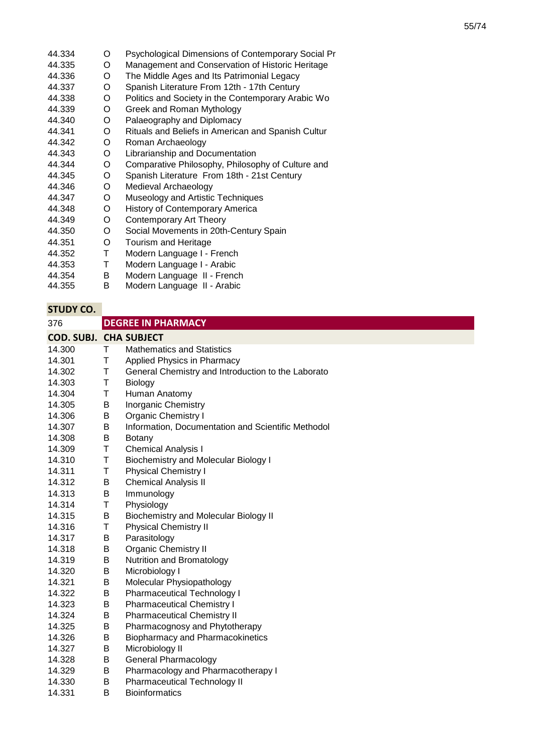| | | |
|---|---|---|
| 44.334 | O | Psychological Dimensions of Contemporary Social Pr |
| 44.335 | O | Management and Conservation of Historic Heritage |
| 44.336 | O | The Middle Ages and Its Patrimonial Legacy |
| 44.337 | O | Spanish Literature From 12th - 17th Century |
| 44.338 | O | Politics and Society in the Contemporary Arabic Wo |
| 44.339 | O | Greek and Roman Mythology |
| 44.340 | O | Palaeography and Diplomacy |
| 44.341 | O | Rituals and Beliefs in American and Spanish Cultur |
| 44.342 | O | Roman Archaeology |
| 44.343 | O | Librarianship and Documentation |
| 44.344 | O | Comparative Philosophy, Philosophy of Culture and |
| 44.345 | O | Spanish Literature From 18th - 21st Century |
| 44.346 | O | Medieval Archaeology |
| 44.347 | O | Museology and Artistic Techniques |
| 44.348 | O | History of Contemporary America |
| 44.349 | O | Contemporary Art Theory |
| 44.350 | O | Social Movements in 20th-Century Spain |
| 44.351 | O | Tourism and Heritage |
| 44.352 | T | Modern Language I - French |
| 44.353 | T | Modern Language I - Arabic |
| 44.354 | B | Modern Language II - French |
| 44.355 | B | Modern Language II - Arabic |

| **STUDY CO.** | | |
|---|---|---|
| 376 | **DEGREE IN PHARMACY** | |
| **COD. SUBJ.** | **CHA** | **SUBJECT** |
| 14.300 | T | Mathematics and Statistics |
| 14.301 | T | Applied Physics in Pharmacy |
| 14.302 | T | General Chemistry and Introduction to the Laborato |
| 14.303 | T | Biology |
| 14.304 | T | Human Anatomy |
| 14.305 | B | Inorganic Chemistry |
| 14.306 | B | Organic Chemistry I |
| 14.307 | B | Information, Documentation and Scientific Methodol |
| 14.308 | B | Botany |
| 14.309 | T | Chemical Analysis I |
| 14.310 | T | Biochemistry and Molecular Biology I |
| 14.311 | T | Physical Chemistry I |
| 14.312 | B | Chemical Analysis II |
| 14.313 | B | Immunology |
| 14.314 | T | Physiology |
| 14.315 | B | Biochemistry and Molecular Biology II |
| 14.316 | T | Physical Chemistry II |
| 14.317 | B | Parasitology |
| 14.318 | B | Organic Chemistry II |
| 14.319 | B | Nutrition and Bromatology |
| 14.320 | B | Microbiology I |
| 14.321 | B | Molecular Physiopathology |
| 14.322 | B | Pharmaceutical Technology I |
| 14.323 | B | Pharmaceutical Chemistry I |
| 14.324 | B | Pharmaceutical Chemistry II |
| 14.325 | B | Pharmacognosy and Phytotherapy |
| 14.326 | B | Biopharmacy and Pharmacokinetics |
| 14.327 | B | Microbiology II |
| 14.328 | B | General Pharmacology |
| 14.329 | B | Pharmacology and Pharmacotherapy I |
| 14.330 | B | Pharmaceutical Technology II |
| 14.331 | B | Bioinformatics |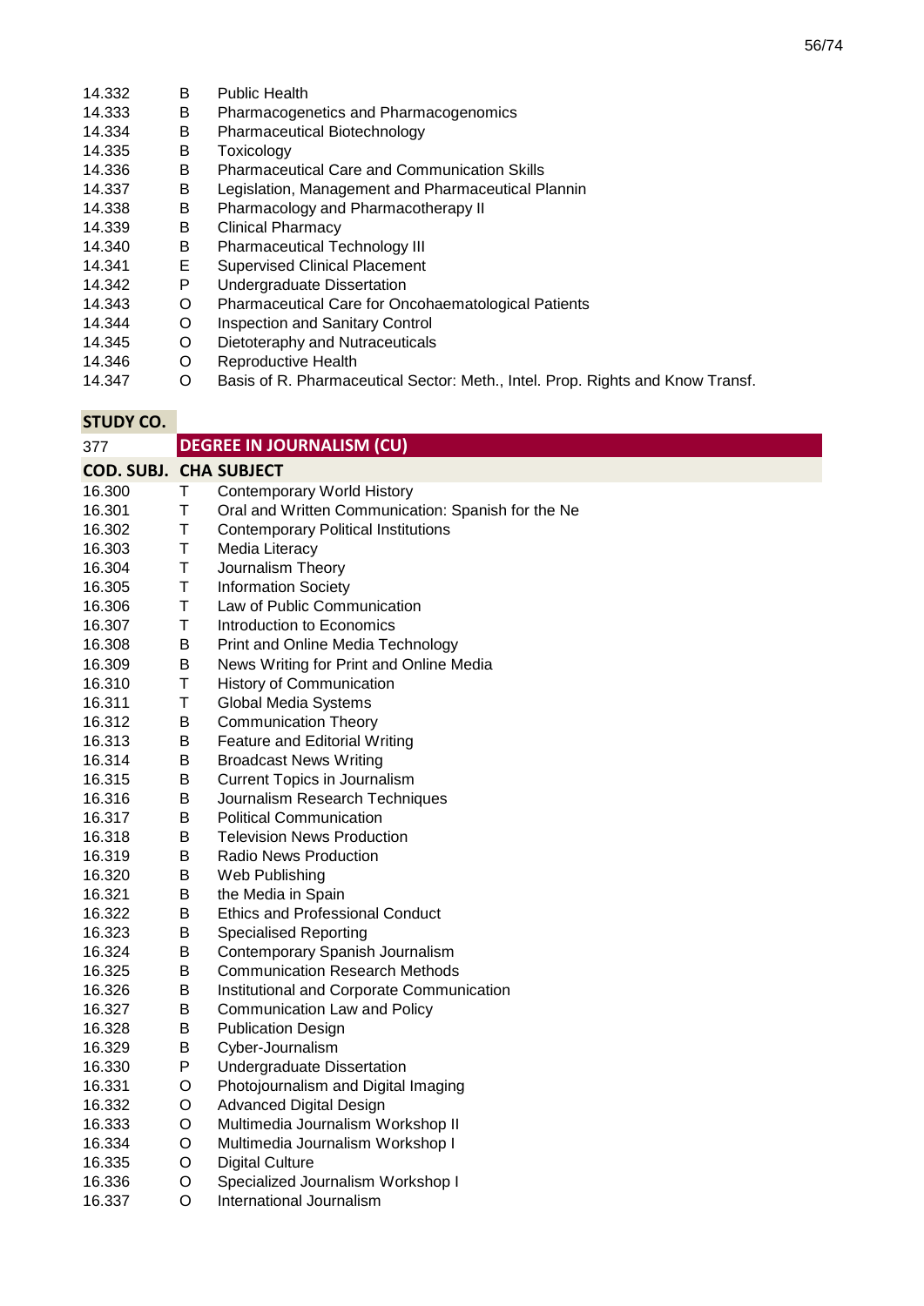| | | |
|---|---|---|
| 14.332 | B | Public Health |
| 14.333 | B | Pharmacogenetics and Pharmacogenomics |
| 14.334 | B | Pharmaceutical Biotechnology |
| 14.335 | B | Toxicology |
| 14.336 | B | Pharmaceutical Care and Communication Skills |
| 14.337 | B | Legislation, Management and Pharmaceutical Plannin |
| 14.338 | B | Pharmacology and Pharmacotherapy II |
| 14.339 | B | Clinical Pharmacy |
| 14.340 | B | Pharmaceutical Technology III |
| 14.341 | E | Supervised Clinical Placement |
| 14.342 | P | Undergraduate Dissertation |
| 14.343 | O | Pharmaceutical Care for Oncohaematological Patients |
| 14.344 | O | Inspection and Sanitary Control |
| 14.345 | O | Dietoteraphy and Nutraceuticals |
| 14.346 | O | Reproductive Health |
| 14.347 | O | Basis of R. Pharmaceutical Sector: Meth., Intel. Prop. Rights and Know Transf. |

| STUDY CO. | | |
|---|---|---|
| 377 | | **DEGREE IN JOURNALISM (CU)** |
| **COD. SUBJ.** | **CHA** | **SUBJECT** |
| 16.300 | T | Contemporary World History |
| 16.301 | T | Oral and Written Communication: Spanish for the Ne |
| 16.302 | T | Contemporary Political Institutions |
| 16.303 | T | Media Literacy |
| 16.304 | T | Journalism Theory |
| 16.305 | T | Information Society |
| 16.306 | T | Law of Public Communication |
| 16.307 | T | Introduction to Economics |
| 16.308 | B | Print and Online Media Technology |
| 16.309 | B | News Writing for Print and Online Media |
| 16.310 | T | History of Communication |
| 16.311 | T | Global Media Systems |
| 16.312 | B | Communication Theory |
| 16.313 | B | Feature and Editorial Writing |
| 16.314 | B | Broadcast News Writing |
| 16.315 | B | Current Topics in Journalism |
| 16.316 | B | Journalism Research Techniques |
| 16.317 | B | Political Communication |
| 16.318 | B | Television News Production |
| 16.319 | B | Radio News Production |
| 16.320 | B | Web Publishing |
| 16.321 | B | the Media in Spain |
| 16.322 | B | Ethics and Professional Conduct |
| 16.323 | B | Specialised Reporting |
| 16.324 | B | Contemporary Spanish Journalism |
| 16.325 | B | Communication Research Methods |
| 16.326 | B | Institutional and Corporate Communication |
| 16.327 | B | Communication Law and Policy |
| 16.328 | B | Publication Design |
| 16.329 | B | Cyber-Journalism |
| 16.330 | P | Undergraduate Dissertation |
| 16.331 | O | Photojournalism and Digital Imaging |
| 16.332 | O | Advanced Digital Design |
| 16.333 | O | Multimedia Journalism Workshop II |
| 16.334 | O | Multimedia Journalism Workshop I |
| 16.335 | O | Digital Culture |
| 16.336 | O | Specialized Journalism Workshop I |
| 16.337 | O | International Journalism |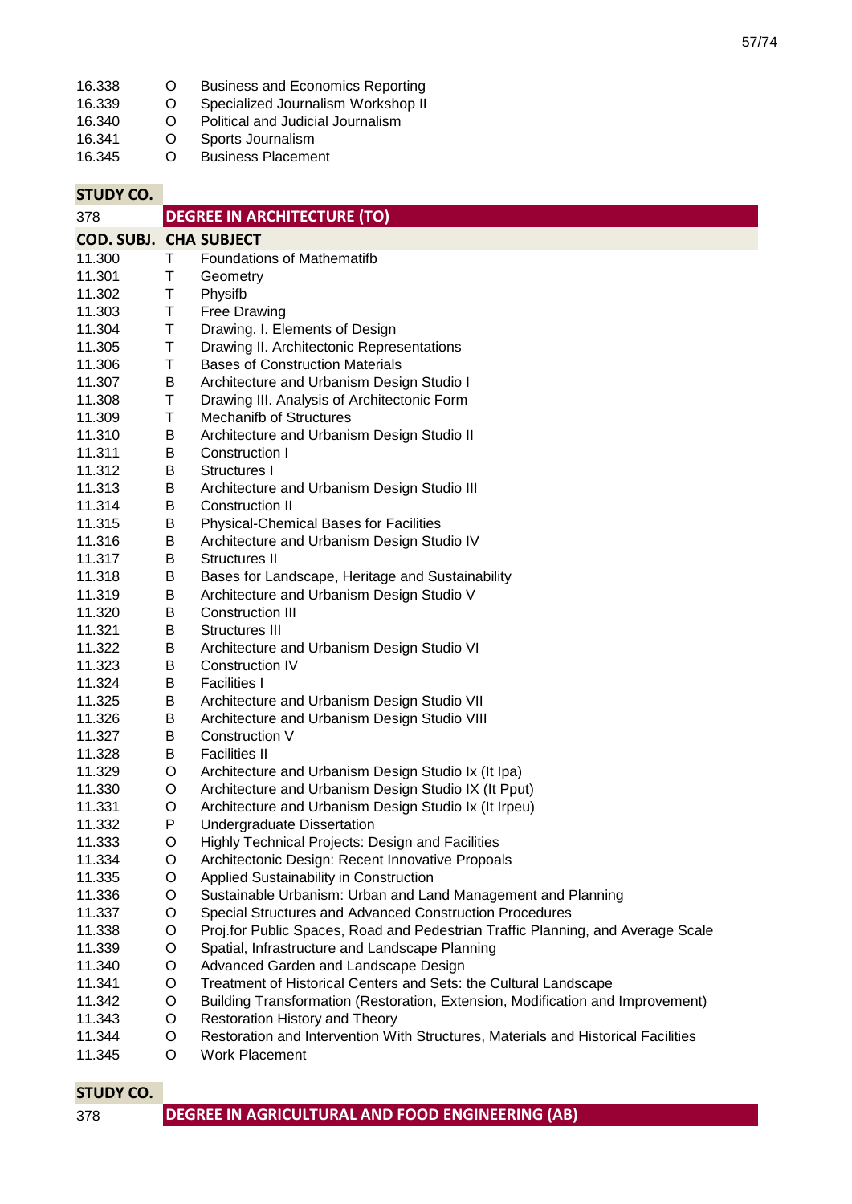| | | |
|---|---|---|
| 16.338 | O | Business and Economics Reporting |
| 16.339 | O | Specialized Journalism Workshop II |
| 16.340 | O | Political and Judicial Journalism |
| 16.341 | O | Sports Journalism |
| 16.345 | O | Business Placement |

| STUDY CO. | | |
|---|---|---|
| 378 | **DEGREE IN ARCHITECTURE (TO)** | |
| **COD. SUBJ.** | **CHA** | **SUBJECT** |
| 11.300 | T | Foundations of Mathematifb |
| 11.301 | T | Geometry |
| 11.302 | T | Physifb |
| 11.303 | T | Free Drawing |
| 11.304 | T | Drawing. I. Elements of Design |
| 11.305 | T | Drawing II. Architectonic Representations |
| 11.306 | T | Bases of Construction Materials |
| 11.307 | B | Architecture and Urbanism Design Studio I |
| 11.308 | T | Drawing III. Analysis of Architectonic Form |
| 11.309 | T | Mechanifb of Structures |
| 11.310 | B | Architecture and Urbanism Design Studio II |
| 11.311 | B | Construction I |
| 11.312 | B | Structures I |
| 11.313 | B | Architecture and Urbanism Design Studio III |
| 11.314 | B | Construction II |
| 11.315 | B | Physical-Chemical Bases for Facilities |
| 11.316 | B | Architecture and Urbanism Design Studio IV |
| 11.317 | B | Structures II |
| 11.318 | B | Bases for Landscape, Heritage and Sustainability |
| 11.319 | B | Architecture and Urbanism Design Studio V |
| 11.320 | B | Construction III |
| 11.321 | B | Structures III |
| 11.322 | B | Architecture and Urbanism Design Studio VI |
| 11.323 | B | Construction IV |
| 11.324 | B | Facilities I |
| 11.325 | B | Architecture and Urbanism Design Studio VII |
| 11.326 | B | Architecture and Urbanism Design Studio VIII |
| 11.327 | B | Construction V |
| 11.328 | B | Facilities II |
| 11.329 | O | Architecture and Urbanism Design Studio Ix (It Ipa) |
| 11.330 | O | Architecture and Urbanism Design Studio IX (It Pput) |
| 11.331 | O | Architecture and Urbanism Design Studio Ix (It Irpeu) |
| 11.332 | P | Undergraduate Dissertation |
| 11.333 | O | Highly Technical Projects: Design and Facilities |
| 11.334 | O | Architectonic Design: Recent Innovative Propoals |
| 11.335 | O | Applied Sustainability in Construction |
| 11.336 | O | Sustainable Urbanism: Urban and Land Management and Planning |
| 11.337 | O | Special Structures and Advanced Construction Procedures |
| 11.338 | O | Proj.for Public Spaces, Road and Pedestrian Traffic Planning, and Average Scale |
| 11.339 | O | Spatial, Infrastructure and Landscape Planning |
| 11.340 | O | Advanced Garden and Landscape Design |
| 11.341 | O | Treatment of Historical Centers and Sets: the Cultural Landscape |
| 11.342 | O | Building Transformation (Restoration, Extension, Modification and Improvement) |
| 11.343 | O | Restoration History and Theory |
| 11.344 | O | Restoration and Intervention With Structures, Materials and Historical Facilities |
| 11.345 | O | Work Placement |

| STUDY CO. | |
|---|---|
| 378 | **DEGREE IN AGRICULTURAL AND FOOD ENGINEERING (AB)** |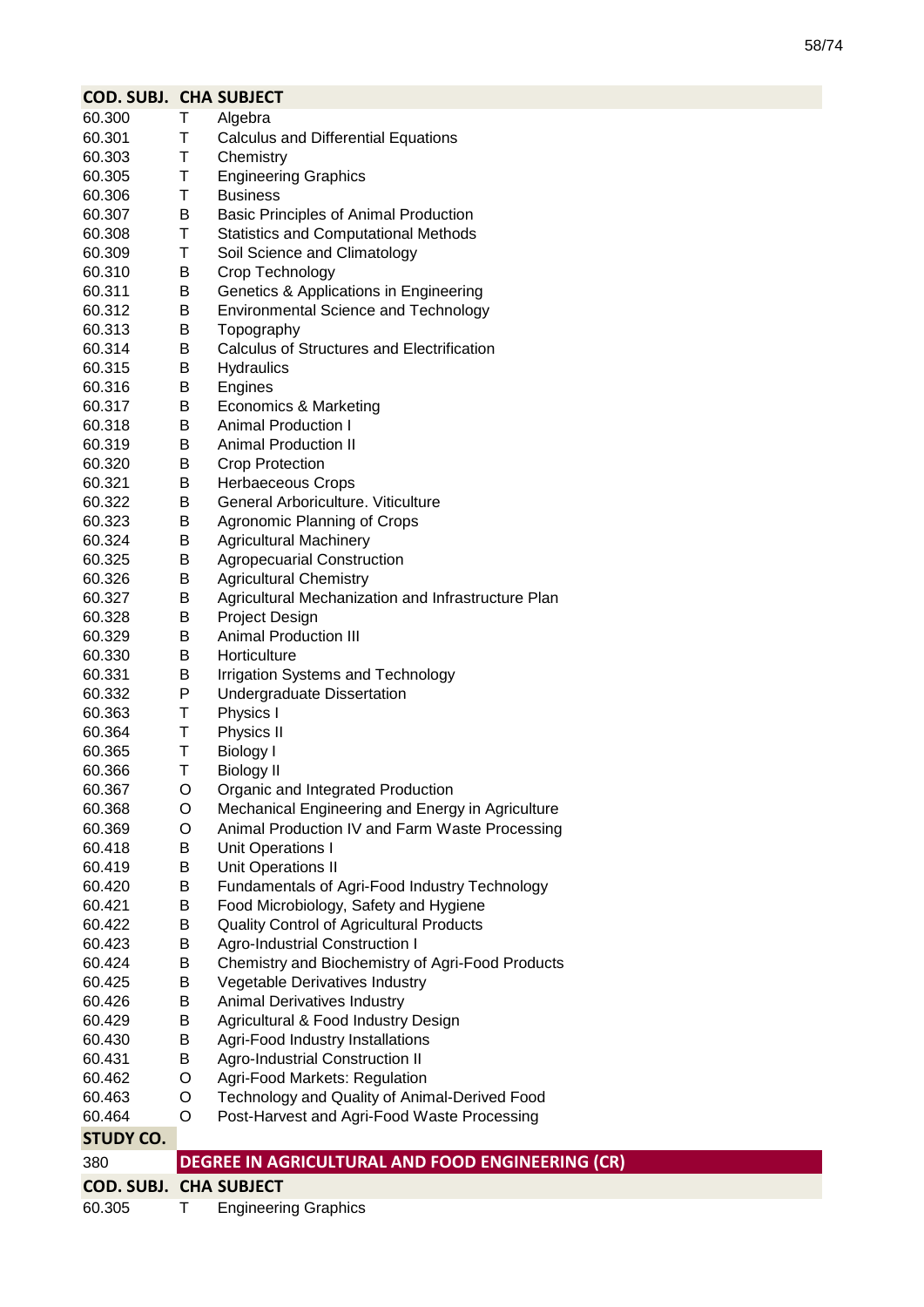| COD. SUBJ. | CHA | SUBJECT |
|---|---|---|
| 60.300 | T | Algebra |
| 60.301 | T | Calculus and Differential Equations |
| 60.303 | T | Chemistry |
| 60.305 | T | Engineering Graphics |
| 60.306 | T | Business |
| 60.307 | B | Basic Principles of Animal Production |
| 60.308 | T | Statistics and Computational Methods |
| 60.309 | T | Soil Science and Climatology |
| 60.310 | B | Crop Technology |
| 60.311 | B | Genetics & Applications in Engineering |
| 60.312 | B | Environmental Science and Technology |
| 60.313 | B | Topography |
| 60.314 | B | Calculus of Structures and Electrification |
| 60.315 | B | Hydraulics |
| 60.316 | B | Engines |
| 60.317 | B | Economics & Marketing |
| 60.318 | B | Animal Production I |
| 60.319 | B | Animal Production II |
| 60.320 | B | Crop Protection |
| 60.321 | B | Herbaeceous Crops |
| 60.322 | B | General Arboriculture. Viticulture |
| 60.323 | B | Agronomic Planning of Crops |
| 60.324 | B | Agricultural Machinery |
| 60.325 | B | Agropecuarial Construction |
| 60.326 | B | Agricultural Chemistry |
| 60.327 | B | Agricultural Mechanization and Infrastructure Plan |
| 60.328 | B | Project Design |
| 60.329 | B | Animal Production III |
| 60.330 | B | Horticulture |
| 60.331 | B | Irrigation Systems and Technology |
| 60.332 | P | Undergraduate Dissertation |
| 60.363 | T | Physics I |
| 60.364 | T | Physics II |
| 60.365 | T | Biology I |
| 60.366 | T | Biology II |
| 60.367 | O | Organic and Integrated Production |
| 60.368 | O | Mechanical Engineering and Energy in Agriculture |
| 60.369 | O | Animal Production IV and Farm Waste Processing |
| 60.418 | B | Unit Operations I |
| 60.419 | B | Unit Operations II |
| 60.420 | B | Fundamentals of Agri-Food Industry Technology |
| 60.421 | B | Food Microbiology, Safety and Hygiene |
| 60.422 | B | Quality Control of Agricultural Products |
| 60.423 | B | Agro-Industrial Construction I |
| 60.424 | B | Chemistry and Biochemistry of Agri-Food Products |
| 60.425 | B | Vegetable Derivatives Industry |
| 60.426 | B | Animal Derivatives Industry |
| 60.429 | B | Agricultural & Food Industry Design |
| 60.430 | B | Agri-Food Industry Installations |
| 60.431 | B | Agro-Industrial Construction II |
| 60.462 | O | Agri-Food Markets: Regulation |
| 60.463 | O | Technology and Quality of Animal-Derived Food |
| 60.464 | O | Post-Harvest and Agri-Food Waste Processing |

| STUDY CO. | |
|---|---|
| 380 | **DEGREE IN AGRICULTURAL AND FOOD ENGINEERING (CR)** |

| COD. SUBJ. | CHA | SUBJECT |
|---|---|---|
| 60.305 | T | Engineering Graphics |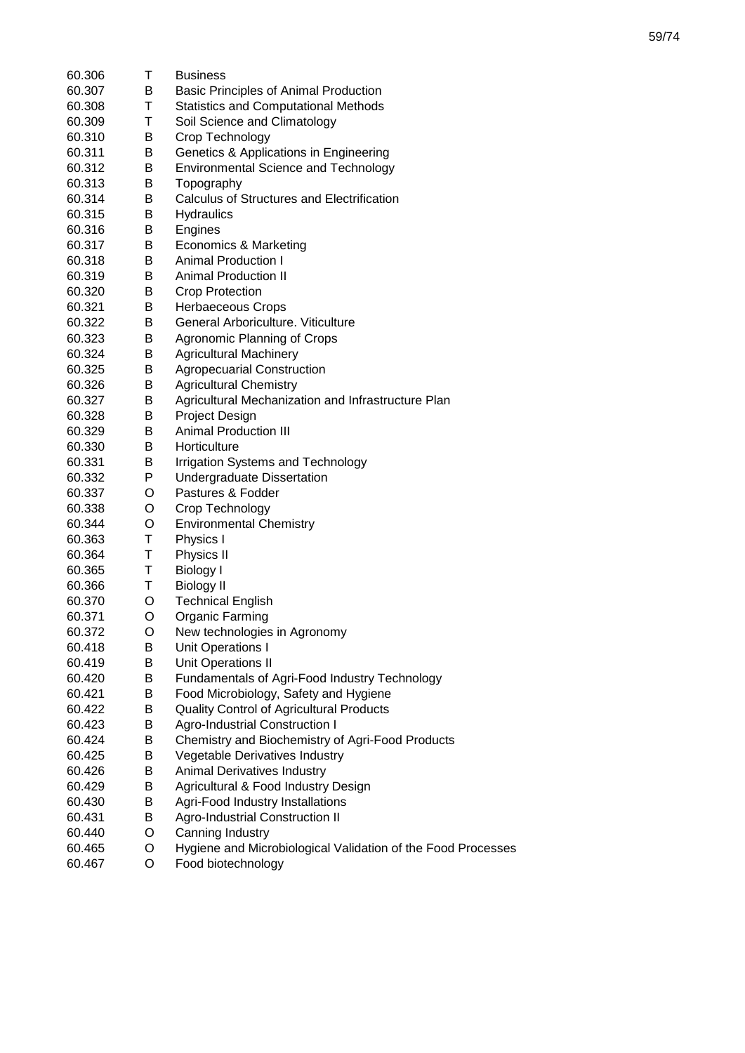| | | |
|---|---|---|
| 60.306 | T | Business |
| 60.307 | B | Basic Principles of Animal Production |
| 60.308 | T | Statistics and Computational Methods |
| 60.309 | T | Soil Science and Climatology |
| 60.310 | B | Crop Technology |
| 60.311 | B | Genetics & Applications in Engineering |
| 60.312 | B | Environmental Science and Technology |
| 60.313 | B | Topography |
| 60.314 | B | Calculus of Structures and Electrification |
| 60.315 | B | Hydraulics |
| 60.316 | B | Engines |
| 60.317 | B | Economics & Marketing |
| 60.318 | B | Animal Production I |
| 60.319 | B | Animal Production II |
| 60.320 | B | Crop Protection |
| 60.321 | B | Herbaeceous Crops |
| 60.322 | B | General Arboriculture. Viticulture |
| 60.323 | B | Agronomic Planning of Crops |
| 60.324 | B | Agricultural Machinery |
| 60.325 | B | Agropecuarial Construction |
| 60.326 | B | Agricultural Chemistry |
| 60.327 | B | Agricultural Mechanization and Infrastructure Plan |
| 60.328 | B | Project Design |
| 60.329 | B | Animal Production III |
| 60.330 | B | Horticulture |
| 60.331 | B | Irrigation Systems and Technology |
| 60.332 | P | Undergraduate Dissertation |
| 60.337 | O | Pastures & Fodder |
| 60.338 | O | Crop Technology |
| 60.344 | O | Environmental Chemistry |
| 60.363 | T | Physics I |
| 60.364 | T | Physics II |
| 60.365 | T | Biology I |
| 60.366 | T | Biology II |
| 60.370 | O | Technical English |
| 60.371 | O | Organic Farming |
| 60.372 | O | New technologies in Agronomy |
| 60.418 | B | Unit Operations I |
| 60.419 | B | Unit Operations II |
| 60.420 | B | Fundamentals of Agri-Food Industry Technology |
| 60.421 | B | Food Microbiology, Safety and Hygiene |
| 60.422 | B | Quality Control of Agricultural Products |
| 60.423 | B | Agro-Industrial Construction I |
| 60.424 | B | Chemistry and Biochemistry of Agri-Food Products |
| 60.425 | B | Vegetable Derivatives Industry |
| 60.426 | B | Animal Derivatives Industry |
| 60.429 | B | Agricultural & Food Industry Design |
| 60.430 | B | Agri-Food Industry Installations |
| 60.431 | B | Agro-Industrial Construction II |
| 60.440 | O | Canning Industry |
| 60.465 | O | Hygiene and Microbiological Validation of the Food Processes |
| 60.467 | O | Food biotechnology |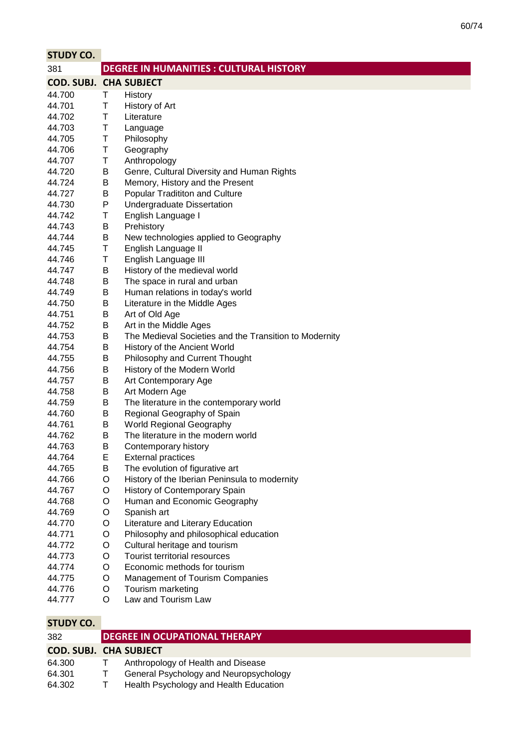| STUDY CO. | | |
|---|---|---|
| 381 | **DEGREE IN HUMANITIES : CULTURAL HISTORY** | |
| **COD. SUBJ.** | **CHA** | **SUBJECT** |
| 44.700 | T | History |
| 44.701 | T | History of Art |
| 44.702 | T | Literature |
| 44.703 | T | Language |
| 44.705 | T | Philosophy |
| 44.706 | T | Geography |
| 44.707 | T | Anthropology |
| 44.720 | B | Genre, Cultural Diversity and Human Rights |
| 44.724 | B | Memory, History and the Present |
| 44.727 | B | Popular Tradititon and Culture |
| 44.730 | P | Undergraduate Dissertation |
| 44.742 | T | English Language I |
| 44.743 | B | Prehistory |
| 44.744 | B | New technologies applied to Geography |
| 44.745 | T | English Language II |
| 44.746 | T | English Language III |
| 44.747 | B | History of the medieval world |
| 44.748 | B | The space in rural and urban |
| 44.749 | B | Human relations in today's world |
| 44.750 | B | Literature in the Middle Ages |
| 44.751 | B | Art of Old Age |
| 44.752 | B | Art in the Middle Ages |
| 44.753 | B | The Medieval Societies and the Transition to Modernity |
| 44.754 | B | History of the Ancient World |
| 44.755 | B | Philosophy and Current Thought |
| 44.756 | B | History of the Modern World |
| 44.757 | B | Art Contemporary Age |
| 44.758 | B | Art Modern Age |
| 44.759 | B | The literature in the contemporary world |
| 44.760 | B | Regional Geography of Spain |
| 44.761 | B | World Regional Geography |
| 44.762 | B | The literature in the modern world |
| 44.763 | B | Contemporary history |
| 44.764 | E | External practices |
| 44.765 | B | The evolution of figurative art |
| 44.766 | O | History of the Iberian Peninsula to modernity |
| 44.767 | O | History of Contemporary Spain |
| 44.768 | O | Human and Economic Geography |
| 44.769 | O | Spanish art |
| 44.770 | O | Literature and Literary Education |
| 44.771 | O | Philosophy and philosophical education |
| 44.772 | O | Cultural heritage and tourism |
| 44.773 | O | Tourist territorial resources |
| 44.774 | O | Economic methods for tourism |
| 44.775 | O | Management of Tourism Companies |
| 44.776 | O | Tourism marketing |
| 44.777 | O | Law and Tourism Law |

| STUDY CO. | | |
|---|---|---|
| 382 | **DEGREE IN OCUPATIONAL THERAPY** | |
| **COD. SUBJ.** | **CHA** | **SUBJECT** |
| 64.300 | T | Anthropology of Health and Disease |
| 64.301 | T | General Psychology and Neuropsychology |
| 64.302 | T | Health Psychology and Health Education |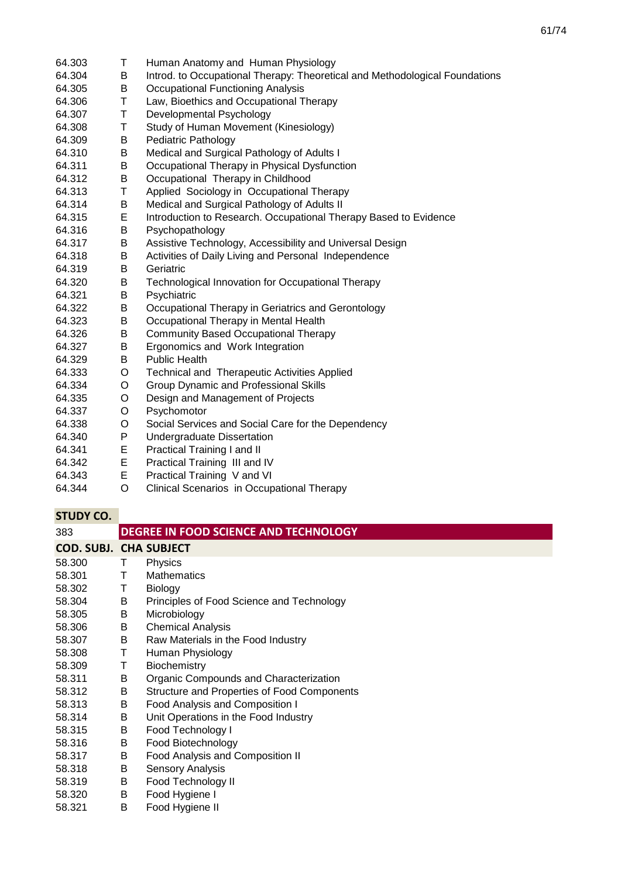| | | |
|---|---|---|
| 64.303 | T | Human Anatomy and Human Physiology |
| 64.304 | B | Introd. to Occupational Therapy: Theoretical and Methodological Foundations |
| 64.305 | B | Occupational Functioning Analysis |
| 64.306 | T | Law, Bioethics and Occupational Therapy |
| 64.307 | T | Developmental Psychology |
| 64.308 | T | Study of Human Movement (Kinesiology) |
| 64.309 | B | Pediatric Pathology |
| 64.310 | B | Medical and Surgical Pathology of Adults I |
| 64.311 | B | Occupational Therapy in Physical Dysfunction |
| 64.312 | B | Occupational Therapy in Childhood |
| 64.313 | T | Applied Sociology in Occupational Therapy |
| 64.314 | B | Medical and Surgical Pathology of Adults II |
| 64.315 | E | Introduction to Research. Occupational Therapy Based to Evidence |
| 64.316 | B | Psychopathology |
| 64.317 | B | Assistive Technology, Accessibility and Universal Design |
| 64.318 | B | Activities of Daily Living and Personal Independence |
| 64.319 | B | Geriatric |
| 64.320 | B | Technological Innovation for Occupational Therapy |
| 64.321 | B | Psychiatric |
| 64.322 | B | Occupational Therapy in Geriatrics and Gerontology |
| 64.323 | B | Occupational Therapy in Mental Health |
| 64.326 | B | Community Based Occupational Therapy |
| 64.327 | B | Ergonomics and Work Integration |
| 64.329 | B | Public Health |
| 64.333 | O | Technical and Therapeutic Activities Applied |
| 64.334 | O | Group Dynamic and Professional Skills |
| 64.335 | O | Design and Management of Projects |
| 64.337 | O | Psychomotor |
| 64.338 | O | Social Services and Social Care for the Dependency |
| 64.340 | P | Undergraduate Dissertation |
| 64.341 | E | Practical Training I and II |
| 64.342 | E | Practical Training III and IV |
| 64.343 | E | Practical Training V and VI |
| 64.344 | O | Clinical Scenarios in Occupational Therapy |

| STUDY CO. | | |
|---|---|---|
| 383 | **DEGREE IN FOOD SCIENCE AND TECHNOLOGY** | |
| **COD. SUBJ.** | **CHA** | **SUBJECT** |
| 58.300 | T | Physics |
| 58.301 | T | Mathematics |
| 58.302 | T | Biology |
| 58.304 | B | Principles of Food Science and Technology |
| 58.305 | B | Microbiology |
| 58.306 | B | Chemical Analysis |
| 58.307 | B | Raw Materials in the Food Industry |
| 58.308 | T | Human Physiology |
| 58.309 | T | Biochemistry |
| 58.311 | B | Organic Compounds and Characterization |
| 58.312 | B | Structure and Properties of Food Components |
| 58.313 | B | Food Analysis and Composition I |
| 58.314 | B | Unit Operations in the Food Industry |
| 58.315 | B | Food Technology I |
| 58.316 | B | Food Biotechnology |
| 58.317 | B | Food Analysis and Composition II |
| 58.318 | B | Sensory Analysis |
| 58.319 | B | Food Technology II |
| 58.320 | B | Food Hygiene I |
| 58.321 | B | Food Hygiene II |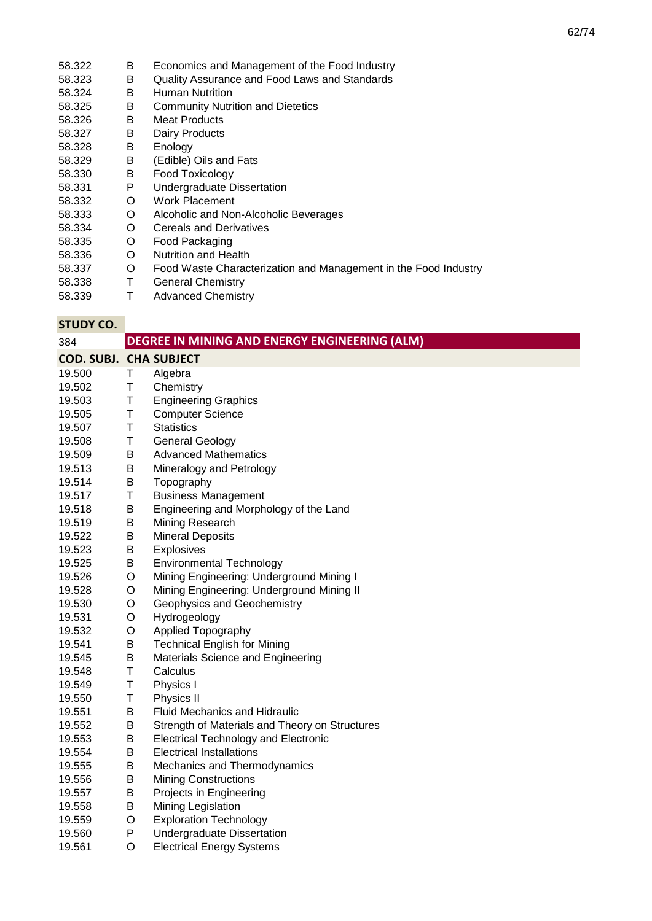| | | |
|---|---|---|
| 58.322 | B | Economics and Management of the Food Industry |
| 58.323 | B | Quality Assurance and Food Laws and Standards |
| 58.324 | B | Human Nutrition |
| 58.325 | B | Community Nutrition and Dietetics |
| 58.326 | B | Meat Products |
| 58.327 | B | Dairy Products |
| 58.328 | B | Enology |
| 58.329 | B | (Edible) Oils and Fats |
| 58.330 | B | Food Toxicology |
| 58.331 | P | Undergraduate Dissertation |
| 58.332 | O | Work Placement |
| 58.333 | O | Alcoholic and Non-Alcoholic Beverages |
| 58.334 | O | Cereals and Derivatives |
| 58.335 | O | Food Packaging |
| 58.336 | O | Nutrition and Health |
| 58.337 | O | Food Waste Characterization and Management in the Food Industry |
| 58.338 | T | General Chemistry |
| 58.339 | T | Advanced Chemistry |

| STUDY CO. | | |
|---|---|---|
| 384 | **DEGREE IN MINING AND ENERGY ENGINEERING (ALM)** | |
| **COD. SUBJ.** | **CHA** | **SUBJECT** |
| 19.500 | T | Algebra |
| 19.502 | T | Chemistry |
| 19.503 | T | Engineering Graphics |
| 19.505 | T | Computer Science |
| 19.507 | T | Statistics |
| 19.508 | T | General Geology |
| 19.509 | B | Advanced Mathematics |
| 19.513 | B | Mineralogy and Petrology |
| 19.514 | B | Topography |
| 19.517 | T | Business Management |
| 19.518 | B | Engineering and Morphology of the Land |
| 19.519 | B | Mining Research |
| 19.522 | B | Mineral Deposits |
| 19.523 | B | Explosives |
| 19.525 | B | Environmental Technology |
| 19.526 | O | Mining Engineering: Underground Mining I |
| 19.528 | O | Mining Engineering: Underground Mining II |
| 19.530 | O | Geophysics and Geochemistry |
| 19.531 | O | Hydrogeology |
| 19.532 | O | Applied Topography |
| 19.541 | B | Technical English for Mining |
| 19.545 | B | Materials Science and Engineering |
| 19.548 | T | Calculus |
| 19.549 | T | Physics I |
| 19.550 | T | Physics II |
| 19.551 | B | Fluid Mechanics and Hidraulic |
| 19.552 | B | Strength of Materials and Theory on Structures |
| 19.553 | B | Electrical Technology and Electronic |
| 19.554 | B | Electrical Installations |
| 19.555 | B | Mechanics and Thermodynamics |
| 19.556 | B | Mining Constructions |
| 19.557 | B | Projects in Engineering |
| 19.558 | B | Mining Legislation |
| 19.559 | O | Exploration Technology |
| 19.560 | P | Undergraduate Dissertation |
| 19.561 | O | Electrical Energy Systems |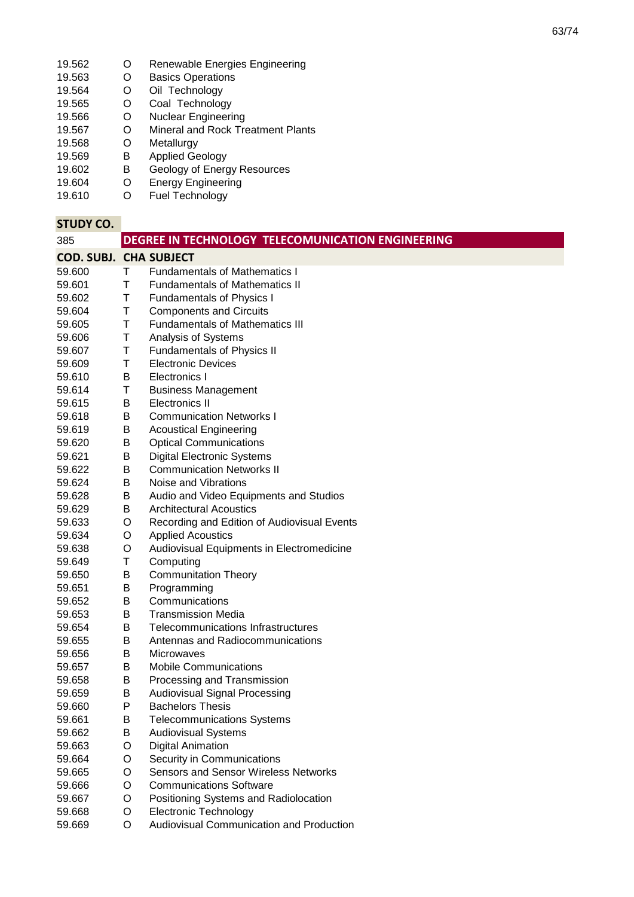| | | |
|---|---|---|
| 19.562 | O | Renewable Energies Engineering |
| 19.563 | O | Basics Operations |
| 19.564 | O | Oil Technology |
| 19.565 | O | Coal Technology |
| 19.566 | O | Nuclear Engineering |
| 19.567 | O | Mineral and Rock Treatment Plants |
| 19.568 | O | Metallurgy |
| 19.569 | B | Applied Geology |
| 19.602 | B | Geology of Energy Resources |
| 19.604 | O | Energy Engineering |
| 19.610 | O | Fuel Technology |

| STUDY CO. | | |
|---|---|---|
| 385 | **DEGREE IN TECHNOLOGY TELECOMMUNICATION ENGINEERING** | |
| **COD. SUBJ.** | **CHA** | **SUBJECT** |
| 59.600 | T | Fundamentals of Mathematics I |
| 59.601 | T | Fundamentals of Mathematics II |
| 59.602 | T | Fundamentals of Physics I |
| 59.604 | T | Components and Circuits |
| 59.605 | T | Fundamentals of Mathematics III |
| 59.606 | T | Analysis of Systems |
| 59.607 | T | Fundamentals of Physics II |
| 59.609 | T | Electronic Devices |
| 59.610 | B | Electronics I |
| 59.614 | T | Business Management |
| 59.615 | B | Electronics II |
| 59.618 | B | Communication Networks I |
| 59.619 | B | Acoustical Engineering |
| 59.620 | B | Optical Communications |
| 59.621 | B | Digital Electronic Systems |
| 59.622 | B | Communication Networks II |
| 59.624 | B | Noise and Vibrations |
| 59.628 | B | Audio and Video Equipments and Studios |
| 59.629 | B | Architectural Acoustics |
| 59.633 | O | Recording and Edition of Audiovisual Events |
| 59.634 | O | Applied Acoustics |
| 59.638 | O | Audiovisual Equipments in Electromedicine |
| 59.649 | T | Computing |
| 59.650 | B | Communitation Theory |
| 59.651 | B | Programming |
| 59.652 | B | Communications |
| 59.653 | B | Transmission Media |
| 59.654 | B | Telecommunications Infrastructures |
| 59.655 | B | Antennas and Radiocommunications |
| 59.656 | B | Microwaves |
| 59.657 | B | Mobile Communications |
| 59.658 | B | Processing and Transmission |
| 59.659 | B | Audiovisual Signal Processing |
| 59.660 | P | Bachelors Thesis |
| 59.661 | B | Telecommunications Systems |
| 59.662 | B | Audiovisual Systems |
| 59.663 | O | Digital Animation |
| 59.664 | O | Security in Communications |
| 59.665 | O | Sensors and Sensor Wireless Networks |
| 59.666 | O | Communications Software |
| 59.667 | O | Positioning Systems and Radiolocation |
| 59.668 | O | Electronic Technology |
| 59.669 | O | Audiovisual Communication and Production |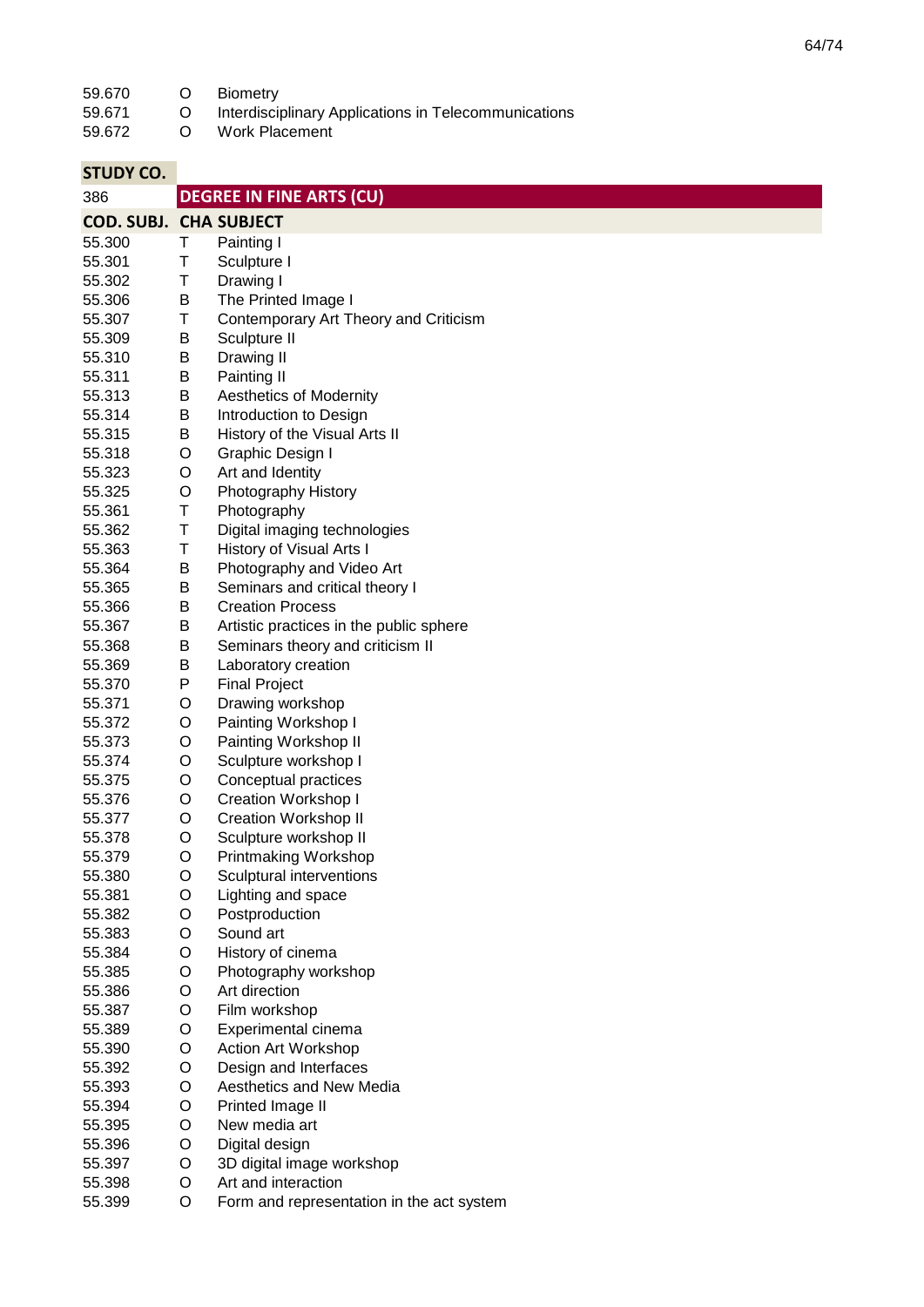| | | |
|---|---|---|
| 59.670 | O | Biometry |
| 59.671 | O | Interdisciplinary Applications in Telecommunications |
| 59.672 | O | Work Placement |

| STUDY CO. | | |
|---|---|---|
| 386 | **DEGREE IN FINE ARTS (CU)** | |
| **COD. SUBJ.** | **CHA** | **SUBJECT** |
| 55.300 | T | Painting I |
| 55.301 | T | Sculpture I |
| 55.302 | T | Drawing I |
| 55.306 | B | The Printed Image I |
| 55.307 | T | Contemporary Art Theory and Criticism |
| 55.309 | B | Sculpture II |
| 55.310 | B | Drawing II |
| 55.311 | B | Painting II |
| 55.313 | B | Aesthetics of Modernity |
| 55.314 | B | Introduction to Design |
| 55.315 | B | History of the Visual Arts II |
| 55.318 | O | Graphic Design I |
| 55.323 | O | Art and Identity |
| 55.325 | O | Photography History |
| 55.361 | T | Photography |
| 55.362 | T | Digital imaging technologies |
| 55.363 | T | History of Visual Arts I |
| 55.364 | B | Photography and Video Art |
| 55.365 | B | Seminars and critical theory I |
| 55.366 | B | Creation Process |
| 55.367 | B | Artistic practices in the public sphere |
| 55.368 | B | Seminars theory and criticism II |
| 55.369 | B | Laboratory creation |
| 55.370 | P | Final Project |
| 55.371 | O | Drawing workshop |
| 55.372 | O | Painting Workshop I |
| 55.373 | O | Painting Workshop II |
| 55.374 | O | Sculpture workshop I |
| 55.375 | O | Conceptual practices |
| 55.376 | O | Creation Workshop I |
| 55.377 | O | Creation Workshop II |
| 55.378 | O | Sculpture workshop II |
| 55.379 | O | Printmaking Workshop |
| 55.380 | O | Sculptural interventions |
| 55.381 | O | Lighting and space |
| 55.382 | O | Postproduction |
| 55.383 | O | Sound art |
| 55.384 | O | History of cinema |
| 55.385 | O | Photography workshop |
| 55.386 | O | Art direction |
| 55.387 | O | Film workshop |
| 55.389 | O | Experimental cinema |
| 55.390 | O | Action Art Workshop |
| 55.392 | O | Design and Interfaces |
| 55.393 | O | Aesthetics and New Media |
| 55.394 | O | Printed Image II |
| 55.395 | O | New media art |
| 55.396 | O | Digital design |
| 55.397 | O | 3D digital image workshop |
| 55.398 | O | Art and interaction |
| 55.399 | O | Form and representation in the act system |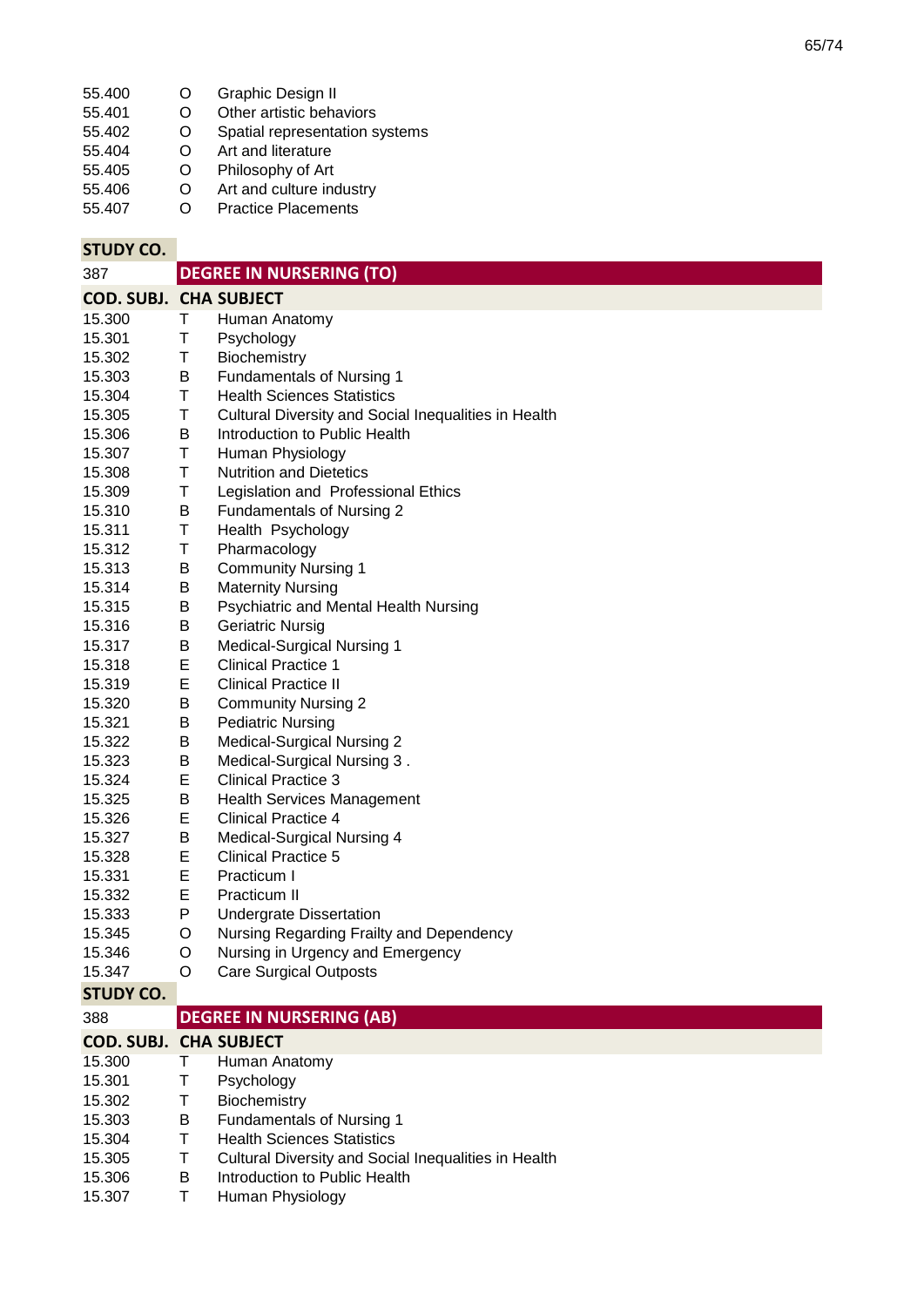| COD. SUBJ. | CHA | SUBJECT |
|---|---|---|
| 55.400 | O | Graphic Design II |
| 55.401 | O | Other artistic behaviors |
| 55.402 | O | Spatial representation systems |
| 55.404 | O | Art and literature |
| 55.405 | O | Philosophy of Art |
| 55.406 | O | Art and culture industry |
| 55.407 | O | Practice Placements |

| STUDY CO. | |
|---|---|
| 387 | DEGREE IN NURSERING (TO) |

| COD. SUBJ. | CHA | SUBJECT |
|---|---|---|
| 15.300 | T | Human Anatomy |
| 15.301 | T | Psychology |
| 15.302 | T | Biochemistry |
| 15.303 | B | Fundamentals of Nursing 1 |
| 15.304 | T | Health Sciences Statistics |
| 15.305 | T | Cultural Diversity and Social Inequalities in Health |
| 15.306 | B | Introduction to Public Health |
| 15.307 | T | Human Physiology |
| 15.308 | T | Nutrition and Dietetics |
| 15.309 | T | Legislation and Professional Ethics |
| 15.310 | B | Fundamentals of Nursing 2 |
| 15.311 | T | Health Psychology |
| 15.312 | T | Pharmacology |
| 15.313 | B | Community Nursing 1 |
| 15.314 | B | Maternity Nursing |
| 15.315 | B | Psychiatric and Mental Health Nursing |
| 15.316 | B | Geriatric Nursig |
| 15.317 | B | Medical-Surgical Nursing 1 |
| 15.318 | E | Clinical Practice 1 |
| 15.319 | E | Clinical Practice II |
| 15.320 | B | Community Nursing 2 |
| 15.321 | B | Pediatric Nursing |
| 15.322 | B | Medical-Surgical Nursing 2 |
| 15.323 | B | Medical-Surgical Nursing 3 . |
| 15.324 | E | Clinical Practice 3 |
| 15.325 | B | Health Services Management |
| 15.326 | E | Clinical Practice 4 |
| 15.327 | B | Medical-Surgical Nursing 4 |
| 15.328 | E | Clinical Practice 5 |
| 15.331 | E | Practicum I |
| 15.332 | E | Practicum II |
| 15.333 | P | Undergrate Dissertation |
| 15.345 | O | Nursing Regarding Frailty and Dependency |
| 15.346 | O | Nursing in Urgency and Emergency |
| 15.347 | O | Care Surgical Outposts |

| STUDY CO. | |
|---|---|
| 388 | DEGREE IN NURSERING (AB) |

| COD. SUBJ. | CHA | SUBJECT |
|---|---|---|
| 15.300 | T | Human Anatomy |
| 15.301 | T | Psychology |
| 15.302 | T | Biochemistry |
| 15.303 | B | Fundamentals of Nursing 1 |
| 15.304 | T | Health Sciences Statistics |
| 15.305 | T | Cultural Diversity and Social Inequalities in Health |
| 15.306 | B | Introduction to Public Health |
| 15.307 | T | Human Physiology |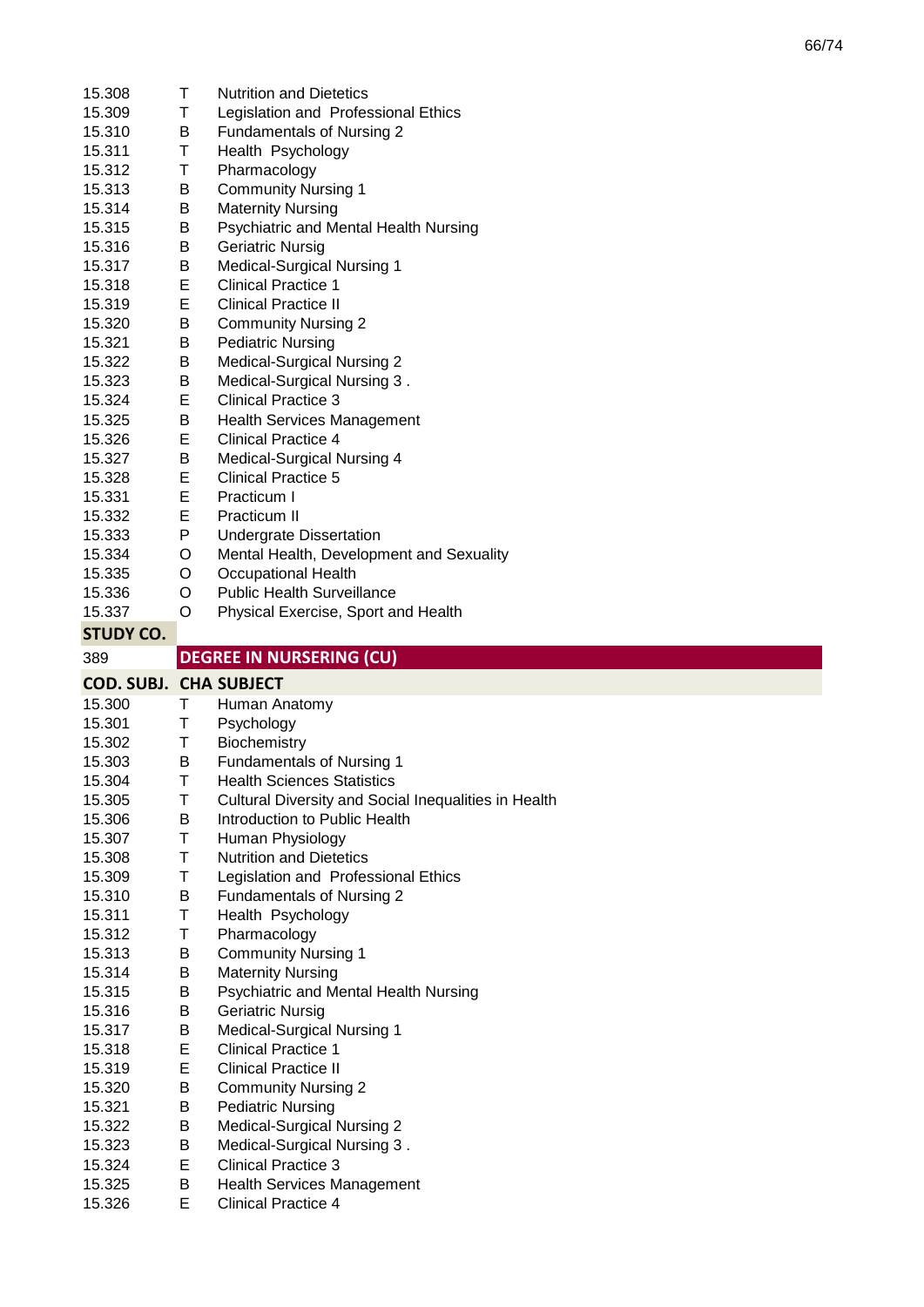| | | |
|---|---|---|
| 15.308 | T | Nutrition and Dietetics |
| 15.309 | T | Legislation and Professional Ethics |
| 15.310 | B | Fundamentals of Nursing 2 |
| 15.311 | T | Health Psychology |
| 15.312 | T | Pharmacology |
| 15.313 | B | Community Nursing 1 |
| 15.314 | B | Maternity Nursing |
| 15.315 | B | Psychiatric and Mental Health Nursing |
| 15.316 | B | Geriatric Nursig |
| 15.317 | B | Medical-Surgical Nursing 1 |
| 15.318 | E | Clinical Practice 1 |
| 15.319 | E | Clinical Practice II |
| 15.320 | B | Community Nursing 2 |
| 15.321 | B | Pediatric Nursing |
| 15.322 | B | Medical-Surgical Nursing 2 |
| 15.323 | B | Medical-Surgical Nursing 3 . |
| 15.324 | E | Clinical Practice 3 |
| 15.325 | B | Health Services Management |
| 15.326 | E | Clinical Practice 4 |
| 15.327 | B | Medical-Surgical Nursing 4 |
| 15.328 | E | Clinical Practice 5 |
| 15.331 | E | Practicum I |
| 15.332 | E | Practicum II |
| 15.333 | P | Undergrate Dissertation |
| 15.334 | O | Mental Health, Development and Sexuality |
| 15.335 | O | Occupational Health |
| 15.336 | O | Public Health Surveillance |
| 15.337 | O | Physical Exercise, Sport and Health |

| STUDY CO. | |
|---|---|
| 389 | DEGREE IN NURSERING (CU) |

| COD. SUBJ. | CHA | SUBJECT |
|---|---|---|
| 15.300 | T | Human Anatomy |
| 15.301 | T | Psychology |
| 15.302 | T | Biochemistry |
| 15.303 | B | Fundamentals of Nursing 1 |
| 15.304 | T | Health Sciences Statistics |
| 15.305 | T | Cultural Diversity and Social Inequalities in Health |
| 15.306 | B | Introduction to Public Health |
| 15.307 | T | Human Physiology |
| 15.308 | T | Nutrition and Dietetics |
| 15.309 | T | Legislation and Professional Ethics |
| 15.310 | B | Fundamentals of Nursing 2 |
| 15.311 | T | Health Psychology |
| 15.312 | T | Pharmacology |
| 15.313 | B | Community Nursing 1 |
| 15.314 | B | Maternity Nursing |
| 15.315 | B | Psychiatric and Mental Health Nursing |
| 15.316 | B | Geriatric Nursig |
| 15.317 | B | Medical-Surgical Nursing 1 |
| 15.318 | E | Clinical Practice 1 |
| 15.319 | E | Clinical Practice II |
| 15.320 | B | Community Nursing 2 |
| 15.321 | B | Pediatric Nursing |
| 15.322 | B | Medical-Surgical Nursing 2 |
| 15.323 | B | Medical-Surgical Nursing 3 . |
| 15.324 | E | Clinical Practice 3 |
| 15.325 | B | Health Services Management |
| 15.326 | E | Clinical Practice 4 |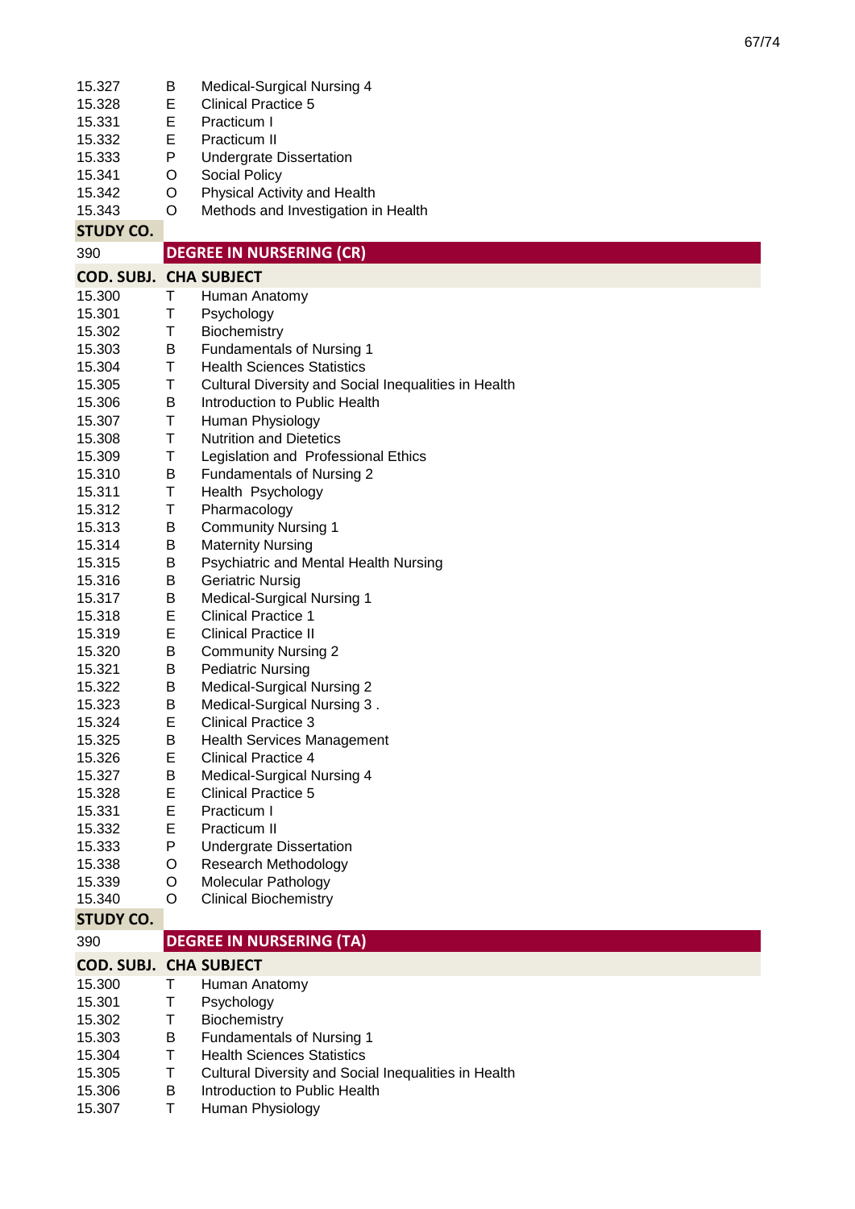| COD. SUBJ. | CHA | SUBJECT |
|---|---|---|
| 15.327 | B | Medical-Surgical Nursing 4 |
| 15.328 | E | Clinical Practice 5 |
| 15.331 | E | Practicum I |
| 15.332 | E | Practicum II |
| 15.333 | P | Undergrate Dissertation |
| 15.341 | O | Social Policy |
| 15.342 | O | Physical Activity and Health |
| 15.343 | O | Methods and Investigation in Health |

**STUDY CO.**

390 **DEGREE IN NURSERING (CR)**

| COD. SUBJ. | CHA | SUBJECT |
|---|---|---|
| 15.300 | T | Human Anatomy |
| 15.301 | T | Psychology |
| 15.302 | T | Biochemistry |
| 15.303 | B | Fundamentals of Nursing 1 |
| 15.304 | T | Health Sciences Statistics |
| 15.305 | T | Cultural Diversity and Social Inequalities in Health |
| 15.306 | B | Introduction to Public Health |
| 15.307 | T | Human Physiology |
| 15.308 | T | Nutrition and Dietetics |
| 15.309 | T | Legislation and Professional Ethics |
| 15.310 | B | Fundamentals of Nursing 2 |
| 15.311 | T | Health Psychology |
| 15.312 | T | Pharmacology |
| 15.313 | B | Community Nursing 1 |
| 15.314 | B | Maternity Nursing |
| 15.315 | B | Psychiatric and Mental Health Nursing |
| 15.316 | B | Geriatric Nursig |
| 15.317 | B | Medical-Surgical Nursing 1 |
| 15.318 | E | Clinical Practice 1 |
| 15.319 | E | Clinical Practice II |
| 15.320 | B | Community Nursing 2 |
| 15.321 | B | Pediatric Nursing |
| 15.322 | B | Medical-Surgical Nursing 2 |
| 15.323 | B | Medical-Surgical Nursing 3 . |
| 15.324 | E | Clinical Practice 3 |
| 15.325 | B | Health Services Management |
| 15.326 | E | Clinical Practice 4 |
| 15.327 | B | Medical-Surgical Nursing 4 |
| 15.328 | E | Clinical Practice 5 |
| 15.331 | E | Practicum I |
| 15.332 | E | Practicum II |
| 15.333 | P | Undergrate Dissertation |
| 15.338 | O | Research Methodology |
| 15.339 | O | Molecular Pathology |
| 15.340 | O | Clinical Biochemistry |

**STUDY CO.**

390 **DEGREE IN NURSERING (TA)**

| COD. SUBJ. | CHA | SUBJECT |
|---|---|---|
| 15.300 | T | Human Anatomy |
| 15.301 | T | Psychology |
| 15.302 | T | Biochemistry |
| 15.303 | B | Fundamentals of Nursing 1 |
| 15.304 | T | Health Sciences Statistics |
| 15.305 | T | Cultural Diversity and Social Inequalities in Health |
| 15.306 | B | Introduction to Public Health |
| 15.307 | T | Human Physiology |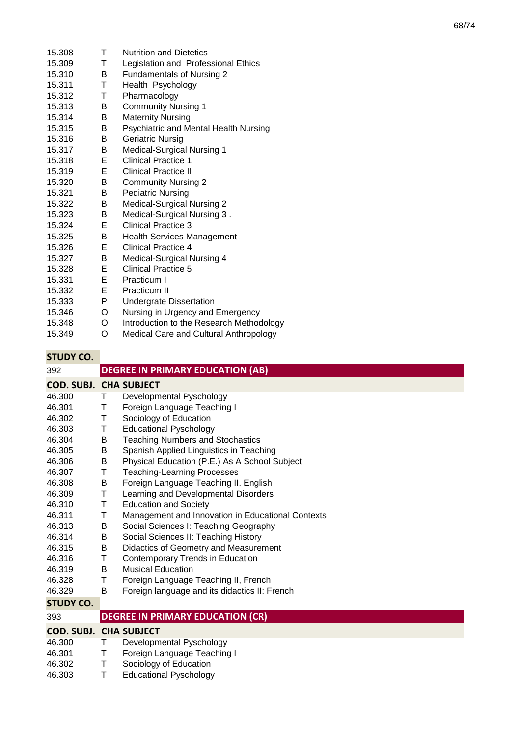| COD. SUBJ. | CHA | SUBJECT |
|---|---|---|
| 15.308 | T | Nutrition and Dietetics |
| 15.309 | T | Legislation and Professional Ethics |
| 15.310 | B | Fundamentals of Nursing 2 |
| 15.311 | T | Health Psychology |
| 15.312 | T | Pharmacology |
| 15.313 | B | Community Nursing 1 |
| 15.314 | B | Maternity Nursing |
| 15.315 | B | Psychiatric and Mental Health Nursing |
| 15.316 | B | Geriatric Nursig |
| 15.317 | B | Medical-Surgical Nursing 1 |
| 15.318 | E | Clinical Practice 1 |
| 15.319 | E | Clinical Practice II |
| 15.320 | B | Community Nursing 2 |
| 15.321 | B | Pediatric Nursing |
| 15.322 | B | Medical-Surgical Nursing 2 |
| 15.323 | B | Medical-Surgical Nursing 3 . |
| 15.324 | E | Clinical Practice 3 |
| 15.325 | B | Health Services Management |
| 15.326 | E | Clinical Practice 4 |
| 15.327 | B | Medical-Surgical Nursing 4 |
| 15.328 | E | Clinical Practice 5 |
| 15.331 | E | Practicum I |
| 15.332 | E | Practicum II |
| 15.333 | P | Undergrate Dissertation |
| 15.346 | O | Nursing in Urgency and Emergency |
| 15.348 | O | Introduction to the Research Methodology |
| 15.349 | O | Medical Care and Cultural Anthropology |

**STUDY CO.**

392 **DEGREE IN PRIMARY EDUCATION (AB)**

| COD. SUBJ. | CHA | SUBJECT |
|---|---|---|
| 46.300 | T | Developmental Pyschology |
| 46.301 | T | Foreign Language Teaching I |
| 46.302 | T | Sociology of Education |
| 46.303 | T | Educational Pyschology |
| 46.304 | B | Teaching Numbers and Stochastics |
| 46.305 | B | Spanish Applied Linguistics in Teaching |
| 46.306 | B | Physical Education (P.E.) As A School Subject |
| 46.307 | T | Teaching-Learning Processes |
| 46.308 | B | Foreign Language Teaching II. English |
| 46.309 | T | Learning and Developmental Disorders |
| 46.310 | T | Education and Society |
| 46.311 | T | Management and Innovation in Educational Contexts |
| 46.313 | B | Social Sciences I: Teaching Geography |
| 46.314 | B | Social Sciences II: Teaching History |
| 46.315 | B | Didactics of Geometry and Measurement |
| 46.316 | T | Contemporary Trends in Education |
| 46.319 | B | Musical Education |
| 46.328 | T | Foreign Language Teaching II, French |
| 46.329 | B | Foreign language and its didactics II: French |

**STUDY CO.**

393 **DEGREE IN PRIMARY EDUCATION (CR)**

| COD. SUBJ. | CHA | SUBJECT |
|---|---|---|
| 46.300 | T | Developmental Pyschology |
| 46.301 | T | Foreign Language Teaching I |
| 46.302 | T | Sociology of Education |
| 46.303 | T | Educational Pyschology |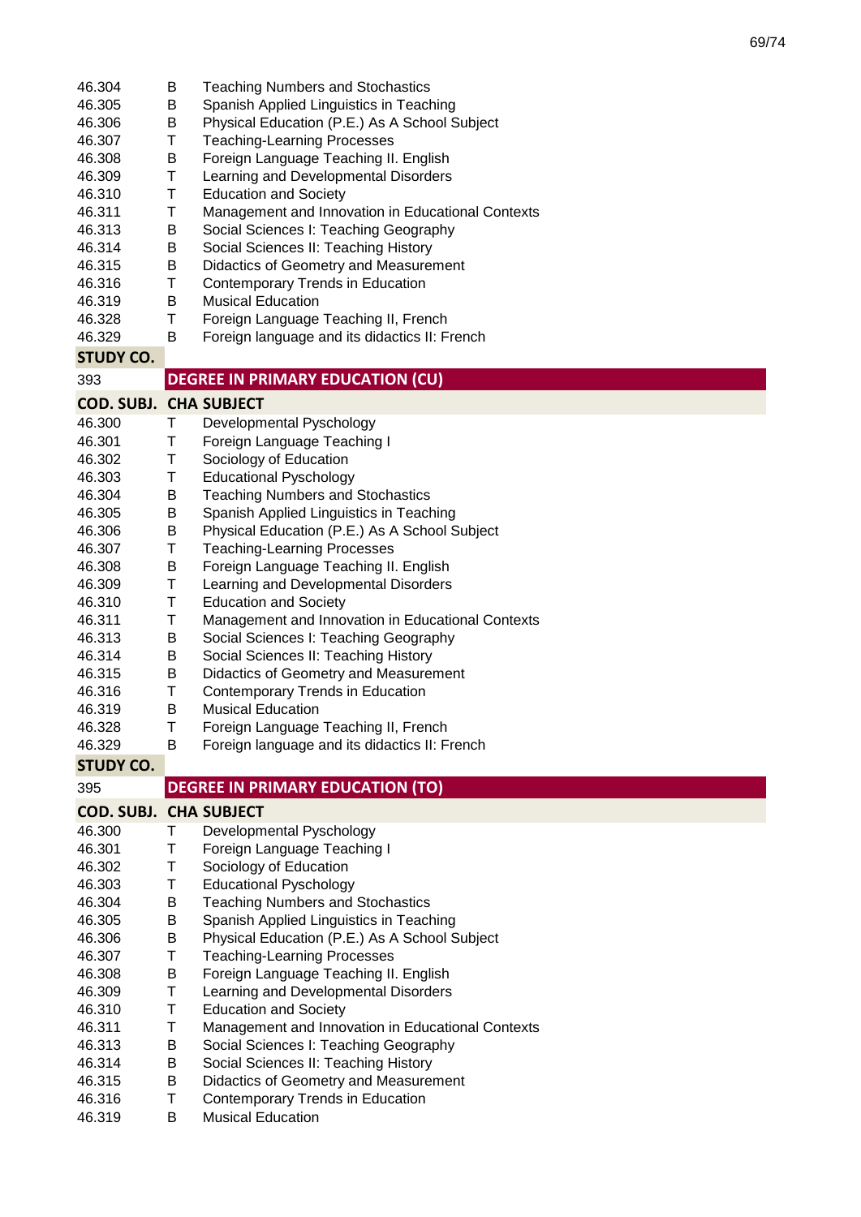| | | |
|---|---|---|
| 46.304 | B | Teaching Numbers and Stochastics |
| 46.305 | B | Spanish Applied Linguistics in Teaching |
| 46.306 | B | Physical Education (P.E.) As A School Subject |
| 46.307 | T | Teaching-Learning Processes |
| 46.308 | B | Foreign Language Teaching II. English |
| 46.309 | T | Learning and Developmental Disorders |
| 46.310 | T | Education and Society |
| 46.311 | T | Management and Innovation in Educational Contexts |
| 46.313 | B | Social Sciences I: Teaching Geography |
| 46.314 | B | Social Sciences II: Teaching History |
| 46.315 | B | Didactics of Geometry and Measurement |
| 46.316 | T | Contemporary Trends in Education |
| 46.319 | B | Musical Education |
| 46.328 | T | Foreign Language Teaching II, French |
| 46.329 | B | Foreign language and its didactics II: French |

**STUDY CO.**

| 393 | DEGREE IN PRIMARY EDUCATION (CU) | |
|---|---|---|
| **COD. SUBJ.** | **CHA** | **SUBJECT** |
| 46.300 | T | Developmental Pyschology |
| 46.301 | T | Foreign Language Teaching I |
| 46.302 | T | Sociology of Education |
| 46.303 | T | Educational Pyschology |
| 46.304 | B | Teaching Numbers and Stochastics |
| 46.305 | B | Spanish Applied Linguistics in Teaching |
| 46.306 | B | Physical Education (P.E.) As A School Subject |
| 46.307 | T | Teaching-Learning Processes |
| 46.308 | B | Foreign Language Teaching II. English |
| 46.309 | T | Learning and Developmental Disorders |
| 46.310 | T | Education and Society |
| 46.311 | T | Management and Innovation in Educational Contexts |
| 46.313 | B | Social Sciences I: Teaching Geography |
| 46.314 | B | Social Sciences II: Teaching History |
| 46.315 | B | Didactics of Geometry and Measurement |
| 46.316 | T | Contemporary Trends in Education |
| 46.319 | B | Musical Education |
| 46.328 | T | Foreign Language Teaching II, French |
| 46.329 | B | Foreign language and its didactics II: French |

**STUDY CO.**

| 395 | DEGREE IN PRIMARY EDUCATION (TO) | |
|---|---|---|
| **COD. SUBJ.** | **CHA** | **SUBJECT** |
| 46.300 | T | Developmental Pyschology |
| 46.301 | T | Foreign Language Teaching I |
| 46.302 | T | Sociology of Education |
| 46.303 | T | Educational Pyschology |
| 46.304 | B | Teaching Numbers and Stochastics |
| 46.305 | B | Spanish Applied Linguistics in Teaching |
| 46.306 | B | Physical Education (P.E.) As A School Subject |
| 46.307 | T | Teaching-Learning Processes |
| 46.308 | B | Foreign Language Teaching II. English |
| 46.309 | T | Learning and Developmental Disorders |
| 46.310 | T | Education and Society |
| 46.311 | T | Management and Innovation in Educational Contexts |
| 46.313 | B | Social Sciences I: Teaching Geography |
| 46.314 | B | Social Sciences II: Teaching History |
| 46.315 | B | Didactics of Geometry and Measurement |
| 46.316 | T | Contemporary Trends in Education |
| 46.319 | B | Musical Education |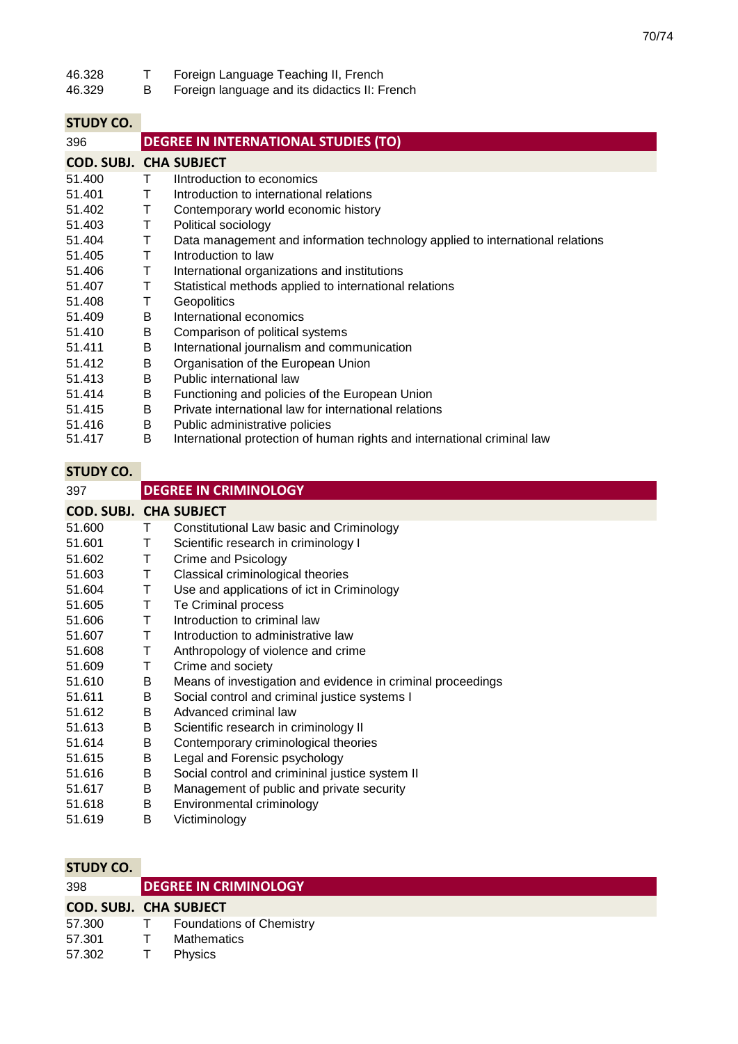| | | |
|---|---|---|
| 46.328 | T | Foreign Language Teaching II, French |
| 46.329 | B | Foreign language and its didactics II: French |

| STUDY CO. | | |
|---|---|---|
| 396 | DEGREE IN INTERNATIONAL STUDIES (TO) | |
| COD. SUBJ. | CHA | SUBJECT |
| 51.400 | T | IIntroduction to economics |
| 51.401 | T | Introduction to international relations |
| 51.402 | T | Contemporary world economic history |
| 51.403 | T | Political sociology |
| 51.404 | T | Data management and information technology applied to international relations |
| 51.405 | T | Introduction to law |
| 51.406 | T | International organizations and institutions |
| 51.407 | T | Statistical methods applied to international relations |
| 51.408 | T | Geopolitics |
| 51.409 | B | International economics |
| 51.410 | B | Comparison of political systems |
| 51.411 | B | International journalism and communication |
| 51.412 | B | Organisation of the European Union |
| 51.413 | B | Public international law |
| 51.414 | B | Functioning and policies of the European Union |
| 51.415 | B | Private international law for international relations |
| 51.416 | B | Public administrative policies |
| 51.417 | B | International protection of human rights and international criminal law |

| STUDY CO. | | |
|---|---|---|
| 397 | DEGREE IN CRIMINOLOGY | |
| COD. SUBJ. | CHA | SUBJECT |
| 51.600 | T | Constitutional Law basic and Criminology |
| 51.601 | T | Scientific research in criminology I |
| 51.602 | T | Crime and Psicology |
| 51.603 | T | Classical criminological theories |
| 51.604 | T | Use and applications of ict in Criminology |
| 51.605 | T | Te Criminal process |
| 51.606 | T | Introduction to criminal law |
| 51.607 | T | Introduction to administrative law |
| 51.608 | T | Anthropology of violence and crime |
| 51.609 | T | Crime and society |
| 51.610 | B | Means of investigation and evidence in criminal proceedings |
| 51.611 | B | Social control and criminal justice systems I |
| 51.612 | B | Advanced criminal law |
| 51.613 | B | Scientific research in criminology II |
| 51.614 | B | Contemporary criminological theories |
| 51.615 | B | Legal and Forensic psychology |
| 51.616 | B | Social control and crimininal justice system II |
| 51.617 | B | Management of public and private security |
| 51.618 | B | Environmental criminology |
| 51.619 | B | Victiminology |

| STUDY CO. | | |
|---|---|---|
| 398 | DEGREE IN CRIMINOLOGY | |
| COD. SUBJ. | CHA | SUBJECT |
| 57.300 | T | Foundations of Chemistry |
| 57.301 | T | Mathematics |
| 57.302 | T | Physics |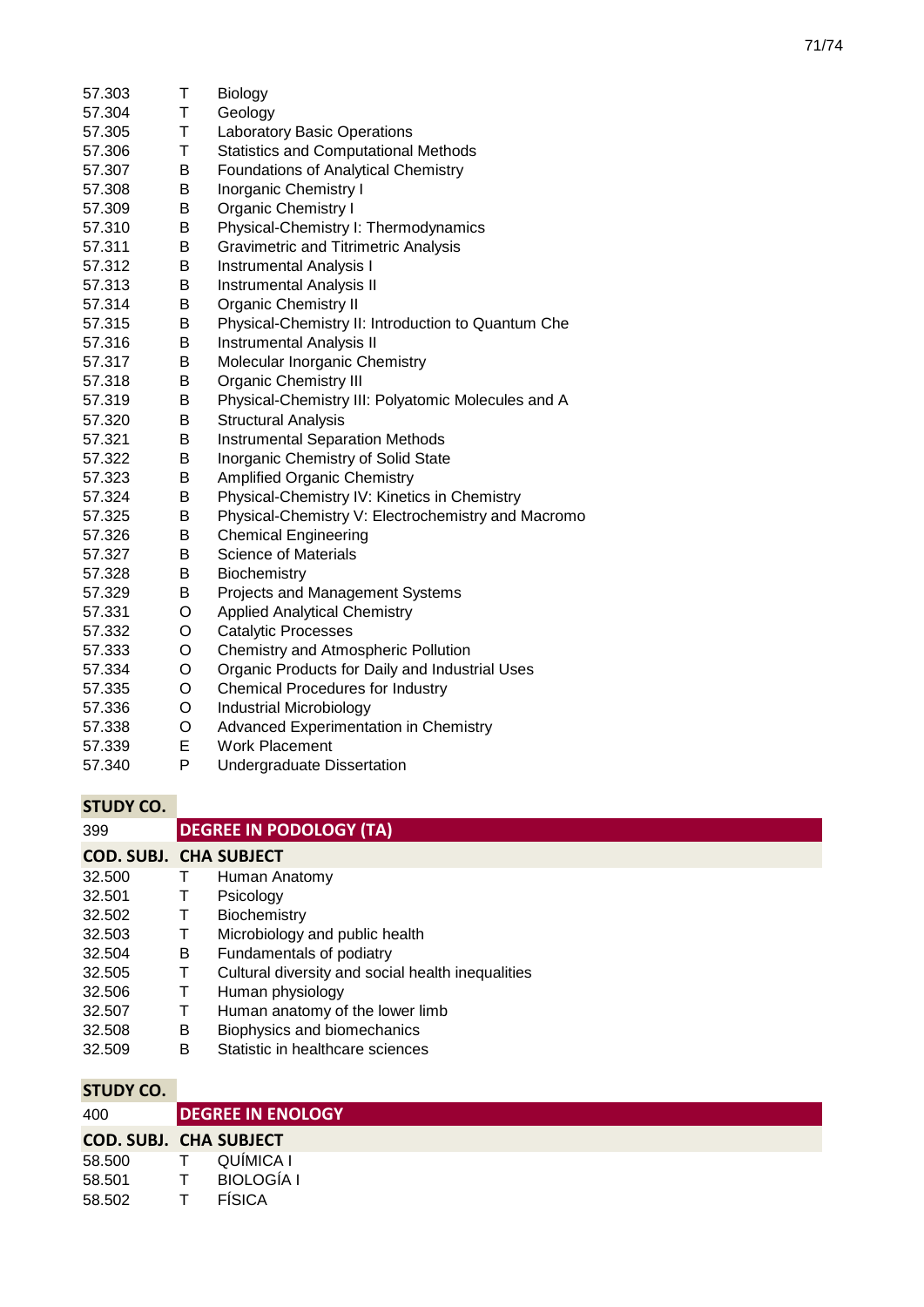| | | |
|---|---|---|
| 57.303 | T | Biology |
| 57.304 | T | Geology |
| 57.305 | T | Laboratory Basic Operations |
| 57.306 | T | Statistics and Computational Methods |
| 57.307 | B | Foundations of Analytical Chemistry |
| 57.308 | B | Inorganic Chemistry I |
| 57.309 | B | Organic Chemistry I |
| 57.310 | B | Physical-Chemistry I: Thermodynamics |
| 57.311 | B | Gravimetric and Titrimetric Analysis |
| 57.312 | B | Instrumental Analysis I |
| 57.313 | B | Instrumental Analysis II |
| 57.314 | B | Organic Chemistry II |
| 57.315 | B | Physical-Chemistry II: Introduction to Quantum Che |
| 57.316 | B | Instrumental Analysis II |
| 57.317 | B | Molecular Inorganic Chemistry |
| 57.318 | B | Organic Chemistry III |
| 57.319 | B | Physical-Chemistry III: Polyatomic Molecules and A |
| 57.320 | B | Structural Analysis |
| 57.321 | B | Instrumental Separation Methods |
| 57.322 | B | Inorganic Chemistry of Solid State |
| 57.323 | B | Amplified Organic Chemistry |
| 57.324 | B | Physical-Chemistry IV: Kinetics in Chemistry |
| 57.325 | B | Physical-Chemistry V: Electrochemistry and Macromo |
| 57.326 | B | Chemical Engineering |
| 57.327 | B | Science of Materials |
| 57.328 | B | Biochemistry |
| 57.329 | B | Projects and Management Systems |
| 57.331 | O | Applied Analytical Chemistry |
| 57.332 | O | Catalytic Processes |
| 57.333 | O | Chemistry and Atmospheric Pollution |
| 57.334 | O | Organic Products for Daily and Industrial Uses |
| 57.335 | O | Chemical Procedures for Industry |
| 57.336 | O | Industrial Microbiology |
| 57.338 | O | Advanced Experimentation in Chemistry |
| 57.339 | E | Work Placement |
| 57.340 | P | Undergraduate Dissertation |

**STUDY CO.**

| 399 | | **DEGREE IN PODOLOGY (TA)** |
|---|---|---|
| **COD. SUBJ.** | **CHA** | **SUBJECT** |
| 32.500 | T | Human Anatomy |
| 32.501 | T | Psicology |
| 32.502 | T | Biochemistry |
| 32.503 | T | Microbiology and public health |
| 32.504 | B | Fundamentals of podiatry |
| 32.505 | T | Cultural diversity and social health inequalities |
| 32.506 | T | Human physiology |
| 32.507 | T | Human anatomy of the lower limb |
| 32.508 | B | Biophysics and biomechanics |
| 32.509 | B | Statistic in healthcare sciences |

**STUDY CO.**

| 400 | | **DEGREE IN ENOLOGY** |
|---|---|---|
| **COD. SUBJ.** | **CHA** | **SUBJECT** |
| 58.500 | T | QUÍMICA I |
| 58.501 | T | BIOLOGÍA I |
| 58.502 | T | FÍSICA |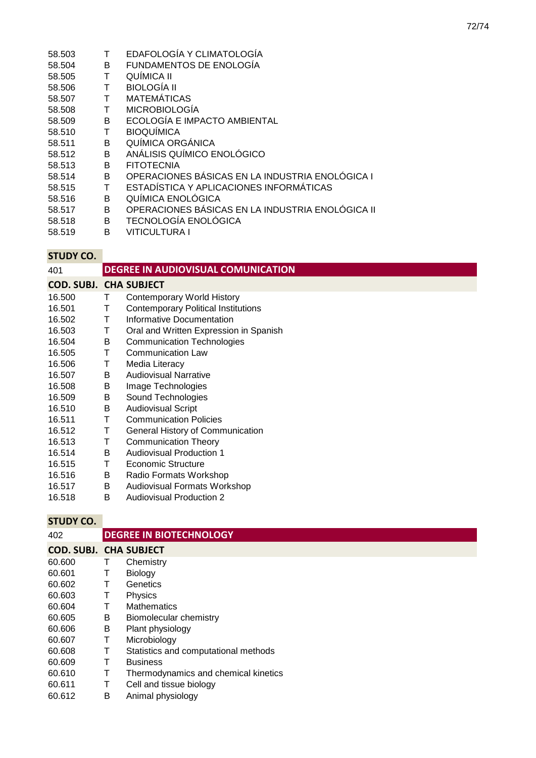| | | |
|---|---|---|
| 58.503 | T | EDAFOLOGÍA Y CLIMATOLOGÍA |
| 58.504 | B | FUNDAMENTOS DE ENOLOGÍA |
| 58.505 | T | QUÍMICA II |
| 58.506 | T | BIOLOGÍA II |
| 58.507 | T | MATEMÁTICAS |
| 58.508 | T | MICROBIOLOGÍA |
| 58.509 | B | ECOLOGÍA E IMPACTO AMBIENTAL |
| 58.510 | T | BIOQUÍMICA |
| 58.511 | B | QUÍMICA ORGÁNICA |
| 58.512 | B | ANÁLISIS QUÍMICO ENOLÓGICO |
| 58.513 | B | FITOTECNIA |
| 58.514 | B | OPERACIONES BÁSICAS EN LA INDUSTRIA ENOLÓGICA I |
| 58.515 | T | ESTADÍSTICA Y APLICACIONES INFORMÁTICAS |
| 58.516 | B | QUÍMICA ENOLÓGICA |
| 58.517 | B | OPERACIONES BÁSICAS EN LA INDUSTRIA ENOLÓGICA II |
| 58.518 | B | TECNOLOGÍA ENOLÓGICA |
| 58.519 | B | VITICULTURA I |

**STUDY CO.**

| 401 | | **DEGREE IN AUDIOVISUAL COMUNICATION** |
|---|---|---|
| **COD. SUBJ.** | **CHA** | **SUBJECT** |
| 16.500 | T | Contemporary World History |
| 16.501 | T | Contemporary Political Institutions |
| 16.502 | T | Informative Documentation |
| 16.503 | T | Oral and Written Expression in Spanish |
| 16.504 | B | Communication Technologies |
| 16.505 | T | Communication Law |
| 16.506 | T | Media Literacy |
| 16.507 | B | Audiovisual Narrative |
| 16.508 | B | Image Technologies |
| 16.509 | B | Sound Technologies |
| 16.510 | B | Audiovisual Script |
| 16.511 | T | Communication Policies |
| 16.512 | T | General History of Communication |
| 16.513 | T | Communication Theory |
| 16.514 | B | Audiovisual Production 1 |
| 16.515 | T | Economic Structure |
| 16.516 | B | Radio Formats Workshop |
| 16.517 | B | Audiovisual Formats Workshop |
| 16.518 | B | Audiovisual Production 2 |

**STUDY CO.**

| 402 | | **DEGREE IN BIOTECHNOLOGY** |
|---|---|---|
| **COD. SUBJ.** | **CHA** | **SUBJECT** |
| 60.600 | T | Chemistry |
| 60.601 | T | Biology |
| 60.602 | T | Genetics |
| 60.603 | T | Physics |
| 60.604 | T | Mathematics |
| 60.605 | B | Biomolecular chemistry |
| 60.606 | B | Plant physiology |
| 60.607 | T | Microbiology |
| 60.608 | T | Statistics and computational methods |
| 60.609 | T | Business |
| 60.610 | T | Thermodynamics and chemical kinetics |
| 60.611 | T | Cell and tissue biology |
| 60.612 | B | Animal physiology |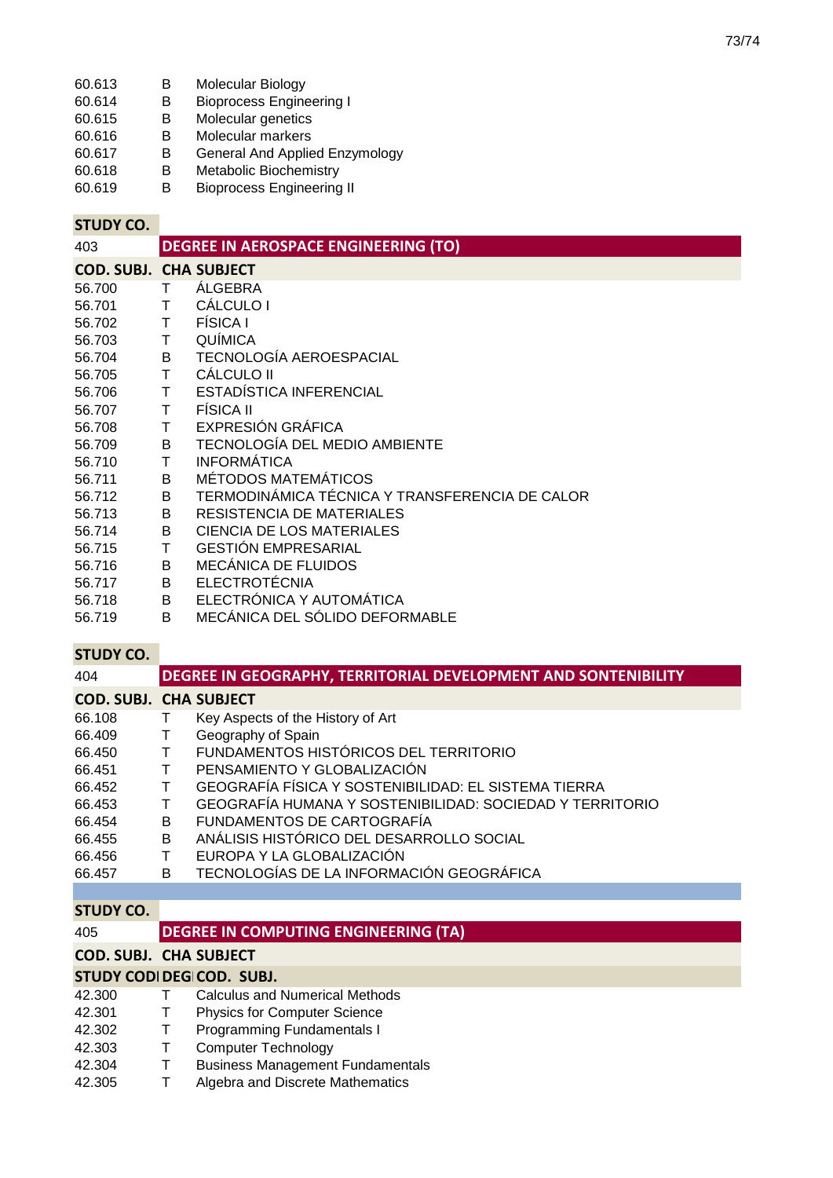| | | |
|---|---|---|
| 60.613 | B | Molecular Biology |
| 60.614 | B | Bioprocess Engineering I |
| 60.615 | B | Molecular genetics |
| 60.616 | B | Molecular markers |
| 60.617 | B | General And Applied Enzymology |
| 60.618 | B | Metabolic Biochemistry |
| 60.619 | B | Bioprocess Engineering II |

| STUDY CO. | | |
|---|---|---|
| 403 | **DEGREE IN AEROSPACE ENGINEERING (TO)** | |
| **COD. SUBJ.** | **CHA** | **SUBJECT** |
| 56.700 | T | ÁLGEBRA |
| 56.701 | T | CÁLCULO I |
| 56.702 | T | FÍSICA I |
| 56.703 | T | QUÍMICA |
| 56.704 | B | TECNOLOGÍA AEROESPACIAL |
| 56.705 | T | CÁLCULO II |
| 56.706 | T | ESTADÍSTICA INFERENCIAL |
| 56.707 | T | FÍSICA II |
| 56.708 | T | EXPRESIÓN GRÁFICA |
| 56.709 | B | TECNOLOGÍA DEL MEDIO AMBIENTE |
| 56.710 | T | INFORMÁTICA |
| 56.711 | B | MÉTODOS MATEMÁTICOS |
| 56.712 | B | TERMODINÁMICA TÉCNICA Y TRANSFERENCIA DE CALOR |
| 56.713 | B | RESISTENCIA DE MATERIALES |
| 56.714 | B | CIENCIA DE LOS MATERIALES |
| 56.715 | T | GESTIÓN EMPRESARIAL |
| 56.716 | B | MECÁNICA DE FLUIDOS |
| 56.717 | B | ELECTROTÉCNIA |
| 56.718 | B | ELECTRÓNICA Y AUTOMÁTICA |
| 56.719 | B | MECÁNICA DEL SÓLIDO DEFORMABLE |

| STUDY CO. | | |
|---|---|---|
| 404 | **DEGREE IN GEOGRAPHY, TERRITORIAL DEVELOPMENT AND SONTENIBILITY** | |
| **COD. SUBJ.** | **CHA** | **SUBJECT** |
| 66.108 | T | Key Aspects of the History of Art |
| 66.409 | T | Geography of Spain |
| 66.450 | T | FUNDAMENTOS HISTÓRICOS DEL TERRITORIO |
| 66.451 | T | PENSAMIENTO Y GLOBALIZACIÓN |
| 66.452 | T | GEOGRAFÍA FÍSICA Y SOSTENIBILIDAD: EL SISTEMA TIERRA |
| 66.453 | T | GEOGRAFÍA HUMANA Y SOSTENIBILIDAD: SOCIEDAD Y TERRITORIO |
| 66.454 | B | FUNDAMENTOS DE CARTOGRAFÍA |
| 66.455 | B | ANÁLISIS HISTÓRICO DEL DESARROLLO SOCIAL |
| 66.456 | T | EUROPA Y LA GLOBALIZACIÓN |
| 66.457 | B | TECNOLOGÍAS DE LA INFORMACIÓN GEOGRÁFICA |

| STUDY CO. | | |
|---|---|---|
| 405 | **DEGREE IN COMPUTING ENGINEERING (TA)** | |
| **COD. SUBJ.** | **CHA** | **SUBJECT** |
| **STUDY CODI** | **DEG** | **COD. SUBJ.** |
| 42.300 | T | Calculus and Numerical Methods |
| 42.301 | T | Physics for Computer Science |
| 42.302 | T | Programming Fundamentals I |
| 42.303 | T | Computer Technology |
| 42.304 | T | Business Management Fundamentals |
| 42.305 | T | Algebra and Discrete Mathematics |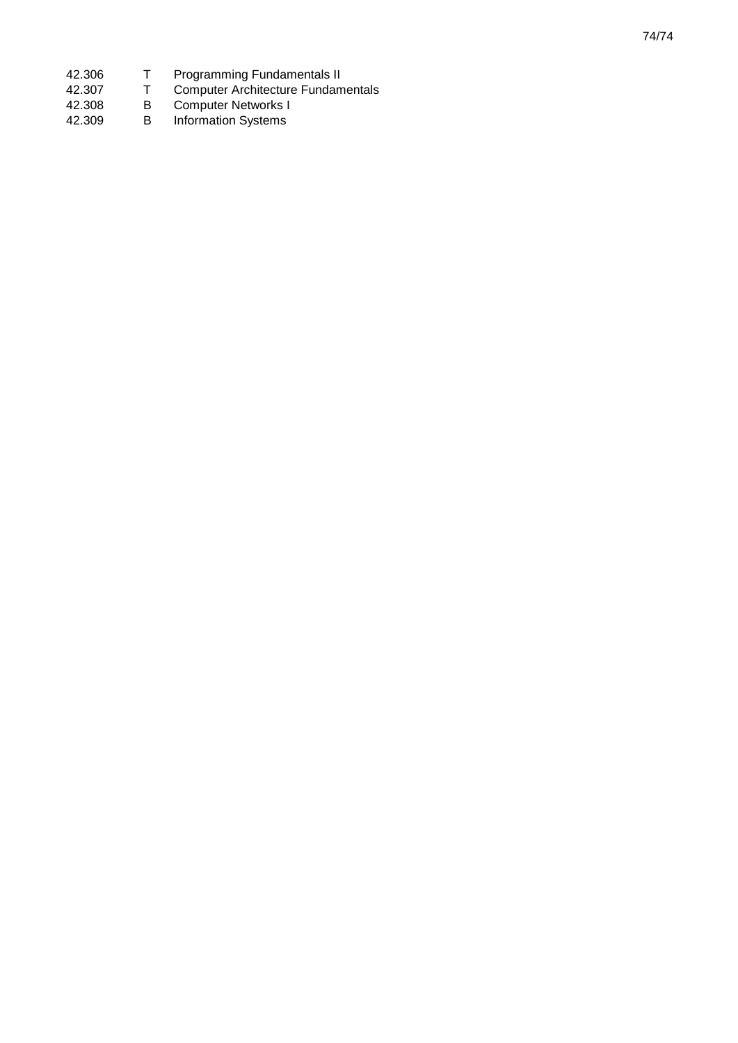| | | |
|---|---|---|
| 42.306 | T | Programming Fundamentals II |
| 42.307 | T | Computer Architecture Fundamentals |
| 42.308 | B | Computer Networks I |
| 42.309 | B | Information Systems |